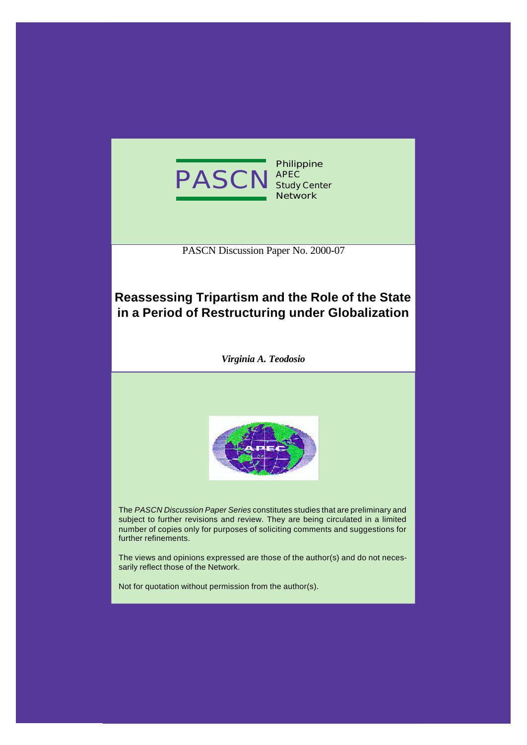PASCN Philippine APEC Study Center Network

PASCN Discussion Paper No. 2000-07

# Reassessing Tripartism and the Role of the State in a Period of Restructuring under Globalization

***Virginia A. Teodosio***

The *PASCN Discussion Paper Series* constitutes studies that are preliminary and subject to further revisions and review. They are being circulated in a limited number of copies only for purposes of soliciting comments and suggestions for further refinements.

The views and opinions expressed are those of the author(s) and do not necessarily reflect those of the Network.

Not for quotation without permission from the author(s).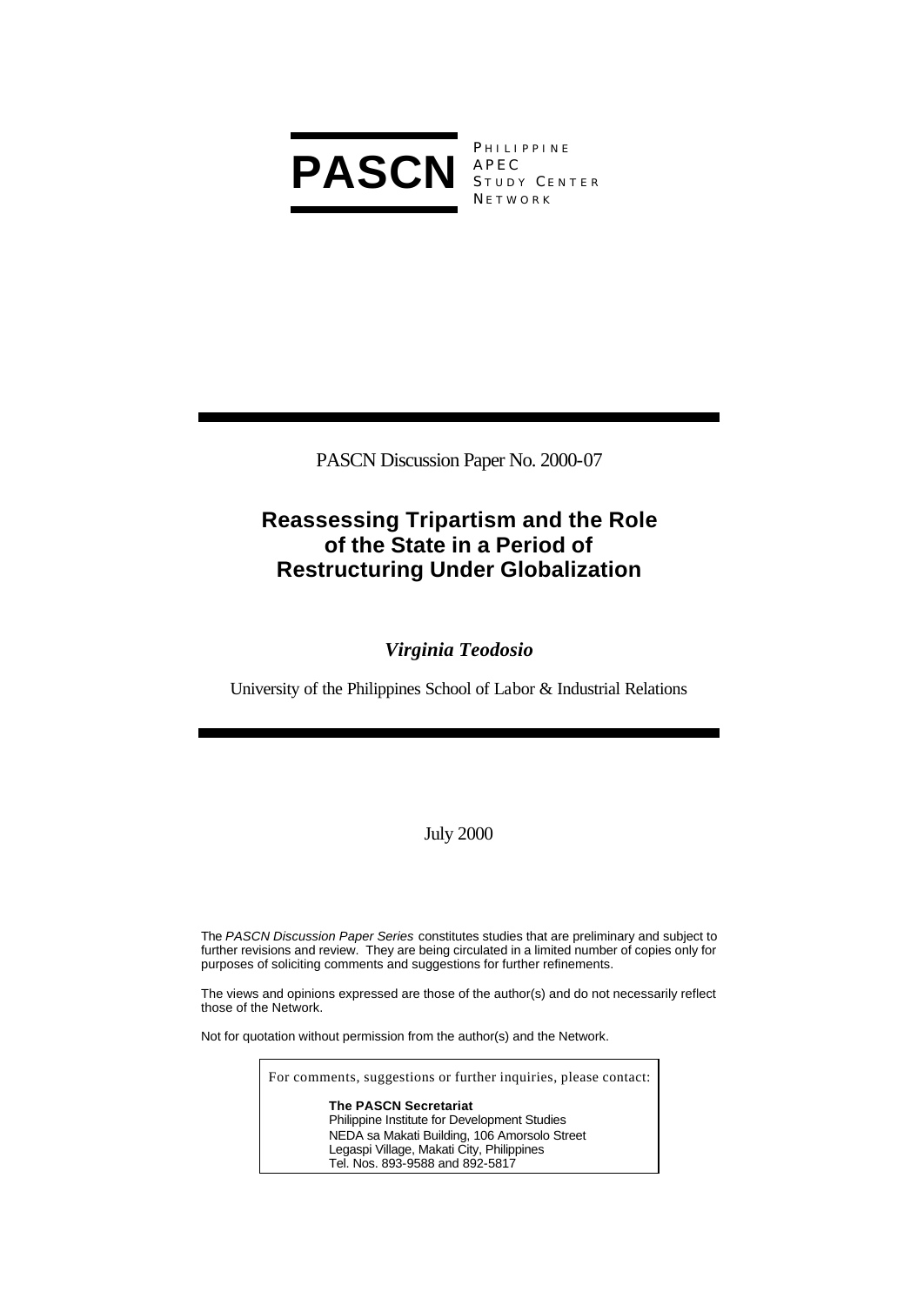**PASCN** PHILIPPINE APEC STUDY CENTER NETWORK

PASCN Discussion Paper No. 2000-07

# Reassessing Tripartism and the Role of the State in a Period of Restructuring Under Globalization

***Virginia Teodosio***

University of the Philippines School of Labor & Industrial Relations

July 2000

The *PASCN Discussion Paper Series* constitutes studies that are preliminary and subject to further revisions and review. They are being circulated in a limited number of copies only for purposes of soliciting comments and suggestions for further refinements.

The views and opinions expressed are those of the author(s) and do not necessarily reflect those of the Network.

Not for quotation without permission from the author(s) and the Network.

For comments, suggestions or further inquiries, please contact:

**The PASCN Secretariat**
Philippine Institute for Development Studies
NEDA sa Makati Building, 106 Amorsolo Street
Legaspi Village, Makati City, Philippines
Tel. Nos. 893-9588 and 892-5817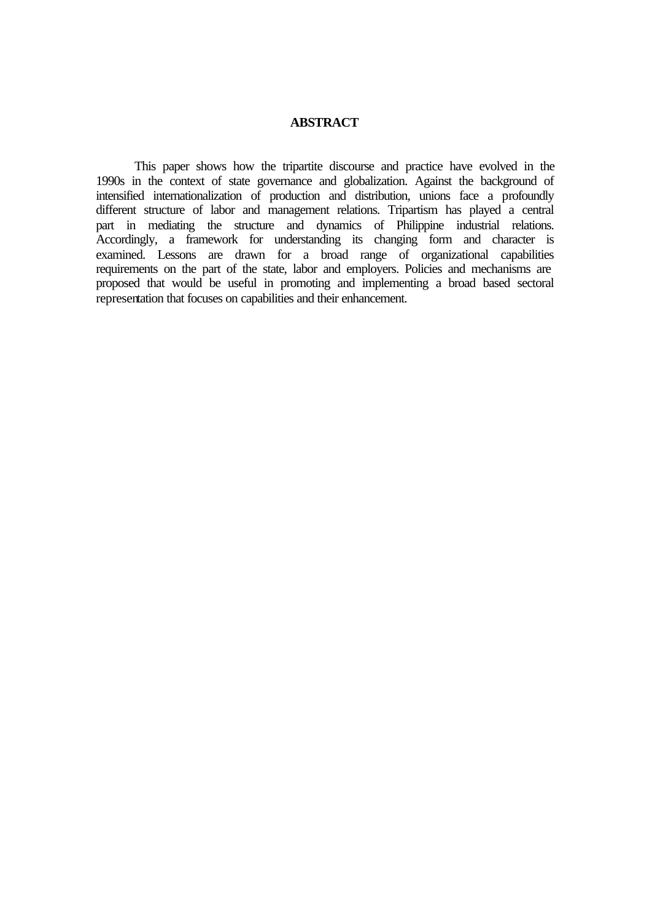**ABSTRACT**

This paper shows how the tripartite discourse and practice have evolved in the 1990s in the context of state governance and globalization. Against the background of intensified internationalization of production and distribution, unions face a profoundly different structure of labor and management relations. Tripartism has played a central part in mediating the structure and dynamics of Philippine industrial relations. Accordingly, a framework for understanding its changing form and character is examined. Lessons are drawn for a broad range of organizational capabilities requirements on the part of the state, labor and employers. Policies and mechanisms are proposed that would be useful in promoting and implementing a broad based sectoral representation that focuses on capabilities and their enhancement.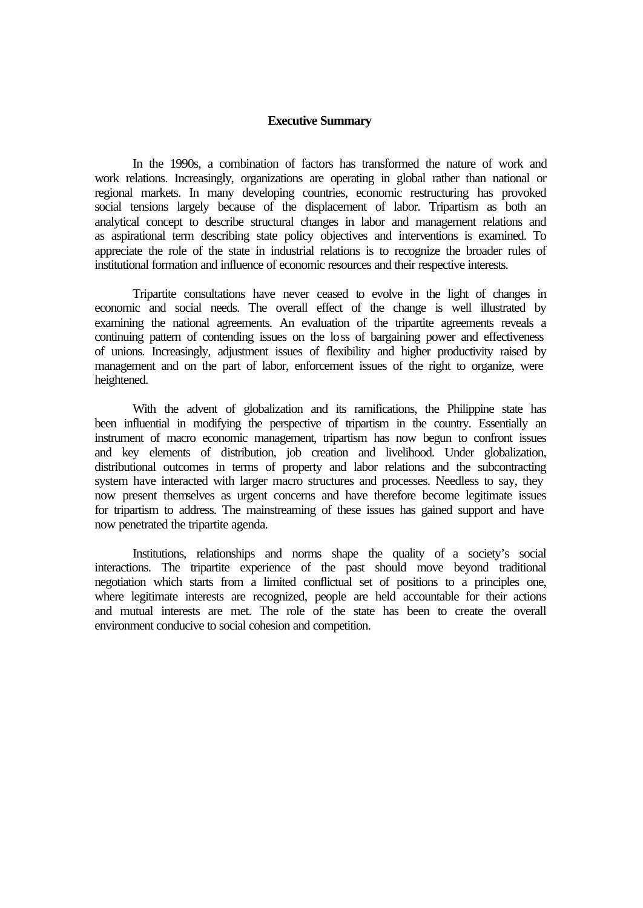## Executive Summary

In the 1990s, a combination of factors has transformed the nature of work and work relations. Increasingly, organizations are operating in global rather than national or regional markets. In many developing countries, economic restructuring has provoked social tensions largely because of the displacement of labor. Tripartism as both an analytical concept to describe structural changes in labor and management relations and as aspirational term describing state policy objectives and interventions is examined. To appreciate the role of the state in industrial relations is to recognize the broader rules of institutional formation and influence of economic resources and their respective interests.

Tripartite consultations have never ceased to evolve in the light of changes in economic and social needs. The overall effect of the change is well illustrated by examining the national agreements. An evaluation of the tripartite agreements reveals a continuing pattern of contending issues on the loss of bargaining power and effectiveness of unions. Increasingly, adjustment issues of flexibility and higher productivity raised by management and on the part of labor, enforcement issues of the right to organize, were heightened.

With the advent of globalization and its ramifications, the Philippine state has been influential in modifying the perspective of tripartism in the country. Essentially an instrument of macro economic management, tripartism has now begun to confront issues and key elements of distribution, job creation and livelihood. Under globalization, distributional outcomes in terms of property and labor relations and the subcontracting system have interacted with larger macro structures and processes. Needless to say, they now present themselves as urgent concerns and have therefore become legitimate issues for tripartism to address. The mainstreaming of these issues has gained support and have now penetrated the tripartite agenda.

Institutions, relationships and norms shape the quality of a society's social interactions. The tripartite experience of the past should move beyond traditional negotiation which starts from a limited conflictual set of positions to a principles one, where legitimate interests are recognized, people are held accountable for their actions and mutual interests are met. The role of the state has been to create the overall environment conducive to social cohesion and competition.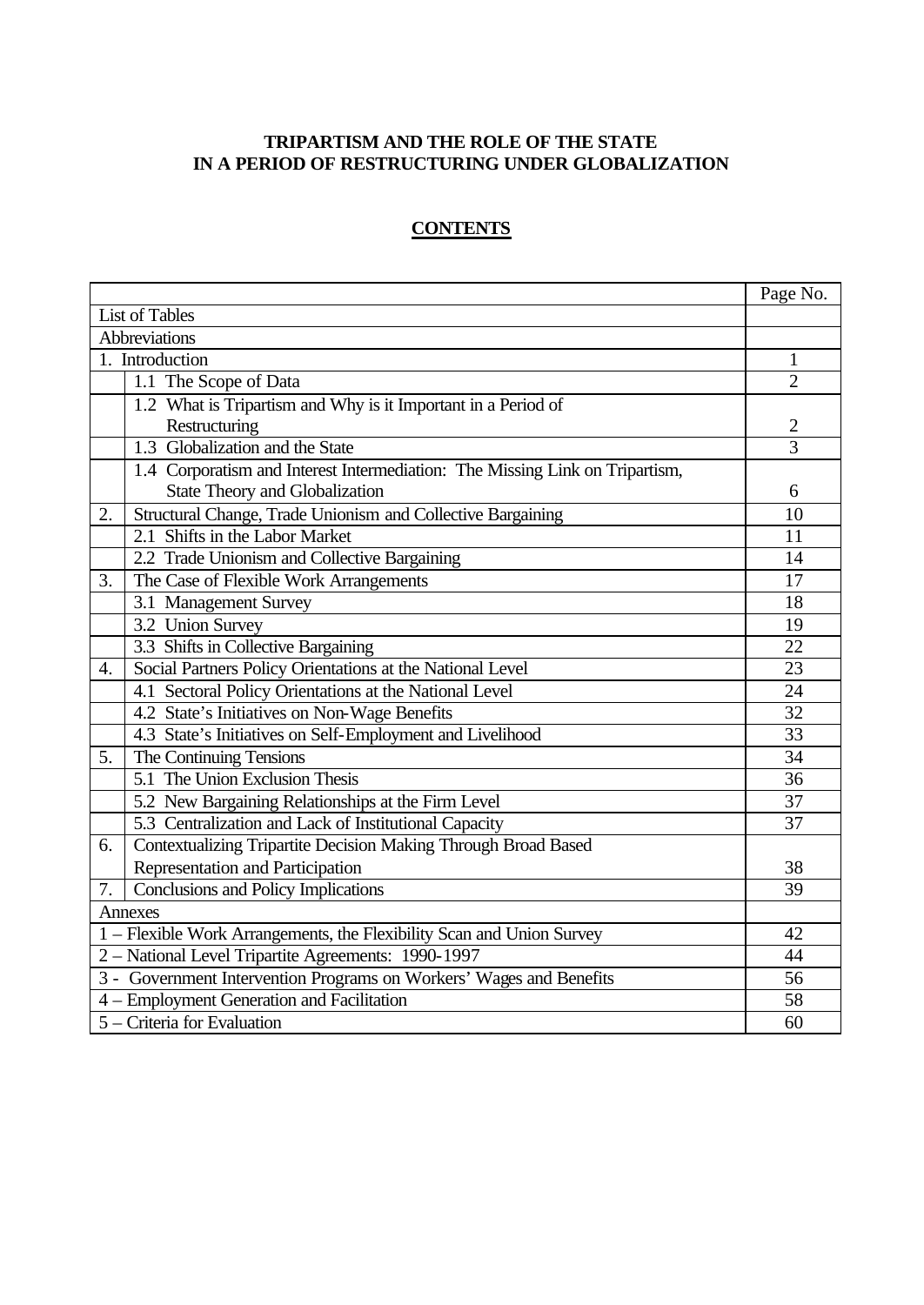**TRIPARTISM AND THE ROLE OF THE STATE IN A PERIOD OF RESTRUCTURING UNDER GLOBALIZATION**

**CONTENTS**

| | | Page No. |
|---|---|---|
| List of Tables | | |
| Abbreviations | | |
| 1. Introduction | | 1 |
| | 1.1 The Scope of Data | 2 |
| | 1.2 What is Tripartism and Why is it Important in a Period of Restructuring | 2 |
| | 1.3 Globalization and the State | 3 |
| | 1.4 Corporatism and Interest Intermediation: The Missing Link on Tripartism, State Theory and Globalization | 6 |
| 2. | Structural Change, Trade Unionism and Collective Bargaining | 10 |
| | 2.1 Shifts in the Labor Market | 11 |
| | 2.2 Trade Unionism and Collective Bargaining | 14 |
| 3. | The Case of Flexible Work Arrangements | 17 |
| | 3.1 Management Survey | 18 |
| | 3.2 Union Survey | 19 |
| | 3.3 Shifts in Collective Bargaining | 22 |
| 4. | Social Partners Policy Orientations at the National Level | 23 |
| | 4.1 Sectoral Policy Orientations at the National Level | 24 |
| | 4.2 State's Initiatives on Non-Wage Benefits | 32 |
| | 4.3 State's Initiatives on Self-Employment and Livelihood | 33 |
| 5. | The Continuing Tensions | 34 |
| | 5.1 The Union Exclusion Thesis | 36 |
| | 5.2 New Bargaining Relationships at the Firm Level | 37 |
| | 5.3 Centralization and Lack of Institutional Capacity | 37 |
| 6. | Contextualizing Tripartite Decision Making Through Broad Based Representation and Participation | 38 |
| 7. | Conclusions and Policy Implications | 39 |
| Annexes | | |
| 1 – Flexible Work Arrangements, the Flexibility Scan and Union Survey | | 42 |
| 2 – National Level Tripartite Agreements: 1990-1997 | | 44 |
| 3 - Government Intervention Programs on Workers' Wages and Benefits | | 56 |
| 4 – Employment Generation and Facilitation | | 58 |
| 5 – Criteria for Evaluation | | 60 |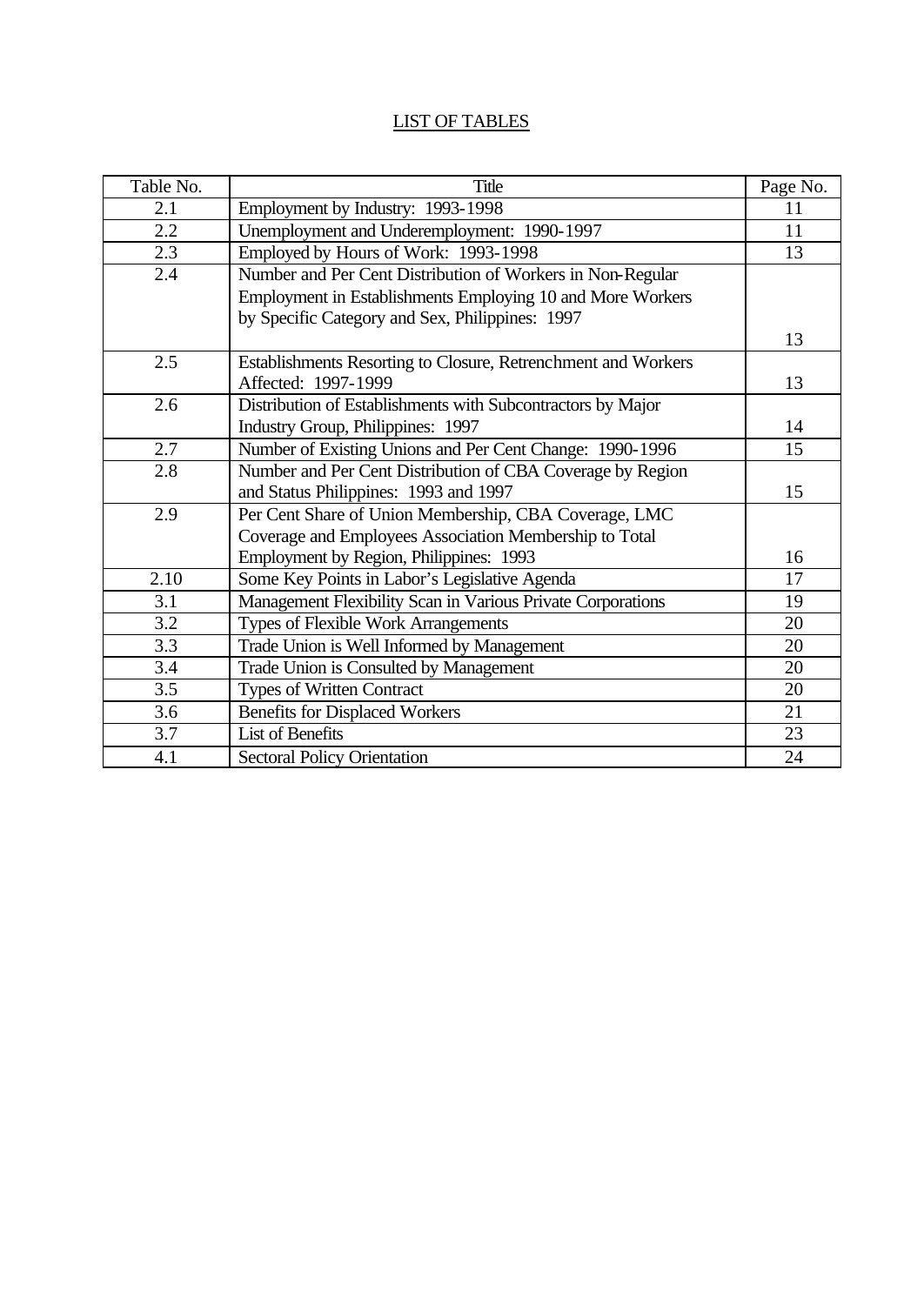# LIST OF TABLES

| Table No. | Title | Page No. |
|---|---|---|
| 2.1 | Employment by Industry: 1993-1998 | 11 |
| 2.2 | Unemployment and Underemployment: 1990-1997 | 11 |
| 2.3 | Employed by Hours of Work: 1993-1998 | 13 |
| 2.4 | Number and Per Cent Distribution of Workers in Non-Regular Employment in Establishments Employing 10 and More Workers by Specific Category and Sex, Philippines: 1997 | 13 |
| 2.5 | Establishments Resorting to Closure, Retrenchment and Workers Affected: 1997-1999 | 13 |
| 2.6 | Distribution of Establishments with Subcontractors by Major Industry Group, Philippines: 1997 | 14 |
| 2.7 | Number of Existing Unions and Per Cent Change: 1990-1996 | 15 |
| 2.8 | Number and Per Cent Distribution of CBA Coverage by Region and Status Philippines: 1993 and 1997 | 15 |
| 2.9 | Per Cent Share of Union Membership, CBA Coverage, LMC Coverage and Employees Association Membership to Total Employment by Region, Philippines: 1993 | 16 |
| 2.10 | Some Key Points in Labor's Legislative Agenda | 17 |
| 3.1 | Management Flexibility Scan in Various Private Corporations | 19 |
| 3.2 | Types of Flexible Work Arrangements | 20 |
| 3.3 | Trade Union is Well Informed by Management | 20 |
| 3.4 | Trade Union is Consulted by Management | 20 |
| 3.5 | Types of Written Contract | 20 |
| 3.6 | Benefits for Displaced Workers | 21 |
| 3.7 | List of Benefits | 23 |
| 4.1 | Sectoral Policy Orientation | 24 |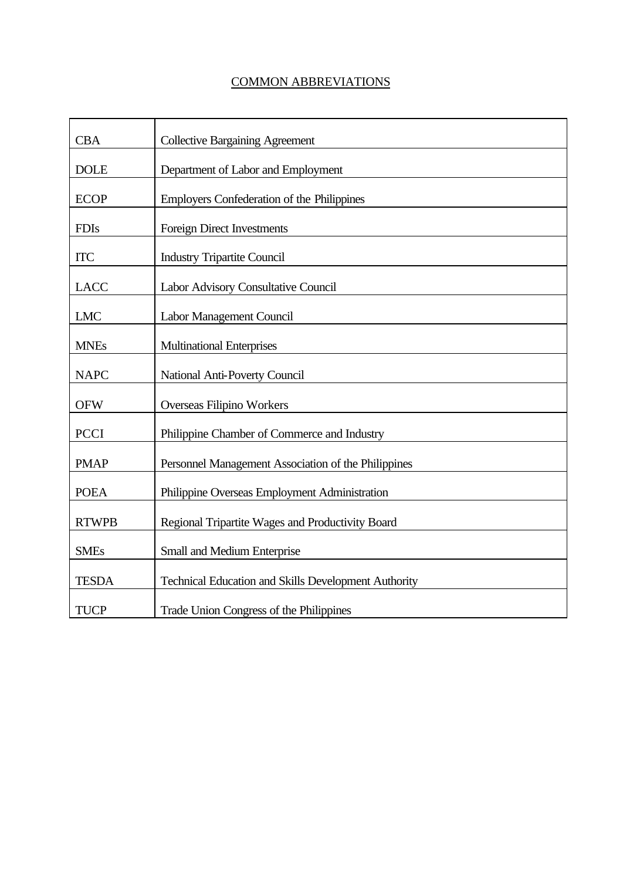## COMMON ABBREVIATIONS

| | |
|---|---|
| CBA | Collective Bargaining Agreement |
| DOLE | Department of Labor and Employment |
| ECOP | Employers Confederation of the Philippines |
| FDIs | Foreign Direct Investments |
| ITC | Industry Tripartite Council |
| LACC | Labor Advisory Consultative Council |
| LMC | Labor Management Council |
| MNEs | Multinational Enterprises |
| NAPC | National Anti-Poverty Council |
| OFW | Overseas Filipino Workers |
| PCCI | Philippine Chamber of Commerce and Industry |
| PMAP | Personnel Management Association of the Philippines |
| POEA | Philippine Overseas Employment Administration |
| RTWPB | Regional Tripartite Wages and Productivity Board |
| SMEs | Small and Medium Enterprise |
| TESDA | Technical Education and Skills Development Authority |
| TUCP | Trade Union Congress of the Philippines |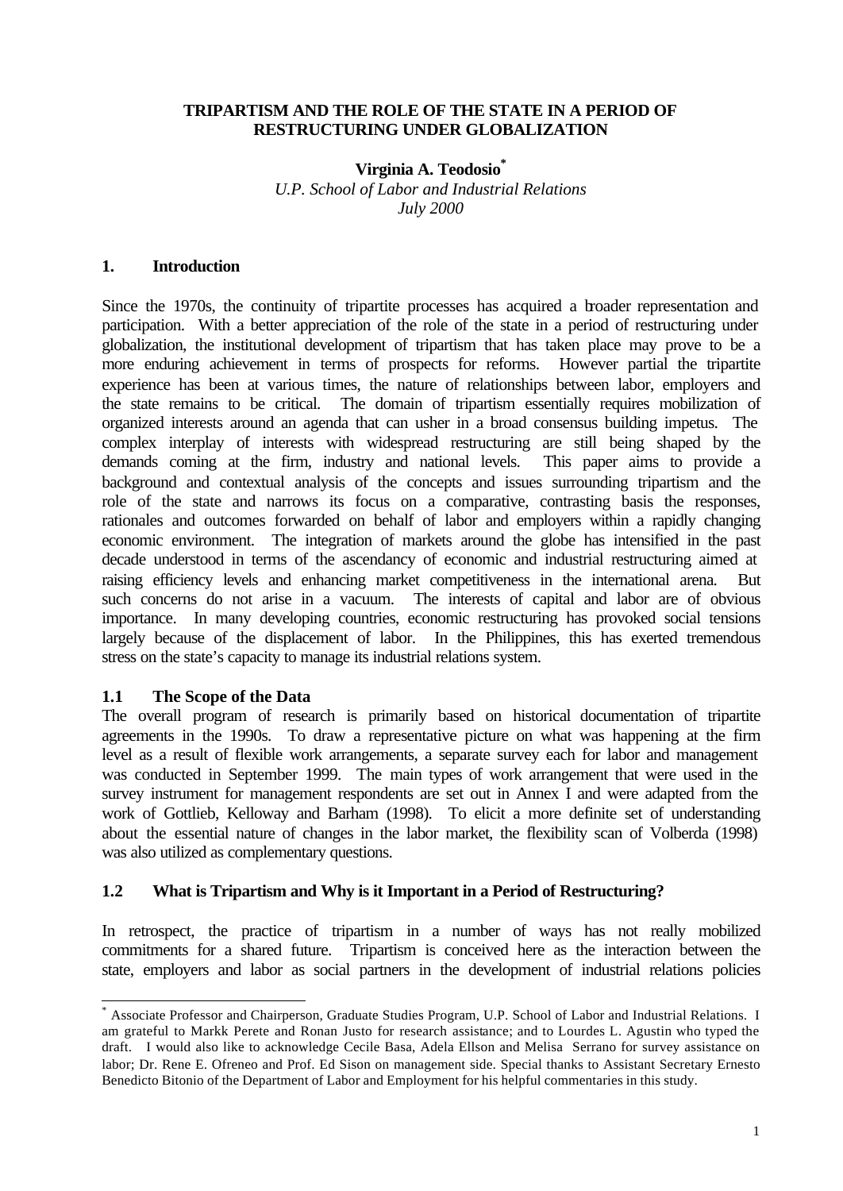**TRIPARTISM AND THE ROLE OF THE STATE IN A PERIOD OF RESTRUCTURING UNDER GLOBALIZATION**

**Virginia A. Teodosio***

*U.P. School of Labor and Industrial Relations*
*July 2000*

## 1. Introduction

Since the 1970s, the continuity of tripartite processes has acquired a broader representation and participation. With a better appreciation of the role of the state in a period of restructuring under globalization, the institutional development of tripartism that has taken place may prove to be a more enduring achievement in terms of prospects for reforms. However partial the tripartite experience has been at various times, the nature of relationships between labor, employers and the state remains to be critical. The domain of tripartism essentially requires mobilization of organized interests around an agenda that can usher in a broad consensus building impetus. The complex interplay of interests with widespread restructuring are still being shaped by the demands coming at the firm, industry and national levels. This paper aims to provide a background and contextual analysis of the concepts and issues surrounding tripartism and the role of the state and narrows its focus on a comparative, contrasting basis the responses, rationales and outcomes forwarded on behalf of labor and employers within a rapidly changing economic environment. The integration of markets around the globe has intensified in the past decade understood in terms of the ascendancy of economic and industrial restructuring aimed at raising efficiency levels and enhancing market competitiveness in the international arena. But such concerns do not arise in a vacuum. The interests of capital and labor are of obvious importance. In many developing countries, economic restructuring has provoked social tensions largely because of the displacement of labor. In the Philippines, this has exerted tremendous stress on the state's capacity to manage its industrial relations system.

### 1.1 The Scope of the Data

The overall program of research is primarily based on historical documentation of tripartite agreements in the 1990s. To draw a representative picture on what was happening at the firm level as a result of flexible work arrangements, a separate survey each for labor and management was conducted in September 1999. The main types of work arrangement that were used in the survey instrument for management respondents are set out in Annex I and were adapted from the work of Gottlieb, Kelloway and Barham (1998). To elicit a more definite set of understanding about the essential nature of changes in the labor market, the flexibility scan of Volberda (1998) was also utilized as complementary questions.

### 1.2 What is Tripartism and Why is it Important in a Period of Restructuring?

In retrospect, the practice of tripartism in a number of ways has not really mobilized commitments for a shared future. Tripartism is conceived here as the interaction between the state, employers and labor as social partners in the development of industrial relations policies

---

* Associate Professor and Chairperson, Graduate Studies Program, U.P. School of Labor and Industrial Relations. I am grateful to Markk Perete and Ronan Justo for research assistance; and to Lourdes L. Agustin who typed the draft. I would also like to acknowledge Cecile Basa, Adela Ellson and Melisa Serrano for survey assistance on labor; Dr. Rene E. Ofreneo and Prof. Ed Sison on management side. Special thanks to Assistant Secretary Ernesto Benedicto Bitonio of the Department of Labor and Employment for his helpful commentaries in this study.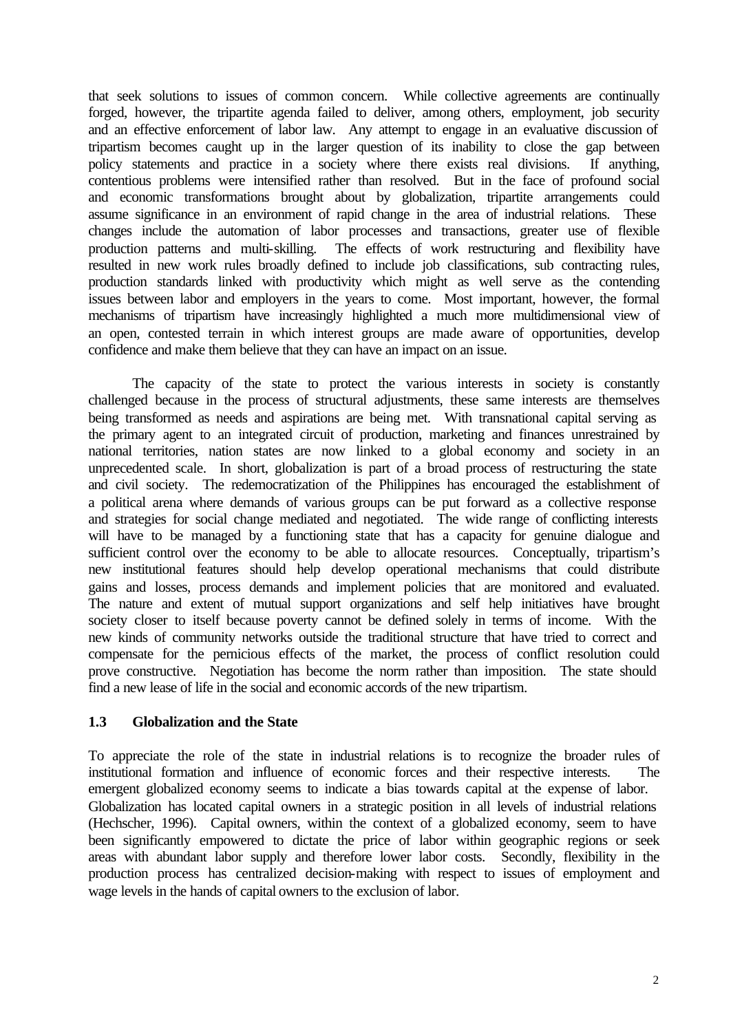that seek solutions to issues of common concern. While collective agreements are continually forged, however, the tripartite agenda failed to deliver, among others, employment, job security and an effective enforcement of labor law. Any attempt to engage in an evaluative discussion of tripartism becomes caught up in the larger question of its inability to close the gap between policy statements and practice in a society where there exists real divisions. If anything, contentious problems were intensified rather than resolved. But in the face of profound social and economic transformations brought about by globalization, tripartite arrangements could assume significance in an environment of rapid change in the area of industrial relations. These changes include the automation of labor processes and transactions, greater use of flexible production patterns and multi-skilling. The effects of work restructuring and flexibility have resulted in new work rules broadly defined to include job classifications, sub contracting rules, production standards linked with productivity which might as well serve as the contending issues between labor and employers in the years to come. Most important, however, the formal mechanisms of tripartism have increasingly highlighted a much more multidimensional view of an open, contested terrain in which interest groups are made aware of opportunities, develop confidence and make them believe that they can have an impact on an issue.

The capacity of the state to protect the various interests in society is constantly challenged because in the process of structural adjustments, these same interests are themselves being transformed as needs and aspirations are being met. With transnational capital serving as the primary agent to an integrated circuit of production, marketing and finances unrestrained by national territories, nation states are now linked to a global economy and society in an unprecedented scale. In short, globalization is part of a broad process of restructuring the state and civil society. The redemocratization of the Philippines has encouraged the establishment of a political arena where demands of various groups can be put forward as a collective response and strategies for social change mediated and negotiated. The wide range of conflicting interests will have to be managed by a functioning state that has a capacity for genuine dialogue and sufficient control over the economy to be able to allocate resources. Conceptually, tripartism's new institutional features should help develop operational mechanisms that could distribute gains and losses, process demands and implement policies that are monitored and evaluated. The nature and extent of mutual support organizations and self help initiatives have brought society closer to itself because poverty cannot be defined solely in terms of income. With the new kinds of community networks outside the traditional structure that have tried to correct and compensate for the pernicious effects of the market, the process of conflict resolution could prove constructive. Negotiation has become the norm rather than imposition. The state should find a new lease of life in the social and economic accords of the new tripartism.

### 1.3 Globalization and the State

To appreciate the role of the state in industrial relations is to recognize the broader rules of institutional formation and influence of economic forces and their respective interests. The emergent globalized economy seems to indicate a bias towards capital at the expense of labor. Globalization has located capital owners in a strategic position in all levels of industrial relations (Hechscher, 1996). Capital owners, within the context of a globalized economy, seem to have been significantly empowered to dictate the price of labor within geographic regions or seek areas with abundant labor supply and therefore lower labor costs. Secondly, flexibility in the production process has centralized decision-making with respect to issues of employment and wage levels in the hands of capital owners to the exclusion of labor.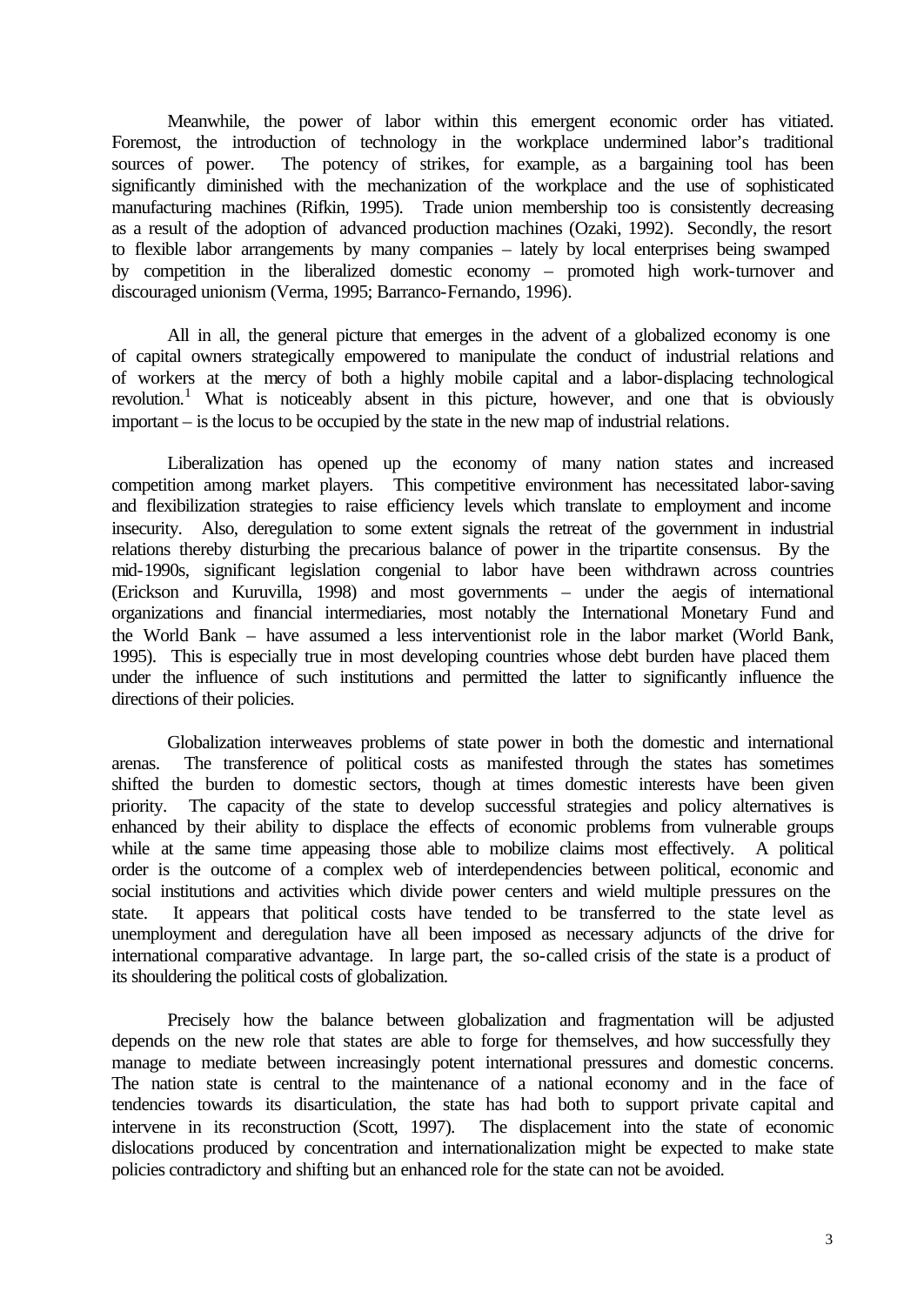Meanwhile, the power of labor within this emergent economic order has vitiated. Foremost, the introduction of technology in the workplace undermined labor's traditional sources of power. The potency of strikes, for example, as a bargaining tool has been significantly diminished with the mechanization of the workplace and the use of sophisticated manufacturing machines (Rifkin, 1995). Trade union membership too is consistently decreasing as a result of the adoption of advanced production machines (Ozaki, 1992). Secondly, the resort to flexible labor arrangements by many companies – lately by local enterprises being swamped by competition in the liberalized domestic economy – promoted high work-turnover and discouraged unionism (Verma, 1995; Barranco-Fernando, 1996).

All in all, the general picture that emerges in the advent of a globalized economy is one of capital owners strategically empowered to manipulate the conduct of industrial relations and of workers at the mercy of both a highly mobile capital and a labor-displacing technological revolution.[1] What is noticeably absent in this picture, however, and one that is obviously important – is the locus to be occupied by the state in the new map of industrial relations.

Liberalization has opened up the economy of many nation states and increased competition among market players. This competitive environment has necessitated labor-saving and flexibilization strategies to raise efficiency levels which translate to employment and income insecurity. Also, deregulation to some extent signals the retreat of the government in industrial relations thereby disturbing the precarious balance of power in the tripartite consensus. By the mid-1990s, significant legislation congenial to labor have been withdrawn across countries (Erickson and Kuruvilla, 1998) and most governments – under the aegis of international organizations and financial intermediaries, most notably the International Monetary Fund and the World Bank – have assumed a less interventionist role in the labor market (World Bank, 1995). This is especially true in most developing countries whose debt burden have placed them under the influence of such institutions and permitted the latter to significantly influence the directions of their policies.

Globalization interweaves problems of state power in both the domestic and international arenas. The transference of political costs as manifested through the states has sometimes shifted the burden to domestic sectors, though at times domestic interests have been given priority. The capacity of the state to develop successful strategies and policy alternatives is enhanced by their ability to displace the effects of economic problems from vulnerable groups while at the same time appeasing those able to mobilize claims most effectively. A political order is the outcome of a complex web of interdependencies between political, economic and social institutions and activities which divide power centers and wield multiple pressures on the state. It appears that political costs have tended to be transferred to the state level as unemployment and deregulation have all been imposed as necessary adjuncts of the drive for international comparative advantage. In large part, the so-called crisis of the state is a product of its shouldering the political costs of globalization.

Precisely how the balance between globalization and fragmentation will be adjusted depends on the new role that states are able to forge for themselves, and how successfully they manage to mediate between increasingly potent international pressures and domestic concerns. The nation state is central to the maintenance of a national economy and in the face of tendencies towards its disarticulation, the state has had both to support private capital and intervene in its reconstruction (Scott, 1997). The displacement into the state of economic dislocations produced by concentration and internationalization might be expected to make state policies contradictory and shifting but an enhanced role for the state can not be avoided.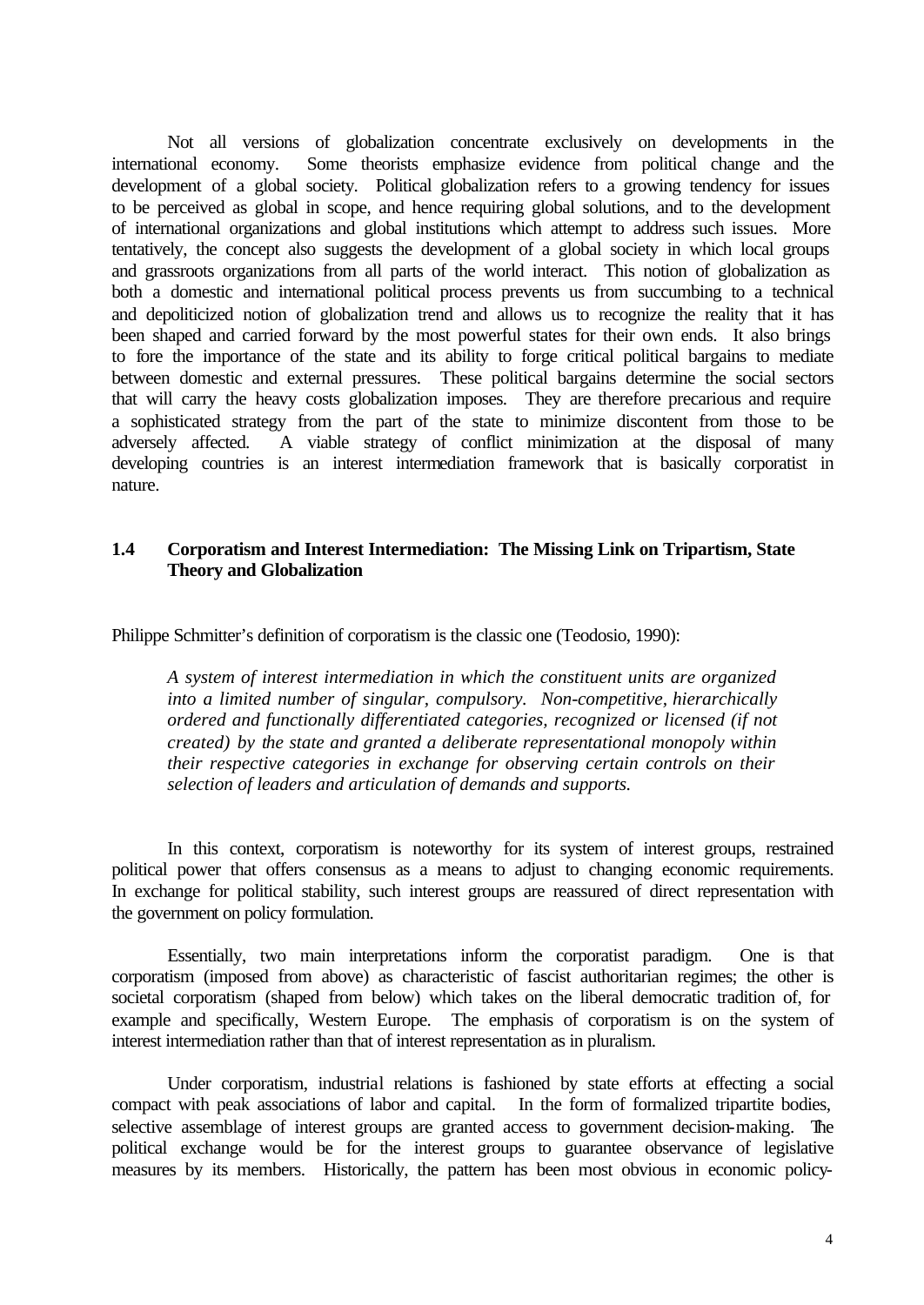Not all versions of globalization concentrate exclusively on developments in the international economy. Some theorists emphasize evidence from political change and the development of a global society. Political globalization refers to a growing tendency for issues to be perceived as global in scope, and hence requiring global solutions, and to the development of international organizations and global institutions which attempt to address such issues. More tentatively, the concept also suggests the development of a global society in which local groups and grassroots organizations from all parts of the world interact. This notion of globalization as both a domestic and international political process prevents us from succumbing to a technical and depoliticized notion of globalization trend and allows us to recognize the reality that it has been shaped and carried forward by the most powerful states for their own ends. It also brings to fore the importance of the state and its ability to forge critical political bargains to mediate between domestic and external pressures. These political bargains determine the social sectors that will carry the heavy costs globalization imposes. They are therefore precarious and require a sophisticated strategy from the part of the state to minimize discontent from those to be adversely affected. A viable strategy of conflict minimization at the disposal of many developing countries is an interest intermediation framework that is basically corporatist in nature.

### 1.4 Corporatism and Interest Intermediation: The Missing Link on Tripartism, State Theory and Globalization

Philippe Schmitter's definition of corporatism is the classic one (Teodosio, 1990):

> *A system of interest intermediation in which the constituent units are organized into a limited number of singular, compulsory. Non-competitive, hierarchically ordered and functionally differentiated categories, recognized or licensed (if not created) by the state and granted a deliberate representational monopoly within their respective categories in exchange for observing certain controls on their selection of leaders and articulation of demands and supports.*

In this context, corporatism is noteworthy for its system of interest groups, restrained political power that offers consensus as a means to adjust to changing economic requirements. In exchange for political stability, such interest groups are reassured of direct representation with the government on policy formulation.

Essentially, two main interpretations inform the corporatist paradigm. One is that corporatism (imposed from above) as characteristic of fascist authoritarian regimes; the other is societal corporatism (shaped from below) which takes on the liberal democratic tradition of, for example and specifically, Western Europe. The emphasis of corporatism is on the system of interest intermediation rather than that of interest representation as in pluralism.

Under corporatism, industrial relations is fashioned by state efforts at effecting a social compact with peak associations of labor and capital. In the form of formalized tripartite bodies, selective assemblage of interest groups are granted access to government decision-making. The political exchange would be for the interest groups to guarantee observance of legislative measures by its members. Historically, the pattern has been most obvious in economic policy-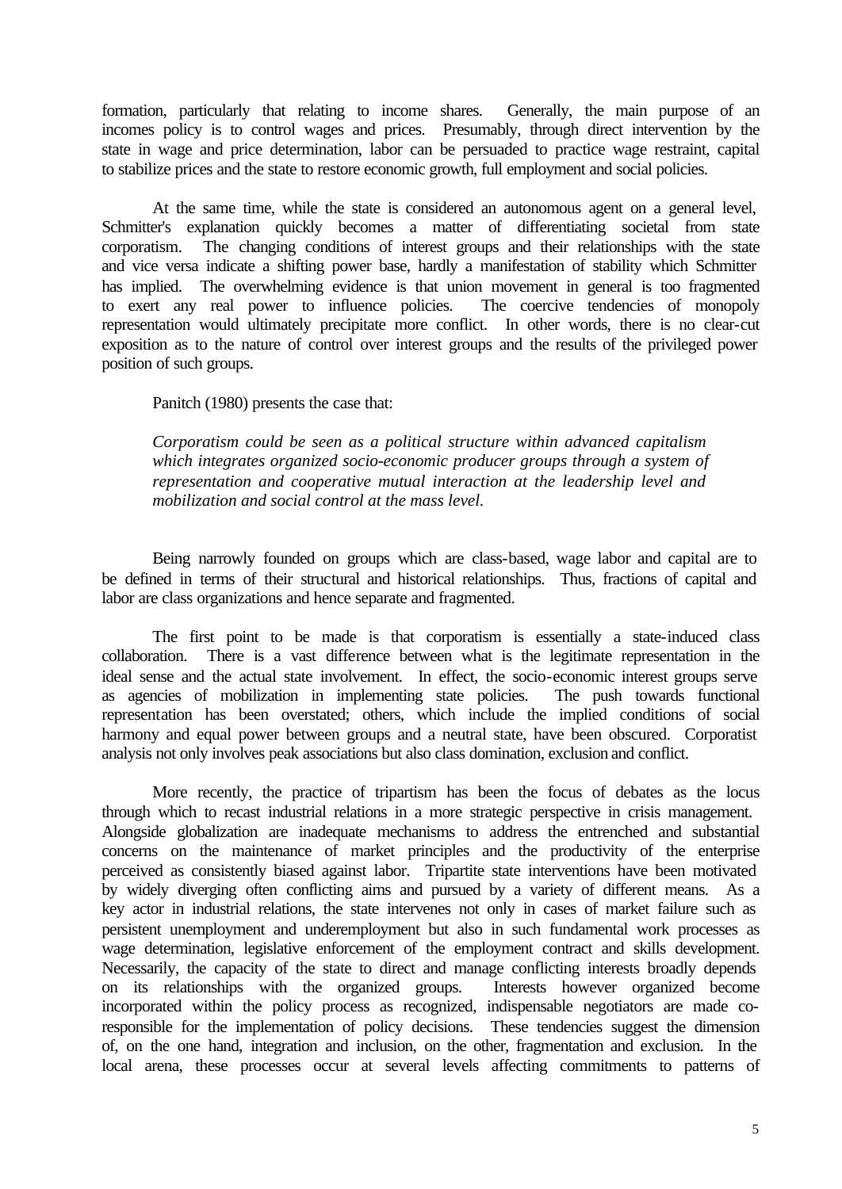formation, particularly that relating to income shares. Generally, the main purpose of an incomes policy is to control wages and prices. Presumably, through direct intervention by the state in wage and price determination, labor can be persuaded to practice wage restraint, capital to stabilize prices and the state to restore economic growth, full employment and social policies.

At the same time, while the state is considered an autonomous agent on a general level, Schmitter's explanation quickly becomes a matter of differentiating societal from state corporatism. The changing conditions of interest groups and their relationships with the state and vice versa indicate a shifting power base, hardly a manifestation of stability which Schmitter has implied. The overwhelming evidence is that union movement in general is too fragmented to exert any real power to influence policies. The coercive tendencies of monopoly representation would ultimately precipitate more conflict. In other words, there is no clear-cut exposition as to the nature of control over interest groups and the results of the privileged power position of such groups.

Panitch (1980) presents the case that:

> *Corporatism could be seen as a political structure within advanced capitalism which integrates organized socio-economic producer groups through a system of representation and cooperative mutual interaction at the leadership level and mobilization and social control at the mass level.*

Being narrowly founded on groups which are class-based, wage labor and capital are to be defined in terms of their structural and historical relationships. Thus, fractions of capital and labor are class organizations and hence separate and fragmented.

The first point to be made is that corporatism is essentially a state-induced class collaboration. There is a vast difference between what is the legitimate representation in the ideal sense and the actual state involvement. In effect, the socio-economic interest groups serve as agencies of mobilization in implementing state policies. The push towards functional representation has been overstated; others, which include the implied conditions of social harmony and equal power between groups and a neutral state, have been obscured. Corporatist analysis not only involves peak associations but also class domination, exclusion and conflict.

More recently, the practice of tripartism has been the focus of debates as the locus through which to recast industrial relations in a more strategic perspective in crisis management. Alongside globalization are inadequate mechanisms to address the entrenched and substantial concerns on the maintenance of market principles and the productivity of the enterprise perceived as consistently biased against labor. Tripartite state interventions have been motivated by widely diverging often conflicting aims and pursued by a variety of different means. As a key actor in industrial relations, the state intervenes not only in cases of market failure such as persistent unemployment and underemployment but also in such fundamental work processes as wage determination, legislative enforcement of the employment contract and skills development. Necessarily, the capacity of the state to direct and manage conflicting interests broadly depends on its relationships with the organized groups. Interests however organized become incorporated within the policy process as recognized, indispensable negotiators are made co-responsible for the implementation of policy decisions. These tendencies suggest the dimension of, on the one hand, integration and inclusion, on the other, fragmentation and exclusion. In the local arena, these processes occur at several levels affecting commitments to patterns of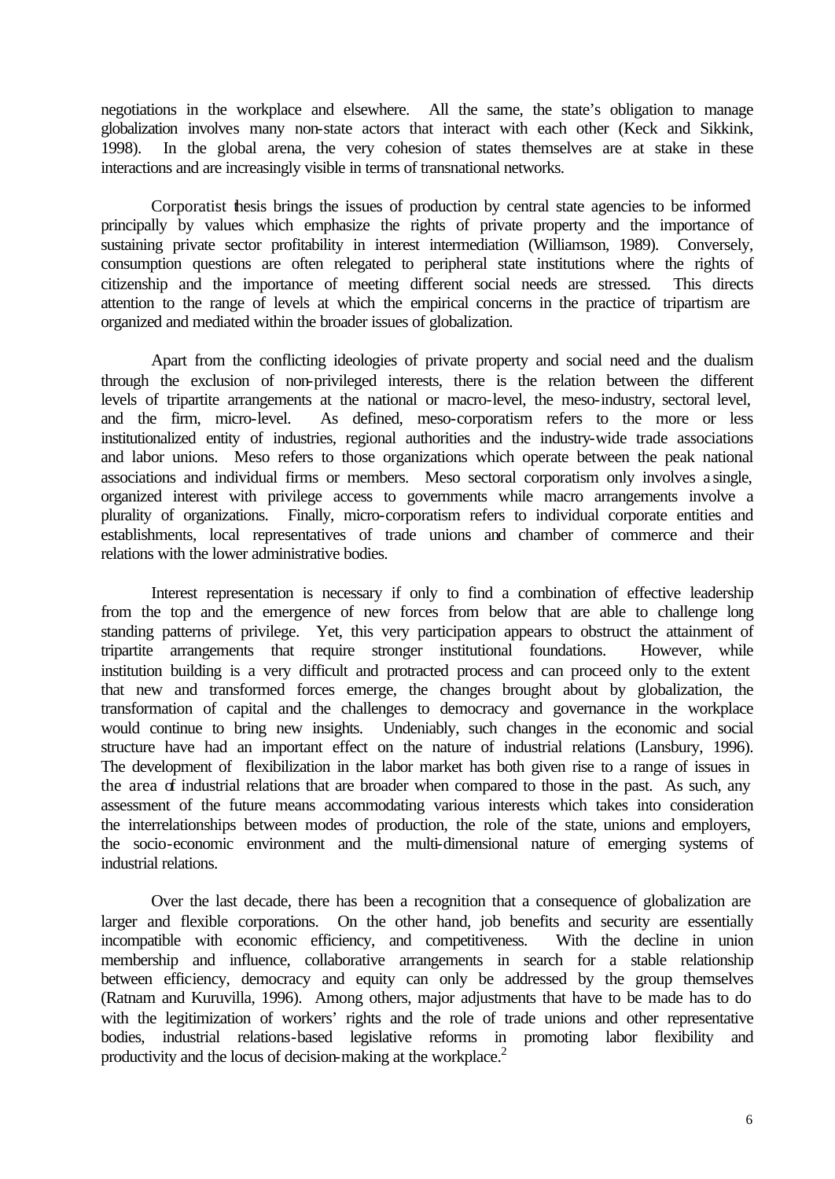negotiations in the workplace and elsewhere. All the same, the state's obligation to manage globalization involves many non-state actors that interact with each other (Keck and Sikkink, 1998). In the global arena, the very cohesion of states themselves are at stake in these interactions and are increasingly visible in terms of transnational networks.

Corporatist thesis brings the issues of production by central state agencies to be informed principally by values which emphasize the rights of private property and the importance of sustaining private sector profitability in interest intermediation (Williamson, 1989). Conversely, consumption questions are often relegated to peripheral state institutions where the rights of citizenship and the importance of meeting different social needs are stressed. This directs attention to the range of levels at which the empirical concerns in the practice of tripartism are organized and mediated within the broader issues of globalization.

Apart from the conflicting ideologies of private property and social need and the dualism through the exclusion of non-privileged interests, there is the relation between the different levels of tripartite arrangements at the national or macro-level, the meso-industry, sectoral level, and the firm, micro-level. As defined, meso-corporatism refers to the more or less institutionalized entity of industries, regional authorities and the industry-wide trade associations and labor unions. Meso refers to those organizations which operate between the peak national associations and individual firms or members. Meso sectoral corporatism only involves a single, organized interest with privilege access to governments while macro arrangements involve a plurality of organizations. Finally, micro-corporatism refers to individual corporate entities and establishments, local representatives of trade unions and chamber of commerce and their relations with the lower administrative bodies.

Interest representation is necessary if only to find a combination of effective leadership from the top and the emergence of new forces from below that are able to challenge long standing patterns of privilege. Yet, this very participation appears to obstruct the attainment of tripartite arrangements that require stronger institutional foundations. However, while institution building is a very difficult and protracted process and can proceed only to the extent that new and transformed forces emerge, the changes brought about by globalization, the transformation of capital and the challenges to democracy and governance in the workplace would continue to bring new insights. Undeniably, such changes in the economic and social structure have had an important effect on the nature of industrial relations (Lansbury, 1996). The development of flexibilization in the labor market has both given rise to a range of issues in the area of industrial relations that are broader when compared to those in the past. As such, any assessment of the future means accommodating various interests which takes into consideration the interrelationships between modes of production, the role of the state, unions and employers, the socio-economic environment and the multi-dimensional nature of emerging systems of industrial relations.

Over the last decade, there has been a recognition that a consequence of globalization are larger and flexible corporations. On the other hand, job benefits and security are essentially incompatible with economic efficiency, and competitiveness. With the decline in union membership and influence, collaborative arrangements in search for a stable relationship between efficiency, democracy and equity can only be addressed by the group themselves (Ratnam and Kuruvilla, 1996). Among others, major adjustments that have to be made has to do with the legitimization of workers' rights and the role of trade unions and other representative bodies, industrial relations-based legislative reforms in promoting labor flexibility and productivity and the locus of decision-making at the workplace.[2]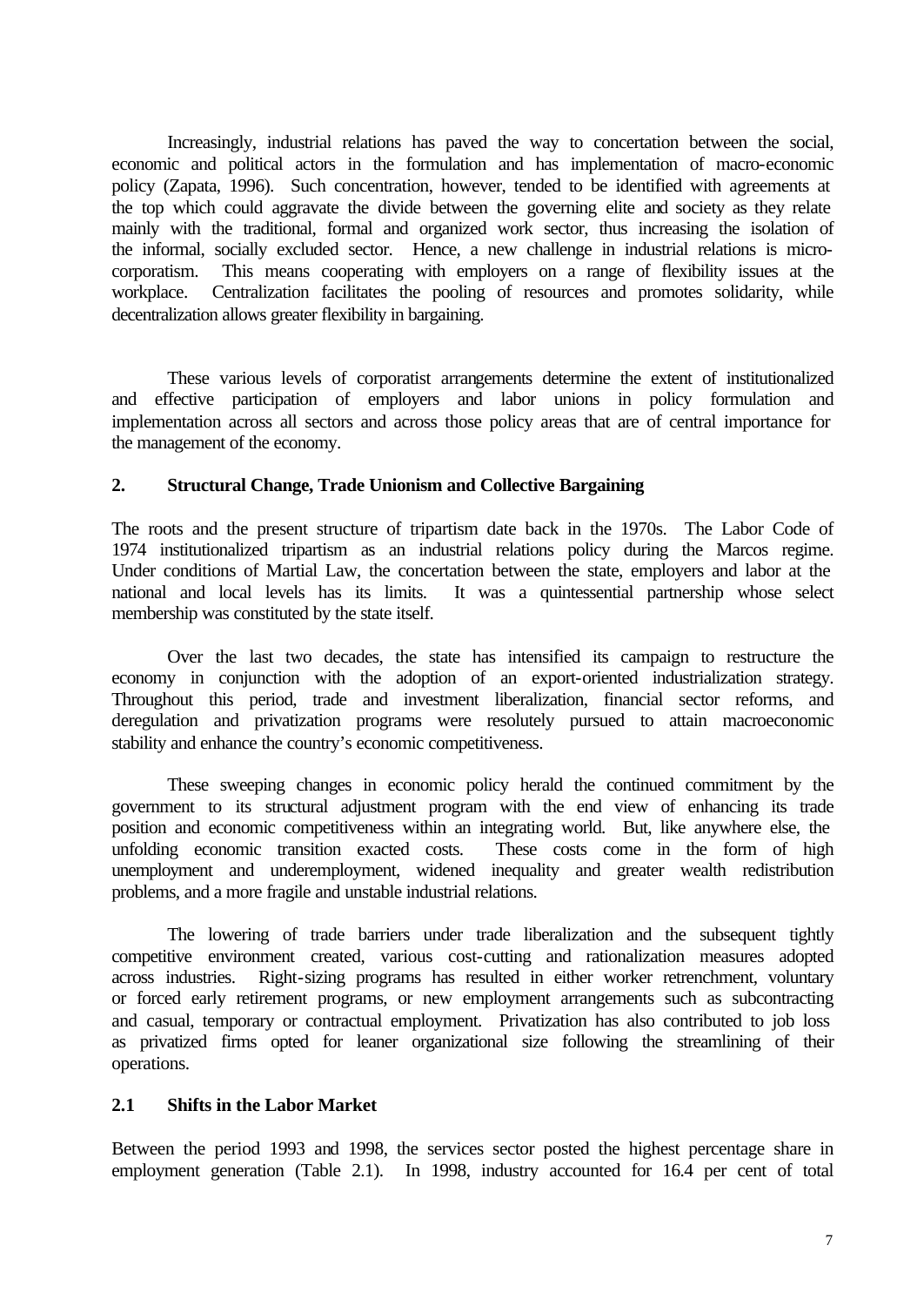Increasingly, industrial relations has paved the way to concertation between the social, economic and political actors in the formulation and has implementation of macro-economic policy (Zapata, 1996). Such concentration, however, tended to be identified with agreements at the top which could aggravate the divide between the governing elite and society as they relate mainly with the traditional, formal and organized work sector, thus increasing the isolation of the informal, socially excluded sector. Hence, a new challenge in industrial relations is micro-corporatism. This means cooperating with employers on a range of flexibility issues at the workplace. Centralization facilitates the pooling of resources and promotes solidarity, while decentralization allows greater flexibility in bargaining.

These various levels of corporatist arrangements determine the extent of institutionalized and effective participation of employers and labor unions in policy formulation and implementation across all sectors and across those policy areas that are of central importance for the management of the economy.

## 2. Structural Change, Trade Unionism and Collective Bargaining

The roots and the present structure of tripartism date back in the 1970s. The Labor Code of 1974 institutionalized tripartism as an industrial relations policy during the Marcos regime. Under conditions of Martial Law, the concertation between the state, employers and labor at the national and local levels has its limits. It was a quintessential partnership whose select membership was constituted by the state itself.

Over the last two decades, the state has intensified its campaign to restructure the economy in conjunction with the adoption of an export-oriented industrialization strategy. Throughout this period, trade and investment liberalization, financial sector reforms, and deregulation and privatization programs were resolutely pursued to attain macroeconomic stability and enhance the country's economic competitiveness.

These sweeping changes in economic policy herald the continued commitment by the government to its structural adjustment program with the end view of enhancing its trade position and economic competitiveness within an integrating world. But, like anywhere else, the unfolding economic transition exacted costs. These costs come in the form of high unemployment and underemployment, widened inequality and greater wealth redistribution problems, and a more fragile and unstable industrial relations.

The lowering of trade barriers under trade liberalization and the subsequent tightly competitive environment created, various cost-cutting and rationalization measures adopted across industries. Right-sizing programs has resulted in either worker retrenchment, voluntary or forced early retirement programs, or new employment arrangements such as subcontracting and casual, temporary or contractual employment. Privatization has also contributed to job loss as privatized firms opted for leaner organizational size following the streamlining of their operations.

### 2.1 Shifts in the Labor Market

Between the period 1993 and 1998, the services sector posted the highest percentage share in employment generation (Table 2.1). In 1998, industry accounted for 16.4 per cent of total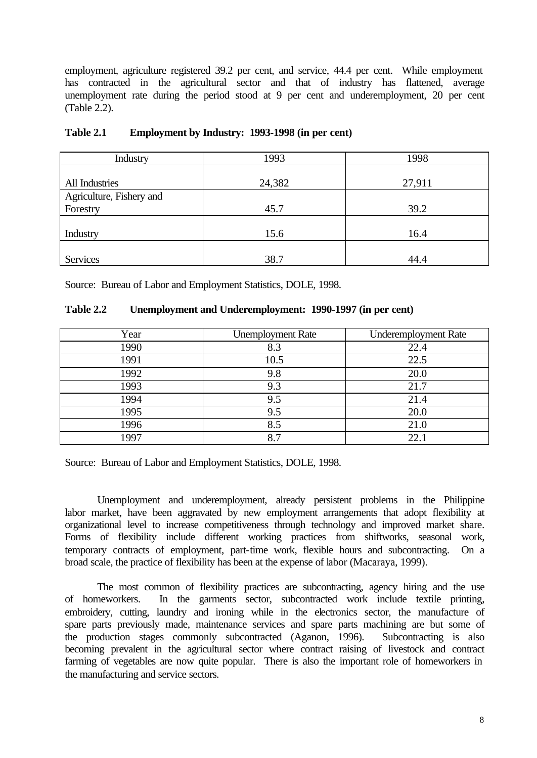employment, agriculture registered 39.2 per cent, and service, 44.4 per cent. While employment has contracted in the agricultural sector and that of industry has flattened, average unemployment rate during the period stood at 9 per cent and underemployment, 20 per cent (Table 2.2).

**Table 2.1 Employment by Industry: 1993-1998 (in per cent)**

| Industry | 1993 | 1998 |
|---|---|---|
| All Industries | 24,382 | 27,911 |
| Agriculture, Fishery and Forestry | 45.7 | 39.2 |
| Industry | 15.6 | 16.4 |
| Services | 38.7 | 44.4 |

Source: Bureau of Labor and Employment Statistics, DOLE, 1998.

**Table 2.2 Unemployment and Underemployment: 1990-1997 (in per cent)**

| Year | Unemployment Rate | Underemployment Rate |
|---|---|---|
| 1990 | 8.3 | 22.4 |
| 1991 | 10.5 | 22.5 |
| 1992 | 9.8 | 20.0 |
| 1993 | 9.3 | 21.7 |
| 1994 | 9.5 | 21.4 |
| 1995 | 9.5 | 20.0 |
| 1996 | 8.5 | 21.0 |
| 1997 | 8.7 | 22.1 |

Source: Bureau of Labor and Employment Statistics, DOLE, 1998.

Unemployment and underemployment, already persistent problems in the Philippine labor market, have been aggravated by new employment arrangements that adopt flexibility at organizational level to increase competitiveness through technology and improved market share. Forms of flexibility include different working practices from shiftworks, seasonal work, temporary contracts of employment, part-time work, flexible hours and subcontracting. On a broad scale, the practice of flexibility has been at the expense of labor (Macaraya, 1999).

The most common of flexibility practices are subcontracting, agency hiring and the use of homeworkers. In the garments sector, subcontracted work include textile printing, embroidery, cutting, laundry and ironing while in the electronics sector, the manufacture of spare parts previously made, maintenance services and spare parts machining are but some of the production stages commonly subcontracted (Aganon, 1996). Subcontracting is also becoming prevalent in the agricultural sector where contract raising of livestock and contract farming of vegetables are now quite popular. There is also the important role of homeworkers in the manufacturing and service sectors.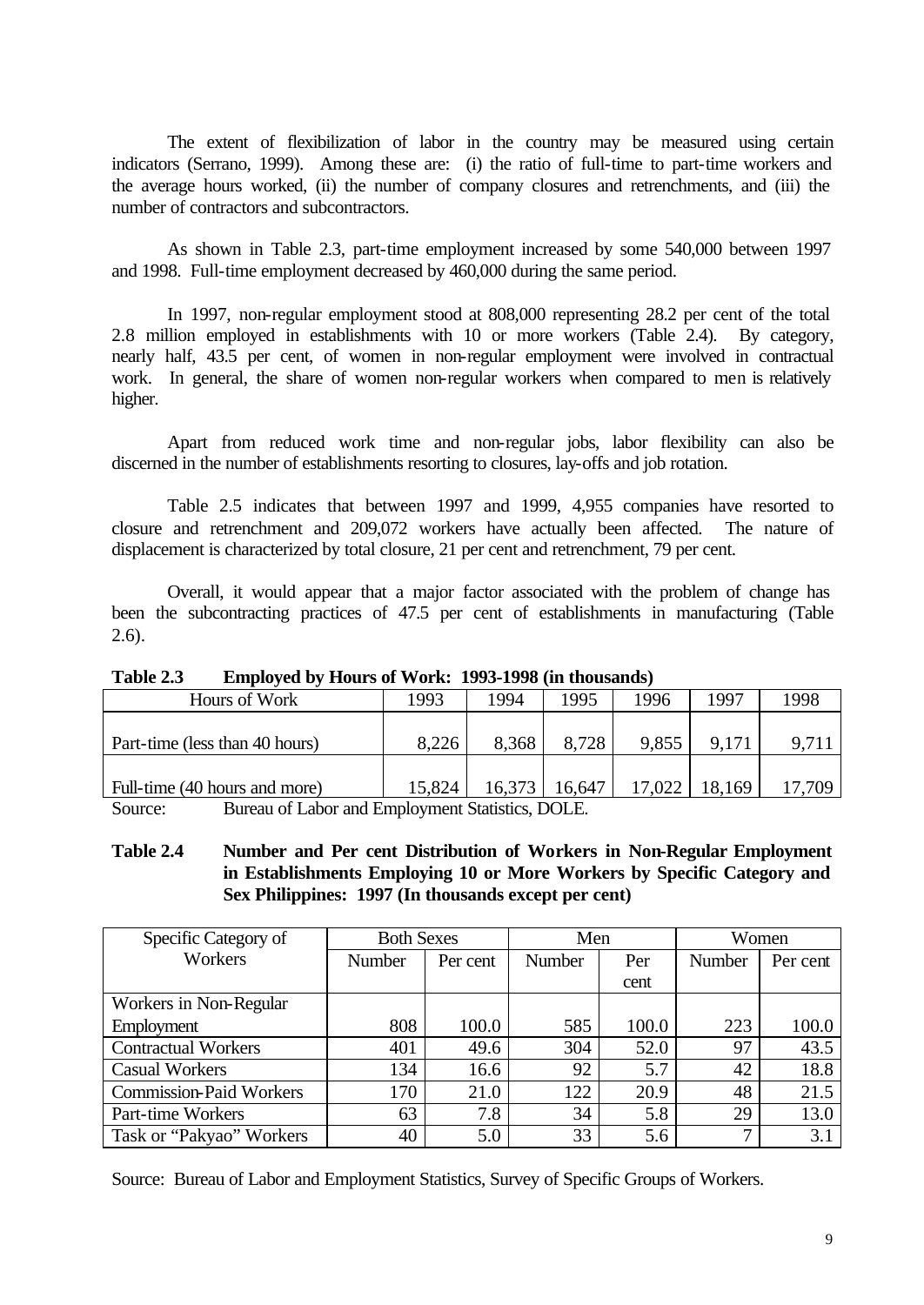The extent of flexibilization of labor in the country may be measured using certain indicators (Serrano, 1999). Among these are: (i) the ratio of full-time to part-time workers and the average hours worked, (ii) the number of company closures and retrenchments, and (iii) the number of contractors and subcontractors.

As shown in Table 2.3, part-time employment increased by some 540,000 between 1997 and 1998. Full-time employment decreased by 460,000 during the same period.

In 1997, non-regular employment stood at 808,000 representing 28.2 per cent of the total 2.8 million employed in establishments with 10 or more workers (Table 2.4). By category, nearly half, 43.5 per cent, of women in non-regular employment were involved in contractual work. In general, the share of women non-regular workers when compared to men is relatively higher.

Apart from reduced work time and non-regular jobs, labor flexibility can also be discerned in the number of establishments resorting to closures, lay-offs and job rotation.

Table 2.5 indicates that between 1997 and 1999, 4,955 companies have resorted to closure and retrenchment and 209,072 workers have actually been affected. The nature of displacement is characterized by total closure, 21 per cent and retrenchment, 79 per cent.

Overall, it would appear that a major factor associated with the problem of change has been the subcontracting practices of 47.5 per cent of establishments in manufacturing (Table 2.6).

**Table 2.3 Employed by Hours of Work: 1993-1998 (in thousands)**

| Hours of Work | 1993 | 1994 | 1995 | 1996 | 1997 | 1998 |
|---|---|---|---|---|---|---|
| Part-time (less than 40 hours) | 8,226 | 8,368 | 8,728 | 9,855 | 9,171 | 9,711 |
| Full-time (40 hours and more) | 15,824 | 16,373 | 16,647 | 17,022 | 18,169 | 17,709 |

Source: Bureau of Labor and Employment Statistics, DOLE.

**Table 2.4 Number and Per cent Distribution of Workers in Non-Regular Employment in Establishments Employing 10 or More Workers by Specific Category and Sex Philippines: 1997 (In thousands except per cent)**

| Specific Category of Workers | Both Sexes | | Men | | Women | |
|---|---|---|---|---|---|---|
| | Number | Per cent | Number | Per cent | Number | Per cent |
| Workers in Non-Regular Employment | 808 | 100.0 | 585 | 100.0 | 223 | 100.0 |
| Contractual Workers | 401 | 49.6 | 304 | 52.0 | 97 | 43.5 |
| Casual Workers | 134 | 16.6 | 92 | 5.7 | 42 | 18.8 |
| Commission-Paid Workers | 170 | 21.0 | 122 | 20.9 | 48 | 21.5 |
| Part-time Workers | 63 | 7.8 | 34 | 5.8 | 29 | 13.0 |
| Task or "Pakyao" Workers | 40 | 5.0 | 33 | 5.6 | 7 | 3.1 |

Source: Bureau of Labor and Employment Statistics, Survey of Specific Groups of Workers.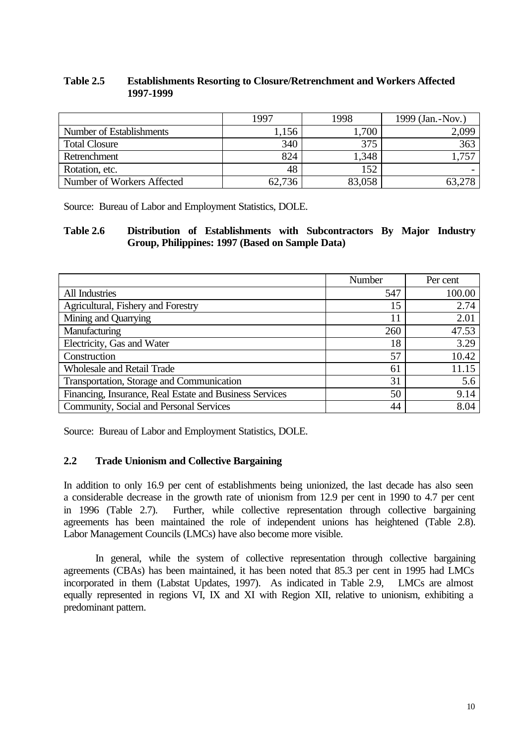**Table 2.5 Establishments Resorting to Closure/Retrenchment and Workers Affected 1997-1999**

| | 1997 | 1998 | 1999 (Jan.-Nov.) |
|---|---|---|---|
| Number of Establishments | 1,156 | 1,700 | 2,099 |
| Total Closure | 340 | 375 | 363 |
| Retrenchment | 824 | 1,348 | 1,757 |
| Rotation, etc. | 48 | 152 | - |
| Number of Workers Affected | 62,736 | 83,058 | 63,278 |

Source: Bureau of Labor and Employment Statistics, DOLE.

**Table 2.6 Distribution of Establishments with Subcontractors By Major Industry Group, Philippines: 1997 (Based on Sample Data)**

| | Number | Per cent |
|---|---|---|
| All Industries | 547 | 100.00 |
| Agricultural, Fishery and Forestry | 15 | 2.74 |
| Mining and Quarrying | 11 | 2.01 |
| Manufacturing | 260 | 47.53 |
| Electricity, Gas and Water | 18 | 3.29 |
| Construction | 57 | 10.42 |
| Wholesale and Retail Trade | 61 | 11.15 |
| Transportation, Storage and Communication | 31 | 5.6 |
| Financing, Insurance, Real Estate and Business Services | 50 | 9.14 |
| Community, Social and Personal Services | 44 | 8.04 |

Source: Bureau of Labor and Employment Statistics, DOLE.

## 2.2 Trade Unionism and Collective Bargaining

In addition to only 16.9 per cent of establishments being unionized, the last decade has also seen a considerable decrease in the growth rate of unionism from 12.9 per cent in 1990 to 4.7 per cent in 1996 (Table 2.7). Further, while collective representation through collective bargaining agreements has been maintained the role of independent unions has heightened (Table 2.8). Labor Management Councils (LMCs) have also become more visible.

In general, while the system of collective representation through collective bargaining agreements (CBAs) has been maintained, it has been noted that 85.3 per cent in 1995 had LMCs incorporated in them (Labstat Updates, 1997). As indicated in Table 2.9, LMCs are almost equally represented in regions VI, IX and XI with Region XII, relative to unionism, exhibiting a predominant pattern.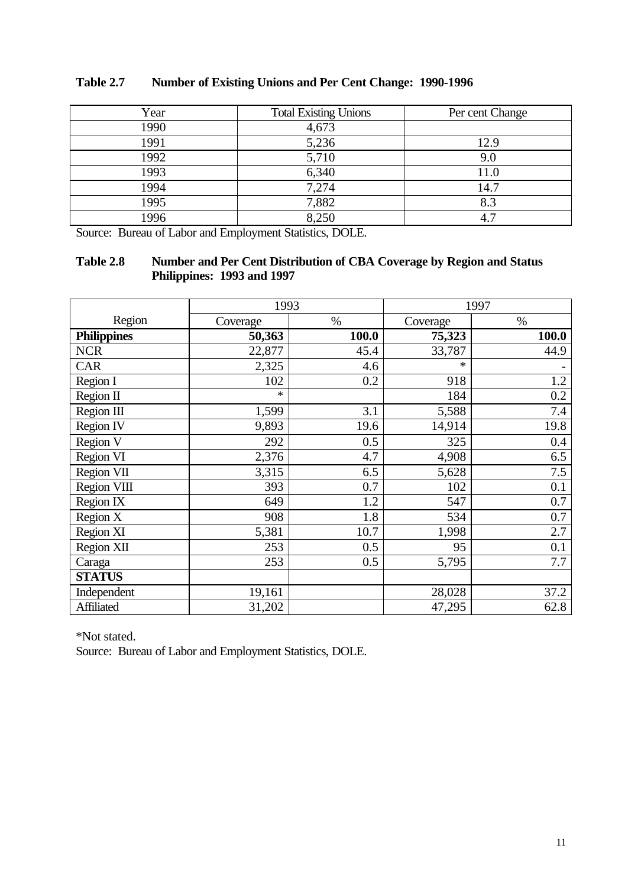**Table 2.7 Number of Existing Unions and Per Cent Change: 1990-1996**

| Year | Total Existing Unions | Per cent Change |
|---|---|---|
| 1990 | 4,673 | |
| 1991 | 5,236 | 12.9 |
| 1992 | 5,710 | 9.0 |
| 1993 | 6,340 | 11.0 |
| 1994 | 7,274 | 14.7 |
| 1995 | 7,882 | 8.3 |
| 1996 | 8,250 | 4.7 |

Source: Bureau of Labor and Employment Statistics, DOLE.

**Table 2.8 Number and Per Cent Distribution of CBA Coverage by Region and Status Philippines: 1993 and 1997**

| | 1993 | | 1997 | |
|---|---|---|---|---|
| Region | Coverage | % | Coverage | % |
| **Philippines** | **50,363** | **100.0** | **75,323** | **100.0** |
| NCR | 22,877 | 45.4 | 33,787 | 44.9 |
| CAR | 2,325 | 4.6 | * | - |
| Region I | 102 | 0.2 | 918 | 1.2 |
| Region II | * | | 184 | 0.2 |
| Region III | 1,599 | 3.1 | 5,588 | 7.4 |
| Region IV | 9,893 | 19.6 | 14,914 | 19.8 |
| Region V | 292 | 0.5 | 325 | 0.4 |
| Region VI | 2,376 | 4.7 | 4,908 | 6.5 |
| Region VII | 3,315 | 6.5 | 5,628 | 7.5 |
| Region VIII | 393 | 0.7 | 102 | 0.1 |
| Region IX | 649 | 1.2 | 547 | 0.7 |
| Region X | 908 | 1.8 | 534 | 0.7 |
| Region XI | 5,381 | 10.7 | 1,998 | 2.7 |
| Region XII | 253 | 0.5 | 95 | 0.1 |
| Caraga | 253 | 0.5 | 5,795 | 7.7 |
| **STATUS** | | | | |
| Independent | 19,161 | | 28,028 | 37.2 |
| Affiliated | 31,202 | | 47,295 | 62.8 |

*Not stated.

Source: Bureau of Labor and Employment Statistics, DOLE.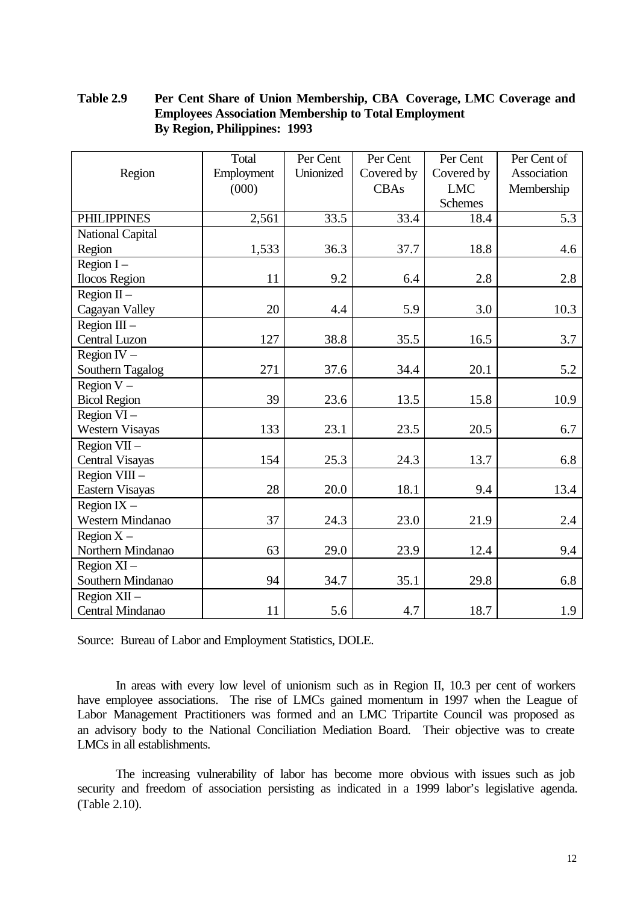**Table 2.9 Per Cent Share of Union Membership, CBA Coverage, LMC Coverage and Employees Association Membership to Total Employment By Region, Philippines: 1993**

| Region | Total Employment (000) | Per Cent Unionized | Per Cent Covered by CBAs | Per Cent Covered by LMC Schemes | Per Cent of Association Membership |
|---|---|---|---|---|---|
| PHILIPPINES | 2,561 | 33.5 | 33.4 | 18.4 | 5.3 |
| National Capital Region | 1,533 | 36.3 | 37.7 | 18.8 | 4.6 |
| Region I – Ilocos Region | 11 | 9.2 | 6.4 | 2.8 | 2.8 |
| Region II – Cagayan Valley | 20 | 4.4 | 5.9 | 3.0 | 10.3 |
| Region III – Central Luzon | 127 | 38.8 | 35.5 | 16.5 | 3.7 |
| Region IV – Southern Tagalog | 271 | 37.6 | 34.4 | 20.1 | 5.2 |
| Region V – Bicol Region | 39 | 23.6 | 13.5 | 15.8 | 10.9 |
| Region VI – Western Visayas | 133 | 23.1 | 23.5 | 20.5 | 6.7 |
| Region VII – Central Visayas | 154 | 25.3 | 24.3 | 13.7 | 6.8 |
| Region VIII – Eastern Visayas | 28 | 20.0 | 18.1 | 9.4 | 13.4 |
| Region IX – Western Mindanao | 37 | 24.3 | 23.0 | 21.9 | 2.4 |
| Region X – Northern Mindanao | 63 | 29.0 | 23.9 | 12.4 | 9.4 |
| Region XI – Southern Mindanao | 94 | 34.7 | 35.1 | 29.8 | 6.8 |
| Region XII – Central Mindanao | 11 | 5.6 | 4.7 | 18.7 | 1.9 |

Source: Bureau of Labor and Employment Statistics, DOLE.

In areas with every low level of unionism such as in Region II, 10.3 per cent of workers have employee associations. The rise of LMCs gained momentum in 1997 when the League of Labor Management Practitioners was formed and an LMC Tripartite Council was proposed as an advisory body to the National Conciliation Mediation Board. Their objective was to create LMCs in all establishments.

The increasing vulnerability of labor has become more obvious with issues such as job security and freedom of association persisting as indicated in a 1999 labor's legislative agenda. (Table 2.10).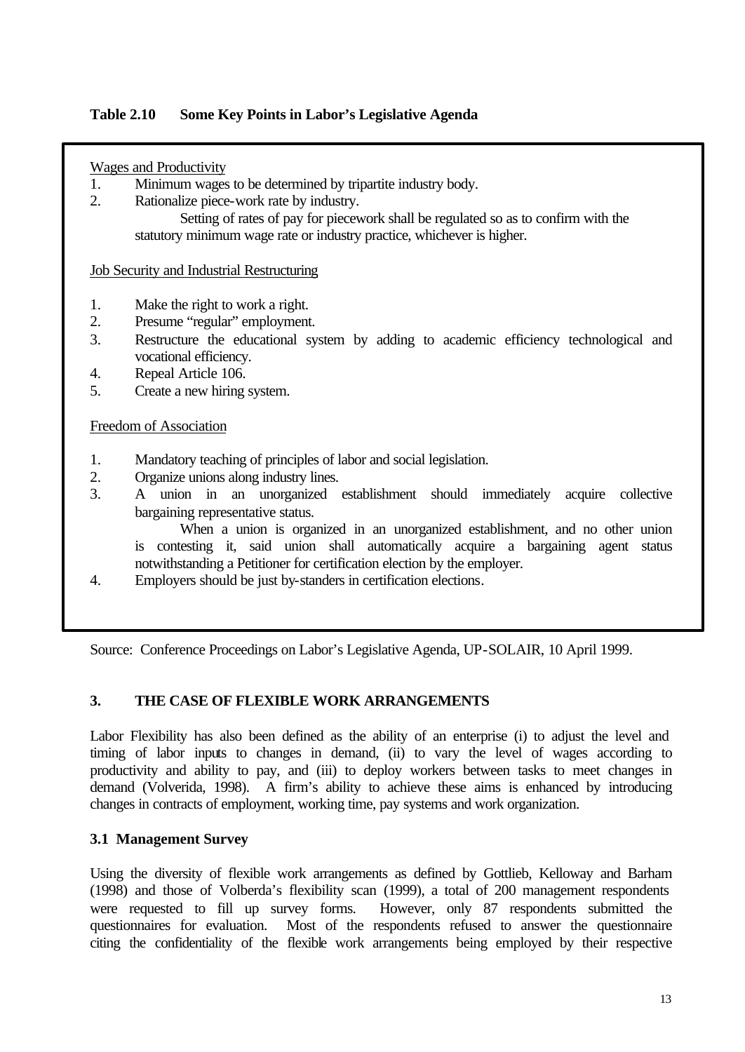**Table 2.10 Some Key Points in Labor's Legislative Agenda**

Wages and Productivity

1. Minimum wages to be determined by tripartite industry body.
2. Rationalize piece-work rate by industry.

   Setting of rates of pay for piecework shall be regulated so as to confirm with the statutory minimum wage rate or industry practice, whichever is higher.

Job Security and Industrial Restructuring

1. Make the right to work a right.
2. Presume "regular" employment.
3. Restructure the educational system by adding to academic efficiency technological and vocational efficiency.
4. Repeal Article 106.
5. Create a new hiring system.

Freedom of Association

1. Mandatory teaching of principles of labor and social legislation.
2. Organize unions along industry lines.
3. A union in an unorganized establishment should immediately acquire collective bargaining representative status.

   When a union is organized in an unorganized establishment, and no other union is contesting it, said union shall automatically acquire a bargaining agent status notwithstanding a Petitioner for certification election by the employer.
4. Employers should be just by-standers in certification elections.

Source: Conference Proceedings on Labor's Legislative Agenda, UP-SOLAIR, 10 April 1999.

## 3. THE CASE OF FLEXIBLE WORK ARRANGEMENTS

Labor Flexibility has also been defined as the ability of an enterprise (i) to adjust the level and timing of labor inputs to changes in demand, (ii) to vary the level of wages according to productivity and ability to pay, and (iii) to deploy workers between tasks to meet changes in demand (Volverida, 1998). A firm's ability to achieve these aims is enhanced by introducing changes in contracts of employment, working time, pay systems and work organization.

### 3.1 Management Survey

Using the diversity of flexible work arrangements as defined by Gottlieb, Kelloway and Barham (1998) and those of Volberda's flexibility scan (1999), a total of 200 management respondents were requested to fill up survey forms. However, only 87 respondents submitted the questionnaires for evaluation. Most of the respondents refused to answer the questionnaire citing the confidentiality of the flexible work arrangements being employed by their respective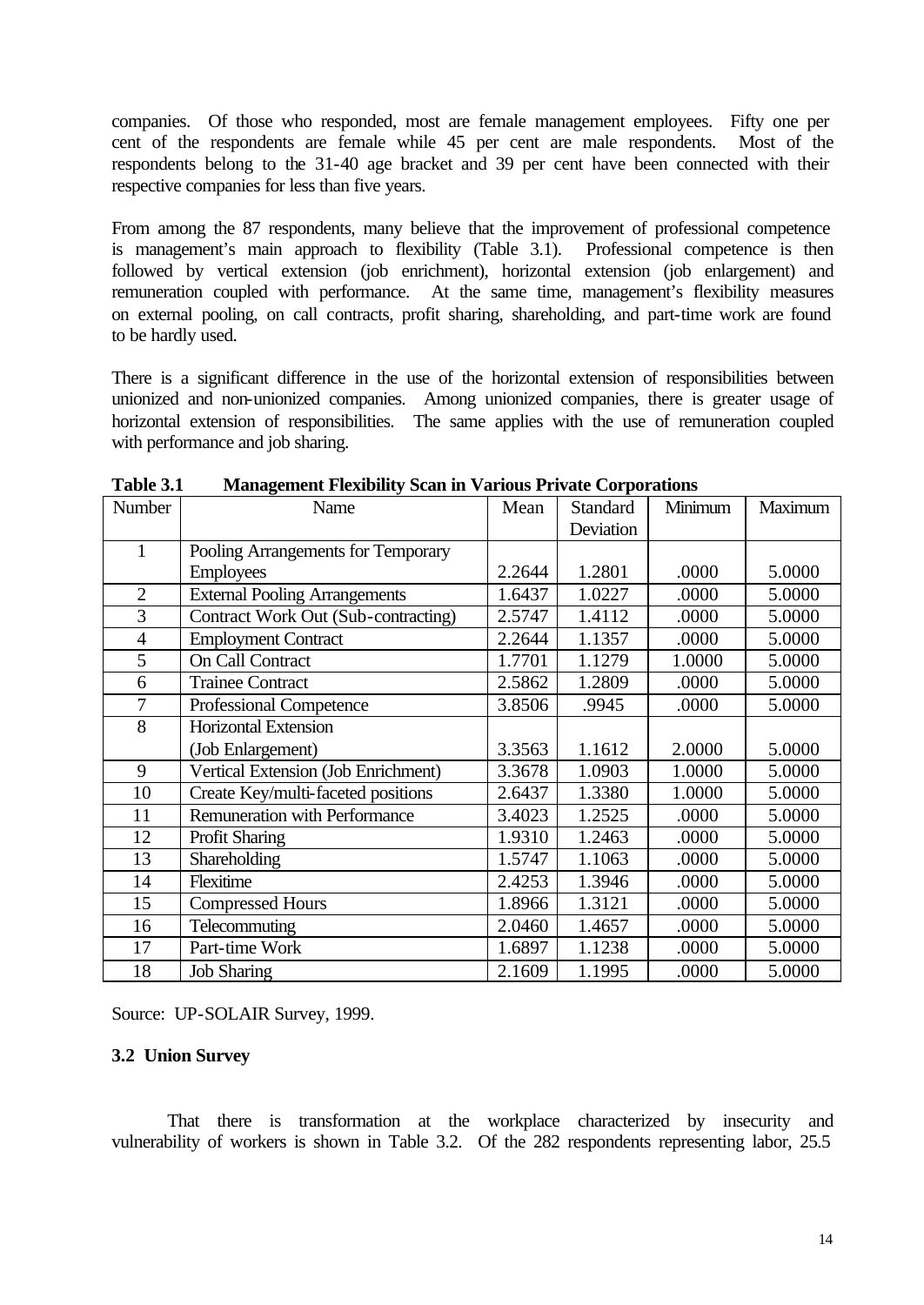companies. Of those who responded, most are female management employees. Fifty one per cent of the respondents are female while 45 per cent are male respondents. Most of the respondents belong to the 31-40 age bracket and 39 per cent have been connected with their respective companies for less than five years.

From among the 87 respondents, many believe that the improvement of professional competence is management's main approach to flexibility (Table 3.1). Professional competence is then followed by vertical extension (job enrichment), horizontal extension (job enlargement) and remuneration coupled with performance. At the same time, management's flexibility measures on external pooling, on call contracts, profit sharing, shareholding, and part-time work are found to be hardly used.

There is a significant difference in the use of the horizontal extension of responsibilities between unionized and non-unionized companies. Among unionized companies, there is greater usage of horizontal extension of responsibilities. The same applies with the use of remuneration coupled with performance and job sharing.

**Table 3.1 Management Flexibility Scan in Various Private Corporations**

| Number | Name | Mean | Standard Deviation | Minimum | Maximum |
|---|---|---|---|---|---|
| 1 | Pooling Arrangements for Temporary Employees | 2.2644 | 1.2801 | .0000 | 5.0000 |
| 2 | External Pooling Arrangements | 1.6437 | 1.0227 | .0000 | 5.0000 |
| 3 | Contract Work Out (Sub-contracting) | 2.5747 | 1.4112 | .0000 | 5.0000 |
| 4 | Employment Contract | 2.2644 | 1.1357 | .0000 | 5.0000 |
| 5 | On Call Contract | 1.7701 | 1.1279 | 1.0000 | 5.0000 |
| 6 | Trainee Contract | 2.5862 | 1.2809 | .0000 | 5.0000 |
| 7 | Professional Competence | 3.8506 | .9945 | .0000 | 5.0000 |
| 8 | Horizontal Extension (Job Enlargement) | 3.3563 | 1.1612 | 2.0000 | 5.0000 |
| 9 | Vertical Extension (Job Enrichment) | 3.3678 | 1.0903 | 1.0000 | 5.0000 |
| 10 | Create Key/multi-faceted positions | 2.6437 | 1.3380 | 1.0000 | 5.0000 |
| 11 | Remuneration with Performance | 3.4023 | 1.2525 | .0000 | 5.0000 |
| 12 | Profit Sharing | 1.9310 | 1.2463 | .0000 | 5.0000 |
| 13 | Shareholding | 1.5747 | 1.1063 | .0000 | 5.0000 |
| 14 | Flexitime | 2.4253 | 1.3946 | .0000 | 5.0000 |
| 15 | Compressed Hours | 1.8966 | 1.3121 | .0000 | 5.0000 |
| 16 | Telecommuting | 2.0460 | 1.4657 | .0000 | 5.0000 |
| 17 | Part-time Work | 1.6897 | 1.1238 | .0000 | 5.0000 |
| 18 | Job Sharing | 2.1609 | 1.1995 | .0000 | 5.0000 |

Source: UP-SOLAIR Survey, 1999.

### 3.2 Union Survey

That there is transformation at the workplace characterized by insecurity and vulnerability of workers is shown in Table 3.2. Of the 282 respondents representing labor, 25.5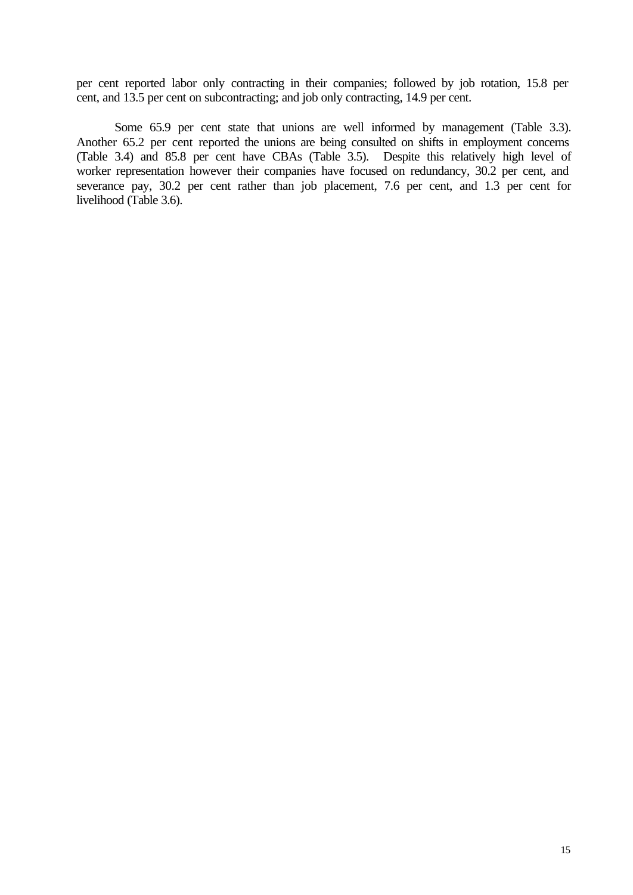per cent reported labor only contracting in their companies; followed by job rotation, 15.8 per cent, and 13.5 per cent on subcontracting; and job only contracting, 14.9 per cent.

Some 65.9 per cent state that unions are well informed by management (Table 3.3). Another 65.2 per cent reported the unions are being consulted on shifts in employment concerns (Table 3.4) and 85.8 per cent have CBAs (Table 3.5). Despite this relatively high level of worker representation however their companies have focused on redundancy, 30.2 per cent, and severance pay, 30.2 per cent rather than job placement, 7.6 per cent, and 1.3 per cent for livelihood (Table 3.6).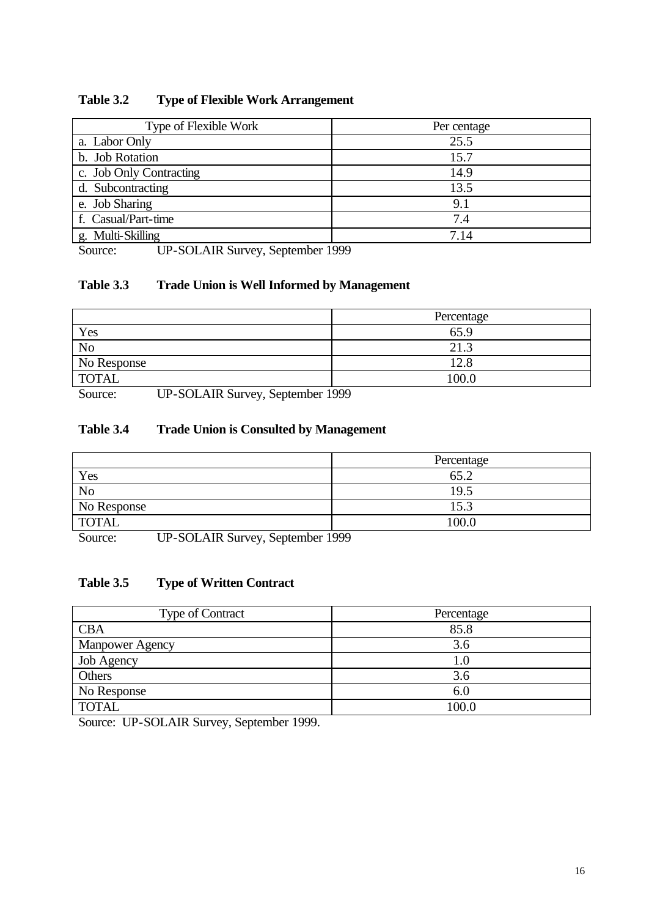**Table 3.2 Type of Flexible Work Arrangement**

| Type of Flexible Work | Per centage |
|---|---|
| a. Labor Only | 25.5 |
| b. Job Rotation | 15.7 |
| c. Job Only Contracting | 14.9 |
| d. Subcontracting | 13.5 |
| e. Job Sharing | 9.1 |
| f. Casual/Part-time | 7.4 |
| g. Multi-Skilling | 7.14 |

Source: UP-SOLAIR Survey, September 1999

**Table 3.3 Trade Union is Well Informed by Management**

| | Percentage |
|---|---|
| Yes | 65.9 |
| No | 21.3 |
| No Response | 12.8 |
| TOTAL | 100.0 |

Source: UP-SOLAIR Survey, September 1999

**Table 3.4 Trade Union is Consulted by Management**

| | Percentage |
|---|---|
| Yes | 65.2 |
| No | 19.5 |
| No Response | 15.3 |
| TOTAL | 100.0 |

Source: UP-SOLAIR Survey, September 1999

**Table 3.5 Type of Written Contract**

| Type of Contract | Percentage |
|---|---|
| CBA | 85.8 |
| Manpower Agency | 3.6 |
| Job Agency | 1.0 |
| Others | 3.6 |
| No Response | 6.0 |
| TOTAL | 100.0 |

Source: UP-SOLAIR Survey, September 1999.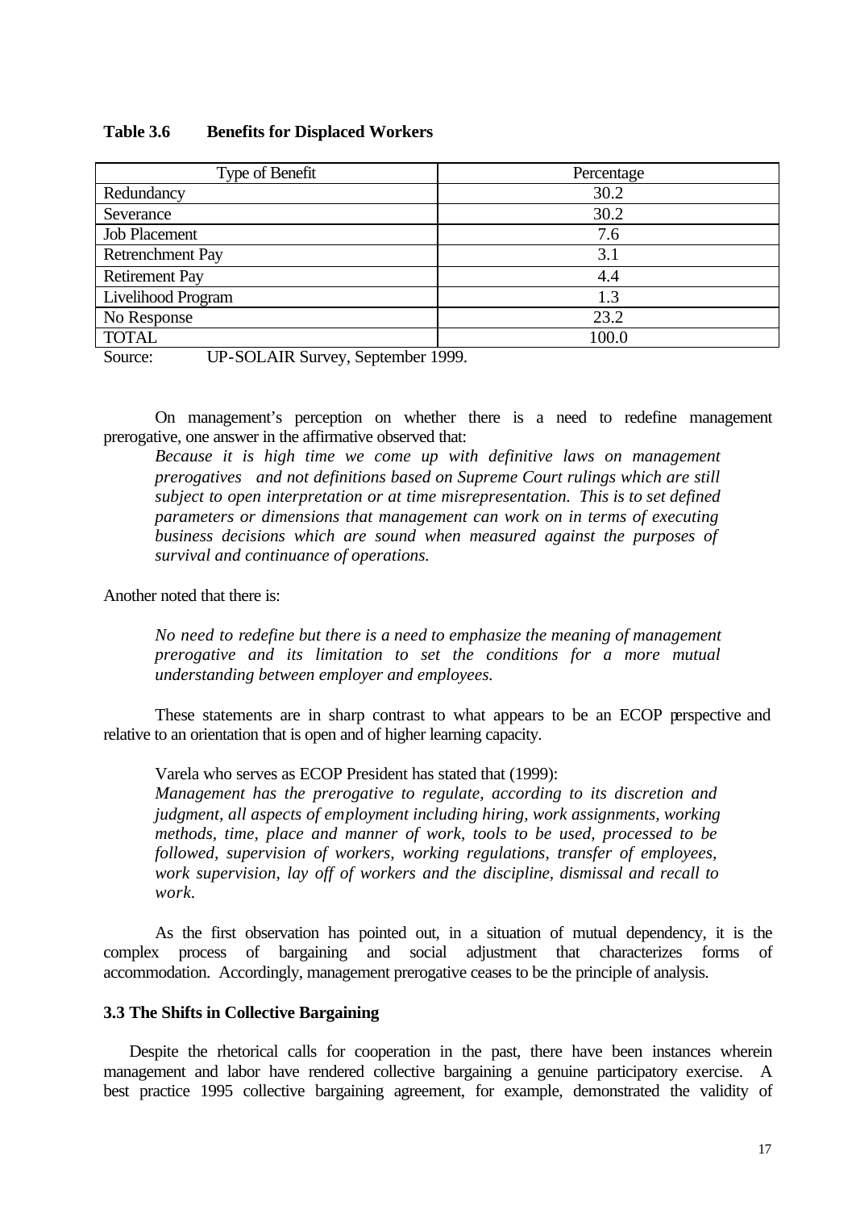**Table 3.6 Benefits for Displaced Workers**

| Type of Benefit | Percentage |
|---|---|
| Redundancy | 30.2 |
| Severance | 30.2 |
| Job Placement | 7.6 |
| Retrenchment Pay | 3.1 |
| Retirement Pay | 4.4 |
| Livelihood Program | 1.3 |
| No Response | 23.2 |
| TOTAL | 100.0 |

Source: UP-SOLAIR Survey, September 1999.

On management's perception on whether there is a need to redefine management prerogative, one answer in the affirmative observed that:

> *Because it is high time we come up with definitive laws on management prerogatives and not definitions based on Supreme Court rulings which are still subject to open interpretation or at time misrepresentation. This is to set defined parameters or dimensions that management can work on in terms of executing business decisions which are sound when measured against the purposes of survival and continuance of operations.*

Another noted that there is:

> *No need to redefine but there is a need to emphasize the meaning of management prerogative and its limitation to set the conditions for a more mutual understanding between employer and employees.*

These statements are in sharp contrast to what appears to be an ECOP perspective and relative to an orientation that is open and of higher learning capacity.

Varela who serves as ECOP President has stated that (1999):

> *Management has the prerogative to regulate, according to its discretion and judgment, all aspects of employment including hiring, work assignments, working methods, time, place and manner of work, tools to be used, processed to be followed, supervision of workers, working regulations, transfer of employees, work supervision, lay off of workers and the discipline, dismissal and recall to work.*

As the first observation has pointed out, in a situation of mutual dependency, it is the complex process of bargaining and social adjustment that characterizes forms of accommodation. Accordingly, management prerogative ceases to be the principle of analysis.

### 3.3 The Shifts in Collective Bargaining

Despite the rhetorical calls for cooperation in the past, there have been instances wherein management and labor have rendered collective bargaining a genuine participatory exercise. A best practice 1995 collective bargaining agreement, for example, demonstrated the validity of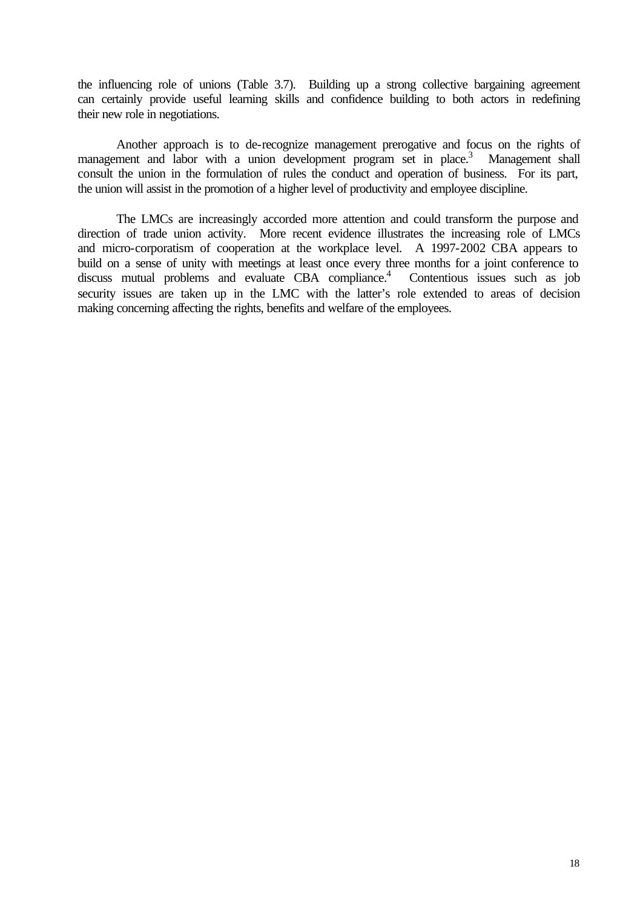the influencing role of unions (Table 3.7). Building up a strong collective bargaining agreement can certainly provide useful learning skills and confidence building to both actors in redefining their new role in negotiations.

Another approach is to de-recognize management prerogative and focus on the rights of management and labor with a union development program set in place.[3] Management shall consult the union in the formulation of rules the conduct and operation of business. For its part, the union will assist in the promotion of a higher level of productivity and employee discipline.

The LMCs are increasingly accorded more attention and could transform the purpose and direction of trade union activity. More recent evidence illustrates the increasing role of LMCs and micro-corporatism of cooperation at the workplace level. A 1997-2002 CBA appears to build on a sense of unity with meetings at least once every three months for a joint conference to discuss mutual problems and evaluate CBA compliance.[4] Contentious issues such as job security issues are taken up in the LMC with the latter's role extended to areas of decision making concerning affecting the rights, benefits and welfare of the employees.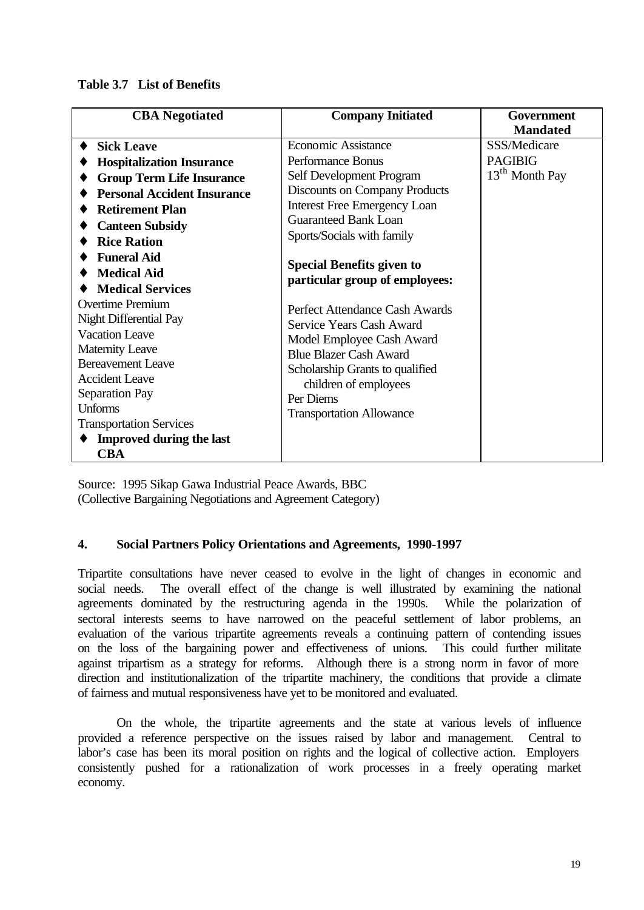**Table 3.7 List of Benefits**

| CBA Negotiated | Company Initiated | Government Mandated |
|---|---|---|
| ♦ **Sick Leave** | Economic Assistance | SSS/Medicare |
| ♦ **Hospitalization Insurance** | Performance Bonus | PAGIBIG |
| ♦ **Group Term Life Insurance** | Self Development Program | 13th Month Pay |
| ♦ **Personal Accident Insurance** | Discounts on Company Products | |
| ♦ **Retirement Plan** | Interest Free Emergency Loan | |
| ♦ **Canteen Subsidy** | Guaranteed Bank Loan | |
| ♦ **Rice Ration** | Sports/Socials with family | |
| ♦ **Funeral Aid** | | |
| ♦ **Medical Aid** | **Special Benefits given to particular group of employees:** | |
| ♦ **Medical Services** | | |
| Overtime Premium | Perfect Attendance Cash Awards | |
| Night Differential Pay | Service Years Cash Award | |
| Vacation Leave | Model Employee Cash Award | |
| Maternity Leave | Blue Blazer Cash Award | |
| Bereavement Leave | Scholarship Grants to qualified children of employees | |
| Accident Leave | Per Diems | |
| Separation Pay | Transportation Allowance | |
| Unforms | | |
| Transportation Services | | |
| ♦ **Improved during the last CBA** | | |

Source: 1995 Sikap Gawa Industrial Peace Awards, BBC
(Collective Bargaining Negotiations and Agreement Category)

## 4. Social Partners Policy Orientations and Agreements, 1990-1997

Tripartite consultations have never ceased to evolve in the light of changes in economic and social needs. The overall effect of the change is well illustrated by examining the national agreements dominated by the restructuring agenda in the 1990s. While the polarization of sectoral interests seems to have narrowed on the peaceful settlement of labor problems, an evaluation of the various tripartite agreements reveals a continuing pattern of contending issues on the loss of the bargaining power and effectiveness of unions. This could further militate against tripartism as a strategy for reforms. Although there is a strong norm in favor of more direction and institutionalization of the tripartite machinery, the conditions that provide a climate of fairness and mutual responsiveness have yet to be monitored and evaluated.

On the whole, the tripartite agreements and the state at various levels of influence provided a reference perspective on the issues raised by labor and management. Central to labor's case has been its moral position on rights and the logical of collective action. Employers consistently pushed for a rationalization of work processes in a freely operating market economy.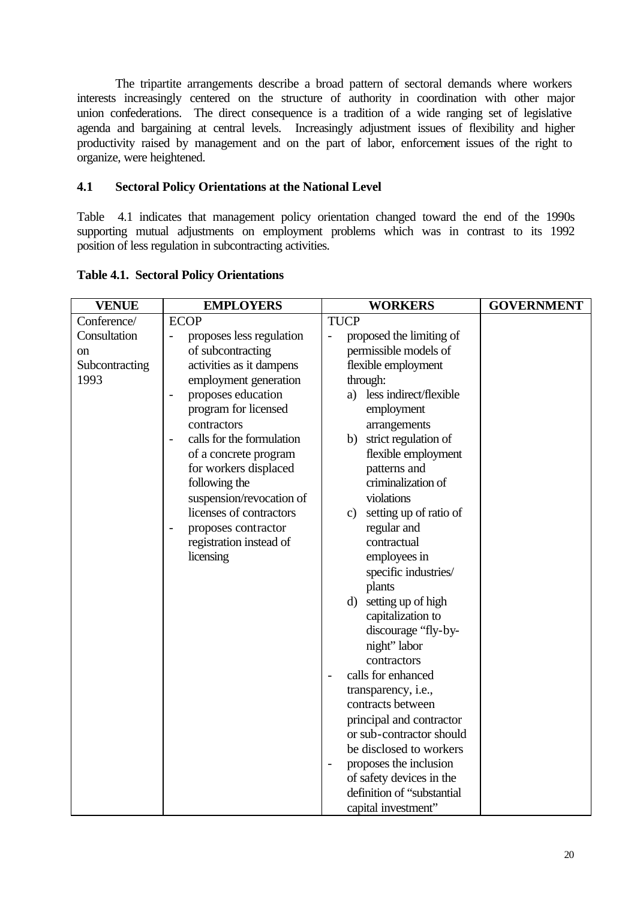The tripartite arrangements describe a broad pattern of sectoral demands where workers interests increasingly centered on the structure of authority in coordination with other major union confederations. The direct consequence is a tradition of a wide ranging set of legislative agenda and bargaining at central levels. Increasingly adjustment issues of flexibility and higher productivity raised by management and on the part of labor, enforcement issues of the right to organize, were heightened.

### 4.1 Sectoral Policy Orientations at the National Level

Table 4.1 indicates that management policy orientation changed toward the end of the 1990s supporting mutual adjustments on employment problems which was in contrast to its 1992 position of less regulation in subcontracting activities.

**Table 4.1. Sectoral Policy Orientations**

| VENUE | EMPLOYERS | WORKERS | GOVERNMENT |
|---|---|---|---|
| Conference/ Consultation on Subcontracting 1993 | ECOP<br>- proposes less regulation of subcontracting activities as it dampens employment generation<br>- proposes education program for licensed contractors<br>- calls for the formulation of a concrete program for workers displaced following the suspension/revocation of licenses of contractors<br>- proposes contractor registration instead of licensing | TUCP<br>- proposed the limiting of permissible models of flexible employment through:<br>a) less indirect/flexible employment arrangements<br>b) strict regulation of flexible employment patterns and criminalization of violations<br>c) setting up of ratio of regular and contractual employees in specific industries/ plants<br>d) setting up of high capitalization to discourage "fly-by-night" labor contractors<br>- calls for enhanced transparency, i.e., contracts between principal and contractor or sub-contractor should be disclosed to workers<br>- proposes the inclusion of safety devices in the definition of "substantial capital investment" | |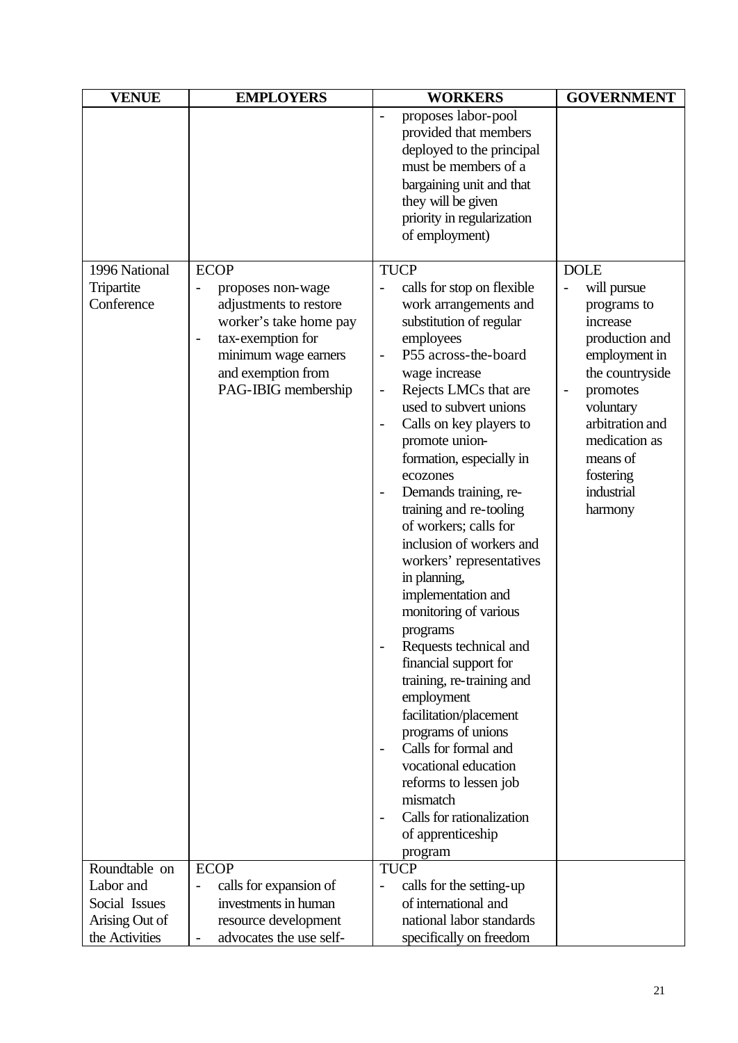| VENUE | EMPLOYERS | WORKERS | GOVERNMENT |
|---|---|---|---|
| | | - proposes labor-pool provided that members deployed to the principal must be members of a bargaining unit and that they will be given priority in regularization of employment) | |
| 1996 National Tripartite Conference | ECOP<br>- proposes non-wage adjustments to restore worker's take home pay<br>- tax-exemption for minimum wage earners and exemption from PAG-IBIG membership | TUCP<br>- calls for stop on flexible work arrangements and substitution of regular employees<br>- P55 across-the-board wage increase<br>- Rejects LMCs that are used to subvert unions<br>- Calls on key players to promote union-formation, especially in ecozones<br>- Demands training, re-training and re-tooling of workers; calls for inclusion of workers and workers' representatives in planning, implementation and monitoring of various programs<br>- Requests technical and financial support for training, re-training and employment facilitation/placement programs of unions<br>- Calls for formal and vocational education reforms to lessen job mismatch<br>- Calls for rationalization of apprenticeship program | DOLE<br>- will pursue programs to increase production and employment in the countryside<br>- promotes voluntary arbitration and medication as means of fostering industrial harmony |
| Roundtable on Labor and Social Issues Arising Out of the Activities | ECOP<br>- calls for expansion of investments in human resource development<br>- advocates the use self- | TUCP<br>- calls for the setting-up of international and national labor standards specifically on freedom | |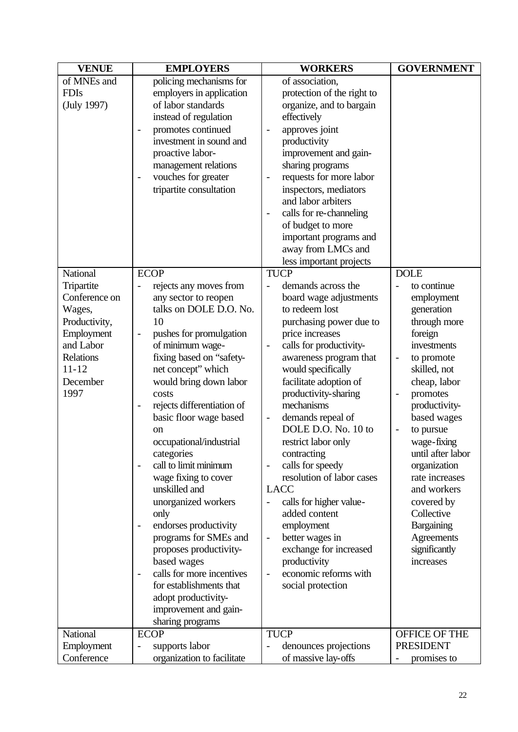| VENUE | EMPLOYERS | WORKERS | GOVERNMENT |
|---|---|---|---|
| of MNEs and FDIs (July 1997) | policing mechanisms for employers in application of labor standards instead of regulation<br>- promotes continued investment in sound and proactive labor-management relations<br>- vouches for greater tripartite consultation | of association, protection of the right to organize, and to bargain effectively<br>- approves joint productivity improvement and gain-sharing programs<br>- requests for more labor inspectors, mediators and labor arbiters<br>- calls for re-channeling of budget to more important programs and away from LMCs and less important projects | |
| National Tripartite Conference on Wages, Productivity, Employment and Labor Relations 11-12 December 1997 | ECOP<br>- rejects any moves from any sector to reopen talks on DOLE D.O. No. 10<br>- pushes for promulgation of minimum wage-fixing based on "safety-net concept" which would bring down labor costs<br>- rejects differentiation of basic floor wage based on occupational/industrial categories<br>- call to limit minimum wage fixing to cover unskilled and unorganized workers only<br>- endorses productivity programs for SMEs and proposes productivity-based wages<br>- calls for more incentives for establishments that adopt productivity-improvement and gain-sharing programs | TUCP<br>- demands across the board wage adjustments to redeem lost purchasing power due to price increases<br>- calls for productivity-awareness program that would specifically facilitate adoption of productivity-sharing mechanisms<br>- demands repeal of DOLE D.O. No. 10 to restrict labor only contracting<br>- calls for speedy resolution of labor cases<br>LACC<br>- calls for higher value-added content employment<br>- better wages in exchange for increased productivity<br>- economic reforms with social protection | DOLE<br>- to continue employment generation through more foreign investments<br>- to promote skilled, not cheap, labor<br>- promotes productivity-based wages<br>- to pursue wage-fixing until after labor organization rate increases and workers covered by Collective Bargaining Agreements significantly increases |
| National Employment Conference | ECOP<br>- supports labor organization to facilitate | TUCP<br>- denounces projections of massive lay-offs | OFFICE OF THE PRESIDENT<br>- promises to |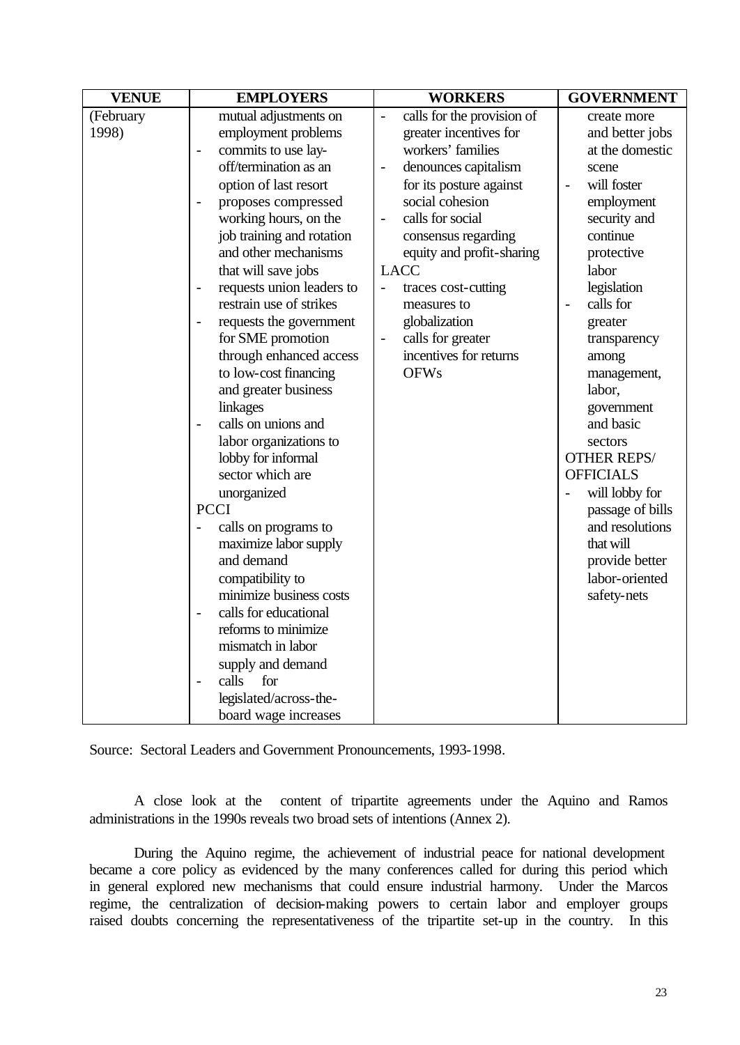| VENUE | EMPLOYERS | WORKERS | GOVERNMENT |
|---|---|---|---|
| (February 1998) | mutual adjustments on employment problems<br>- commits to use lay-off/termination as an option of last resort<br>- proposes compressed working hours, on the job training and rotation and other mechanisms that will save jobs<br>- requests union leaders to restrain use of strikes<br>- requests the government for SME promotion through enhanced access to low-cost financing and greater business linkages<br>- calls on unions and labor organizations to lobby for informal sector which are unorganized<br>PCCI<br>- calls on programs to maximize labor supply and demand compatibility to minimize business costs<br>- calls for educational reforms to minimize mismatch in labor supply and demand<br>- calls for legislated/across-the-board wage increases | - calls for the provision of greater incentives for workers' families<br>- denounces capitalism for its posture against social cohesion<br>- calls for social consensus regarding equity and profit-sharing<br>LACC<br>- traces cost-cutting measures to globalization<br>- calls for greater incentives for returns OFWs | create more and better jobs at the domestic scene<br>- will foster employment security and continue protective labor legislation<br>- calls for greater transparency among management, labor, government and basic sectors<br>OTHER REPS/ OFFICIALS<br>- will lobby for passage of bills and resolutions that will provide better labor-oriented safety-nets |

Source: Sectoral Leaders and Government Pronouncements, 1993-1998.

A close look at the content of tripartite agreements under the Aquino and Ramos administrations in the 1990s reveals two broad sets of intentions (Annex 2).

During the Aquino regime, the achievement of industrial peace for national development became a core policy as evidenced by the many conferences called for during this period which in general explored new mechanisms that could ensure industrial harmony. Under the Marcos regime, the centralization of decision-making powers to certain labor and employer groups raised doubts concerning the representativeness of the tripartite set-up in the country. In this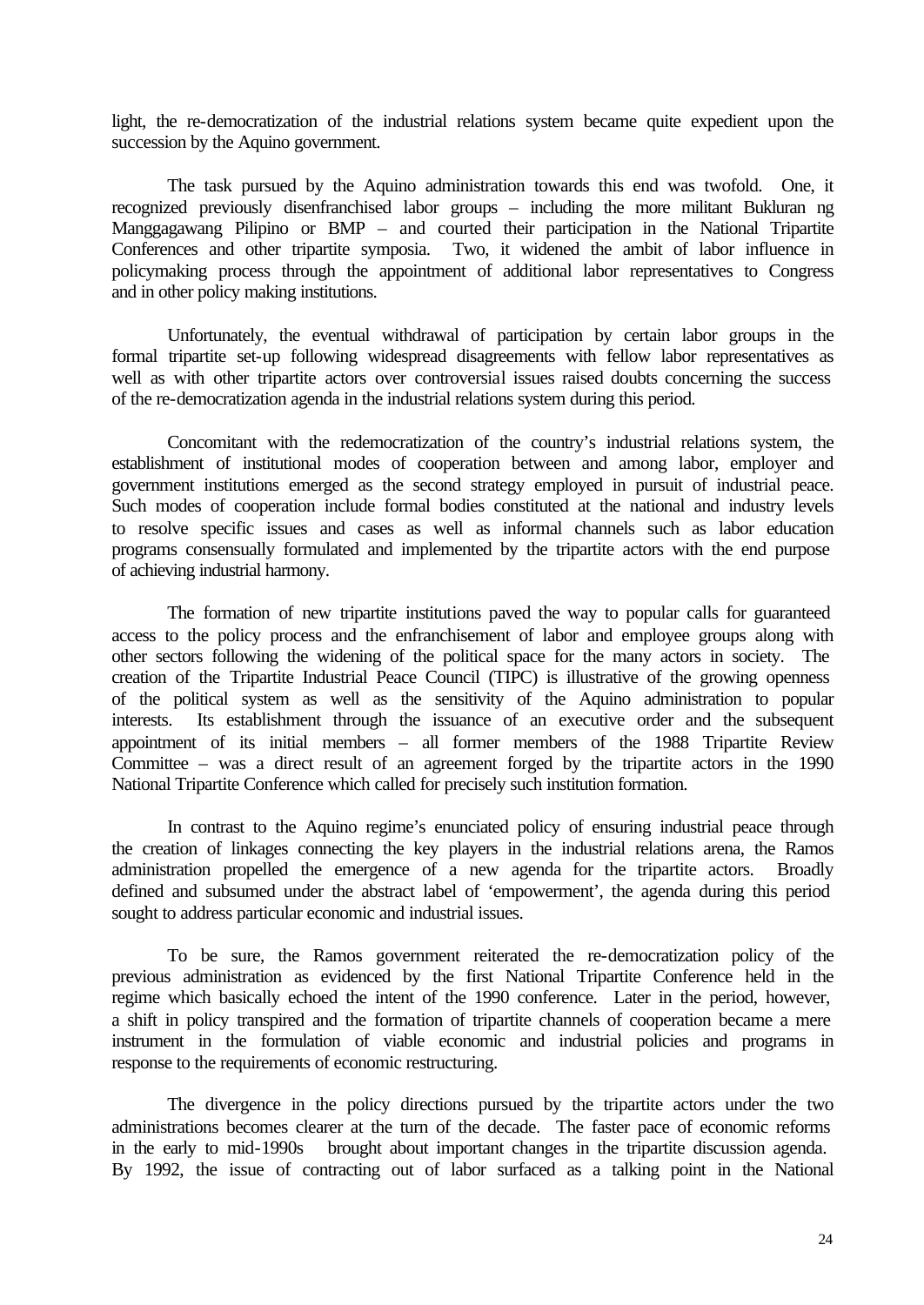light, the re-democratization of the industrial relations system became quite expedient upon the succession by the Aquino government.

The task pursued by the Aquino administration towards this end was twofold. One, it recognized previously disenfranchised labor groups – including the more militant Bukluran ng Manggagawang Pilipino or BMP – and courted their participation in the National Tripartite Conferences and other tripartite symposia. Two, it widened the ambit of labor influence in policymaking process through the appointment of additional labor representatives to Congress and in other policy making institutions.

Unfortunately, the eventual withdrawal of participation by certain labor groups in the formal tripartite set-up following widespread disagreements with fellow labor representatives as well as with other tripartite actors over controversial issues raised doubts concerning the success of the re-democratization agenda in the industrial relations system during this period.

Concomitant with the redemocratization of the country's industrial relations system, the establishment of institutional modes of cooperation between and among labor, employer and government institutions emerged as the second strategy employed in pursuit of industrial peace. Such modes of cooperation include formal bodies constituted at the national and industry levels to resolve specific issues and cases as well as informal channels such as labor education programs consensually formulated and implemented by the tripartite actors with the end purpose of achieving industrial harmony.

The formation of new tripartite institutions paved the way to popular calls for guaranteed access to the policy process and the enfranchisement of labor and employee groups along with other sectors following the widening of the political space for the many actors in society. The creation of the Tripartite Industrial Peace Council (TIPC) is illustrative of the growing openness of the political system as well as the sensitivity of the Aquino administration to popular interests. Its establishment through the issuance of an executive order and the subsequent appointment of its initial members – all former members of the 1988 Tripartite Review Committee – was a direct result of an agreement forged by the tripartite actors in the 1990 National Tripartite Conference which called for precisely such institution formation.

In contrast to the Aquino regime's enunciated policy of ensuring industrial peace through the creation of linkages connecting the key players in the industrial relations arena, the Ramos administration propelled the emergence of a new agenda for the tripartite actors. Broadly defined and subsumed under the abstract label of 'empowerment', the agenda during this period sought to address particular economic and industrial issues.

To be sure, the Ramos government reiterated the re-democratization policy of the previous administration as evidenced by the first National Tripartite Conference held in the regime which basically echoed the intent of the 1990 conference. Later in the period, however, a shift in policy transpired and the formation of tripartite channels of cooperation became a mere instrument in the formulation of viable economic and industrial policies and programs in response to the requirements of economic restructuring.

The divergence in the policy directions pursued by the tripartite actors under the two administrations becomes clearer at the turn of the decade. The faster pace of economic reforms in the early to mid-1990s brought about important changes in the tripartite discussion agenda. By 1992, the issue of contracting out of labor surfaced as a talking point in the National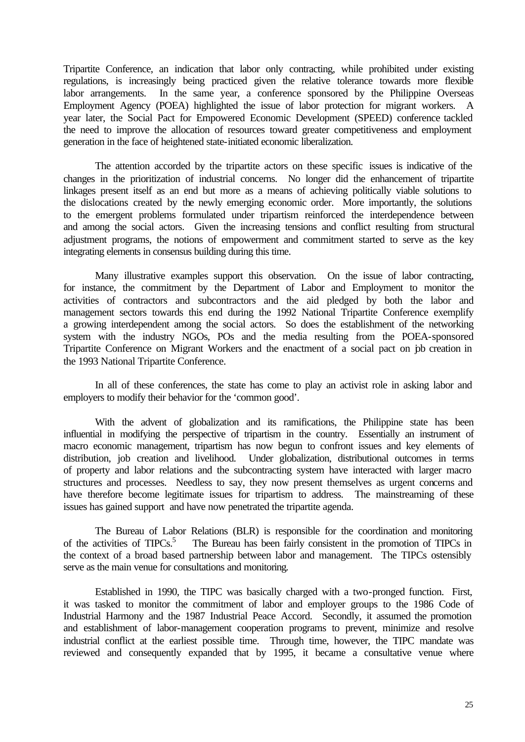Tripartite Conference, an indication that labor only contracting, while prohibited under existing regulations, is increasingly being practiced given the relative tolerance towards more flexible labor arrangements. In the same year, a conference sponsored by the Philippine Overseas Employment Agency (POEA) highlighted the issue of labor protection for migrant workers. A year later, the Social Pact for Empowered Economic Development (SPEED) conference tackled the need to improve the allocation of resources toward greater competitiveness and employment generation in the face of heightened state-initiated economic liberalization.

The attention accorded by the tripartite actors on these specific issues is indicative of the changes in the prioritization of industrial concerns. No longer did the enhancement of tripartite linkages present itself as an end but more as a means of achieving politically viable solutions to the dislocations created by the newly emerging economic order. More importantly, the solutions to the emergent problems formulated under tripartism reinforced the interdependence between and among the social actors. Given the increasing tensions and conflict resulting from structural adjustment programs, the notions of empowerment and commitment started to serve as the key integrating elements in consensus building during this time.

Many illustrative examples support this observation. On the issue of labor contracting, for instance, the commitment by the Department of Labor and Employment to monitor the activities of contractors and subcontractors and the aid pledged by both the labor and management sectors towards this end during the 1992 National Tripartite Conference exemplify a growing interdependent among the social actors. So does the establishment of the networking system with the industry NGOs, POs and the media resulting from the POEA-sponsored Tripartite Conference on Migrant Workers and the enactment of a social pact on job creation in the 1993 National Tripartite Conference.

In all of these conferences, the state has come to play an activist role in asking labor and employers to modify their behavior for the 'common good'.

With the advent of globalization and its ramifications, the Philippine state has been influential in modifying the perspective of tripartism in the country. Essentially an instrument of macro economic management, tripartism has now begun to confront issues and key elements of distribution, job creation and livelihood. Under globalization, distributional outcomes in terms of property and labor relations and the subcontracting system have interacted with larger macro structures and processes. Needless to say, they now present themselves as urgent concerns and have therefore become legitimate issues for tripartism to address. The mainstreaming of these issues has gained support and have now penetrated the tripartite agenda.

The Bureau of Labor Relations (BLR) is responsible for the coordination and monitoring of the activities of TIPCs.[5] The Bureau has been fairly consistent in the promotion of TIPCs in the context of a broad based partnership between labor and management. The TIPCs ostensibly serve as the main venue for consultations and monitoring.

Established in 1990, the TIPC was basically charged with a two-pronged function. First, it was tasked to monitor the commitment of labor and employer groups to the 1986 Code of Industrial Harmony and the 1987 Industrial Peace Accord. Secondly, it assumed the promotion and establishment of labor-management cooperation programs to prevent, minimize and resolve industrial conflict at the earliest possible time. Through time, however, the TIPC mandate was reviewed and consequently expanded that by 1995, it became a consultative venue where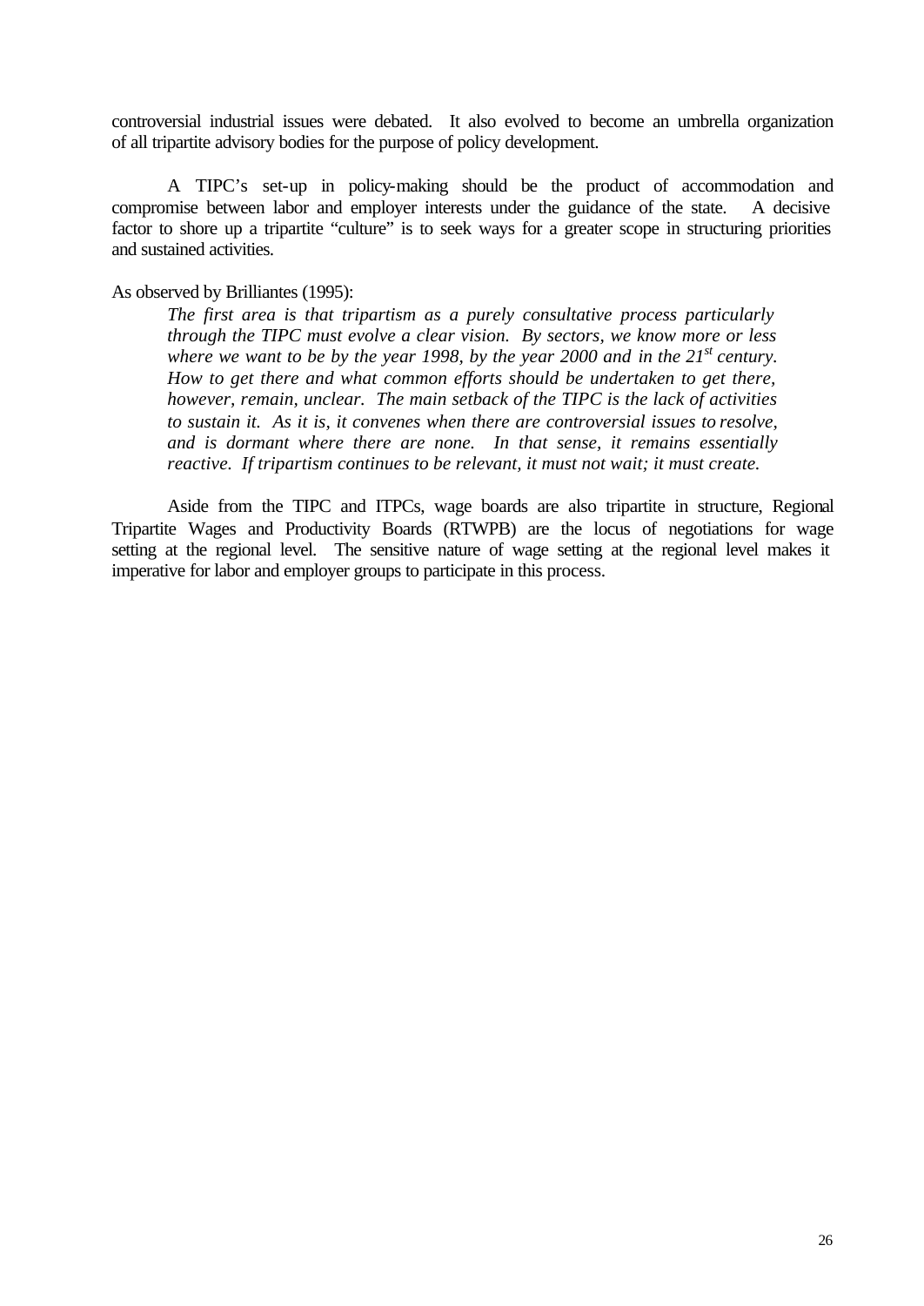controversial industrial issues were debated. It also evolved to become an umbrella organization of all tripartite advisory bodies for the purpose of policy development.

A TIPC's set-up in policy-making should be the product of accommodation and compromise between labor and employer interests under the guidance of the state. A decisive factor to shore up a tripartite "culture" is to seek ways for a greater scope in structuring priorities and sustained activities.

As observed by Brilliantes (1995):

> *The first area is that tripartism as a purely consultative process particularly through the TIPC must evolve a clear vision. By sectors, we know more or less where we want to be by the year 1998, by the year 2000 and in the 21st century. How to get there and what common efforts should be undertaken to get there, however, remain, unclear. The main setback of the TIPC is the lack of activities to sustain it. As it is, it convenes when there are controversial issues to resolve, and is dormant where there are none. In that sense, it remains essentially reactive. If tripartism continues to be relevant, it must not wait; it must create.*

Aside from the TIPC and ITPCs, wage boards are also tripartite in structure, Regional Tripartite Wages and Productivity Boards (RTWPB) are the locus of negotiations for wage setting at the regional level. The sensitive nature of wage setting at the regional level makes it imperative for labor and employer groups to participate in this process.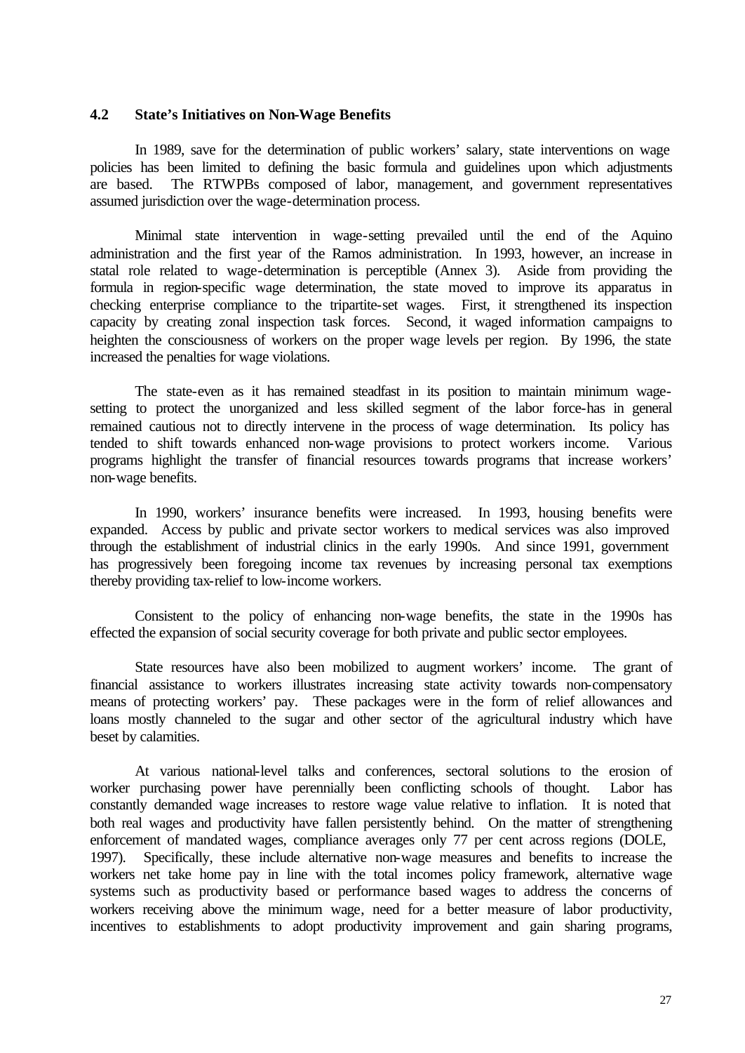## 4.2 State's Initiatives on Non-Wage Benefits

In 1989, save for the determination of public workers' salary, state interventions on wage policies has been limited to defining the basic formula and guidelines upon which adjustments are based. The RTWPBs composed of labor, management, and government representatives assumed jurisdiction over the wage-determination process.

Minimal state intervention in wage-setting prevailed until the end of the Aquino administration and the first year of the Ramos administration. In 1993, however, an increase in statal role related to wage-determination is perceptible (Annex 3). Aside from providing the formula in region-specific wage determination, the state moved to improve its apparatus in checking enterprise compliance to the tripartite-set wages. First, it strengthened its inspection capacity by creating zonal inspection task forces. Second, it waged information campaigns to heighten the consciousness of workers on the proper wage levels per region. By 1996, the state increased the penalties for wage violations.

The state-even as it has remained steadfast in its position to maintain minimum wage-setting to protect the unorganized and less skilled segment of the labor force-has in general remained cautious not to directly intervene in the process of wage determination. Its policy has tended to shift towards enhanced non-wage provisions to protect workers income. Various programs highlight the transfer of financial resources towards programs that increase workers' non-wage benefits.

In 1990, workers' insurance benefits were increased. In 1993, housing benefits were expanded. Access by public and private sector workers to medical services was also improved through the establishment of industrial clinics in the early 1990s. And since 1991, government has progressively been foregoing income tax revenues by increasing personal tax exemptions thereby providing tax-relief to low-income workers.

Consistent to the policy of enhancing non-wage benefits, the state in the 1990s has effected the expansion of social security coverage for both private and public sector employees.

State resources have also been mobilized to augment workers' income. The grant of financial assistance to workers illustrates increasing state activity towards non-compensatory means of protecting workers' pay. These packages were in the form of relief allowances and loans mostly channeled to the sugar and other sector of the agricultural industry which have beset by calamities.

At various national-level talks and conferences, sectoral solutions to the erosion of worker purchasing power have perennially been conflicting schools of thought. Labor has constantly demanded wage increases to restore wage value relative to inflation. It is noted that both real wages and productivity have fallen persistently behind. On the matter of strengthening enforcement of mandated wages, compliance averages only 77 per cent across regions (DOLE, 1997). Specifically, these include alternative non-wage measures and benefits to increase the workers net take home pay in line with the total incomes policy framework, alternative wage systems such as productivity based or performance based wages to address the concerns of workers receiving above the minimum wage, need for a better measure of labor productivity, incentives to establishments to adopt productivity improvement and gain sharing programs,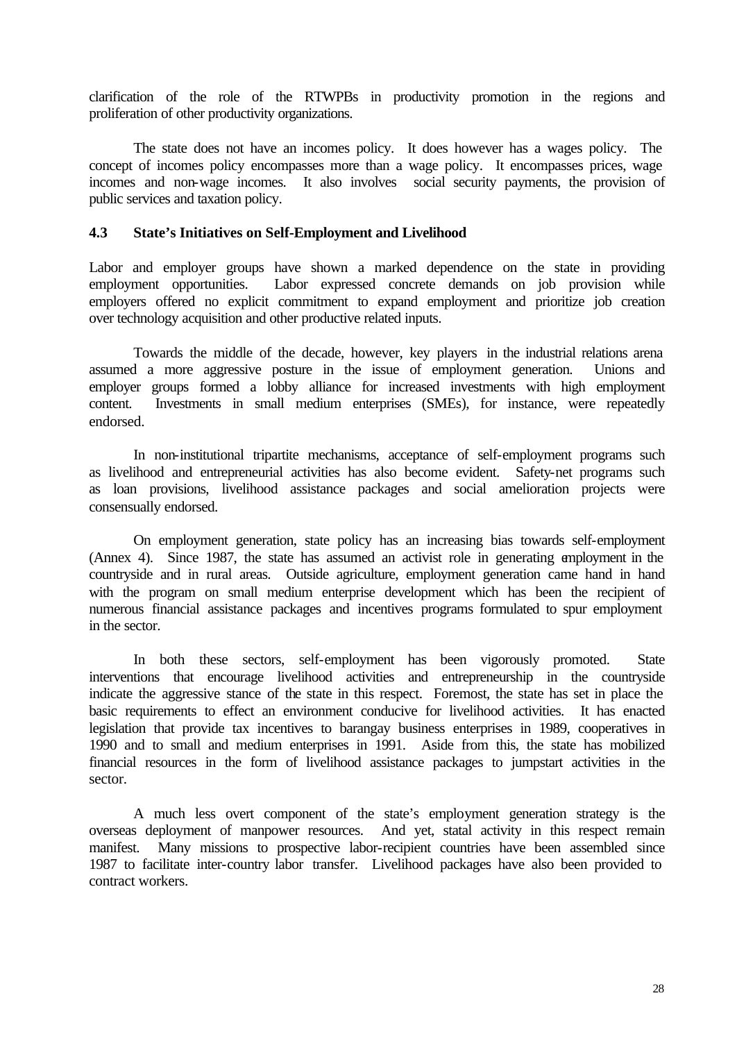clarification of the role of the RTWPBs in productivity promotion in the regions and proliferation of other productivity organizations.

The state does not have an incomes policy. It does however has a wages policy. The concept of incomes policy encompasses more than a wage policy. It encompasses prices, wage incomes and non-wage incomes. It also involves social security payments, the provision of public services and taxation policy.

### 4.3 State's Initiatives on Self-Employment and Livelihood

Labor and employer groups have shown a marked dependence on the state in providing employment opportunities. Labor expressed concrete demands on job provision while employers offered no explicit commitment to expand employment and prioritize job creation over technology acquisition and other productive related inputs.

Towards the middle of the decade, however, key players in the industrial relations arena assumed a more aggressive posture in the issue of employment generation. Unions and employer groups formed a lobby alliance for increased investments with high employment content. Investments in small medium enterprises (SMEs), for instance, were repeatedly endorsed.

In non-institutional tripartite mechanisms, acceptance of self-employment programs such as livelihood and entrepreneurial activities has also become evident. Safety-net programs such as loan provisions, livelihood assistance packages and social amelioration projects were consensually endorsed.

On employment generation, state policy has an increasing bias towards self-employment (Annex 4). Since 1987, the state has assumed an activist role in generating employment in the countryside and in rural areas. Outside agriculture, employment generation came hand in hand with the program on small medium enterprise development which has been the recipient of numerous financial assistance packages and incentives programs formulated to spur employment in the sector.

In both these sectors, self-employment has been vigorously promoted. State interventions that encourage livelihood activities and entrepreneurship in the countryside indicate the aggressive stance of the state in this respect. Foremost, the state has set in place the basic requirements to effect an environment conducive for livelihood activities. It has enacted legislation that provide tax incentives to barangay business enterprises in 1989, cooperatives in 1990 and to small and medium enterprises in 1991. Aside from this, the state has mobilized financial resources in the form of livelihood assistance packages to jumpstart activities in the sector.

A much less overt component of the state's employment generation strategy is the overseas deployment of manpower resources. And yet, statal activity in this respect remain manifest. Many missions to prospective labor-recipient countries have been assembled since 1987 to facilitate inter-country labor transfer. Livelihood packages have also been provided to contract workers.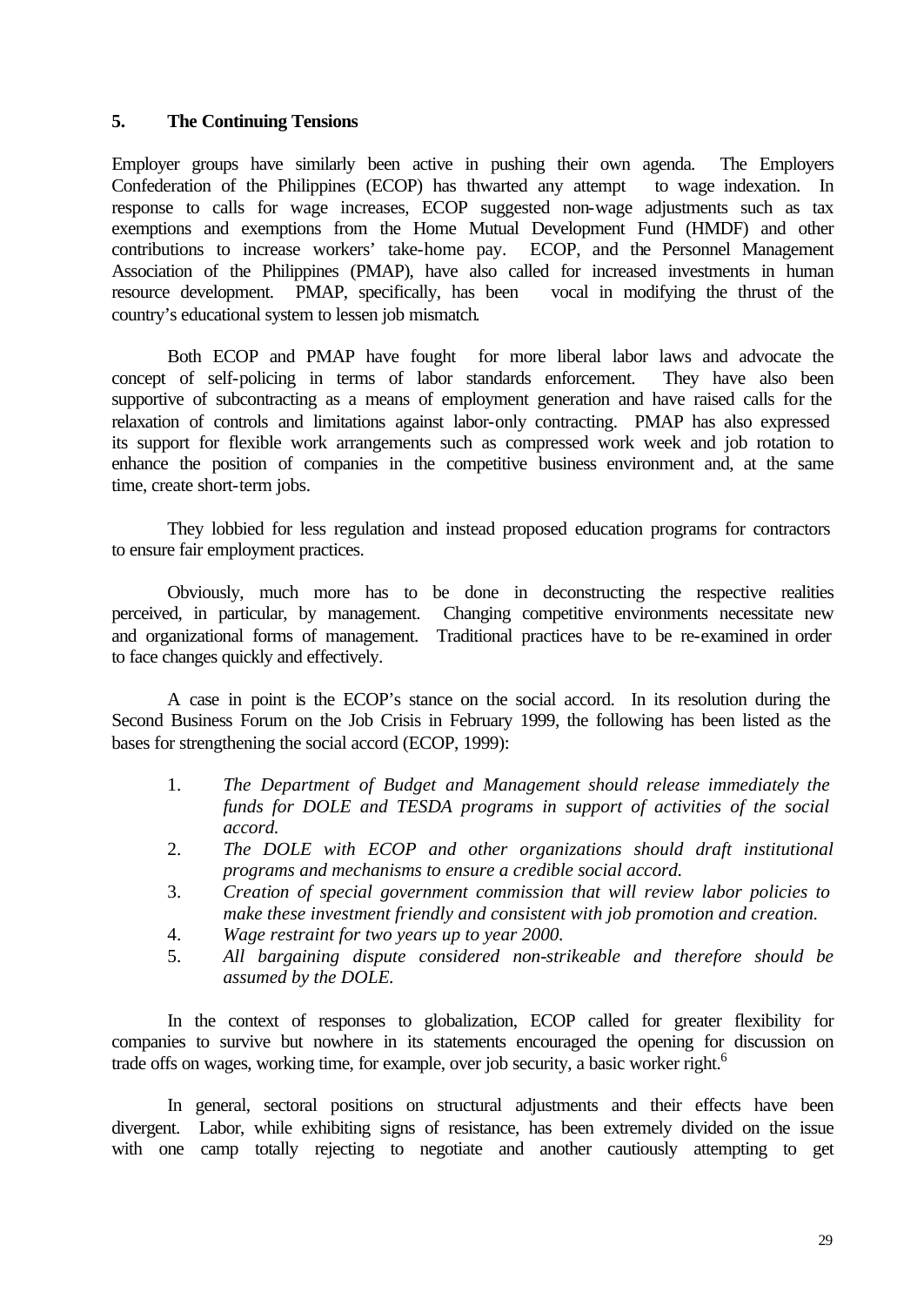## 5. The Continuing Tensions

Employer groups have similarly been active in pushing their own agenda. The Employers Confederation of the Philippines (ECOP) has thwarted any attempt to wage indexation. In response to calls for wage increases, ECOP suggested non-wage adjustments such as tax exemptions and exemptions from the Home Mutual Development Fund (HMDF) and other contributions to increase workers' take-home pay. ECOP, and the Personnel Management Association of the Philippines (PMAP), have also called for increased investments in human resource development. PMAP, specifically, has been vocal in modifying the thrust of the country's educational system to lessen job mismatch.

Both ECOP and PMAP have fought for more liberal labor laws and advocate the concept of self-policing in terms of labor standards enforcement. They have also been supportive of subcontracting as a means of employment generation and have raised calls for the relaxation of controls and limitations against labor-only contracting. PMAP has also expressed its support for flexible work arrangements such as compressed work week and job rotation to enhance the position of companies in the competitive business environment and, at the same time, create short-term jobs.

They lobbied for less regulation and instead proposed education programs for contractors to ensure fair employment practices.

Obviously, much more has to be done in deconstructing the respective realities perceived, in particular, by management. Changing competitive environments necessitate new and organizational forms of management. Traditional practices have to be re-examined in order to face changes quickly and effectively.

A case in point is the ECOP's stance on the social accord. In its resolution during the Second Business Forum on the Job Crisis in February 1999, the following has been listed as the bases for strengthening the social accord (ECOP, 1999):

1. *The Department of Budget and Management should release immediately the funds for DOLE and TESDA programs in support of activities of the social accord.*
2. *The DOLE with ECOP and other organizations should draft institutional programs and mechanisms to ensure a credible social accord.*
3. *Creation of special government commission that will review labor policies to make these investment friendly and consistent with job promotion and creation.*
4. *Wage restraint for two years up to year 2000.*
5. *All bargaining dispute considered non-strikeable and therefore should be assumed by the DOLE.*

In the context of responses to globalization, ECOP called for greater flexibility for companies to survive but nowhere in its statements encouraged the opening for discussion on trade offs on wages, working time, for example, over job security, a basic worker right.[6]

In general, sectoral positions on structural adjustments and their effects have been divergent. Labor, while exhibiting signs of resistance, has been extremely divided on the issue with one camp totally rejecting to negotiate and another cautiously attempting to get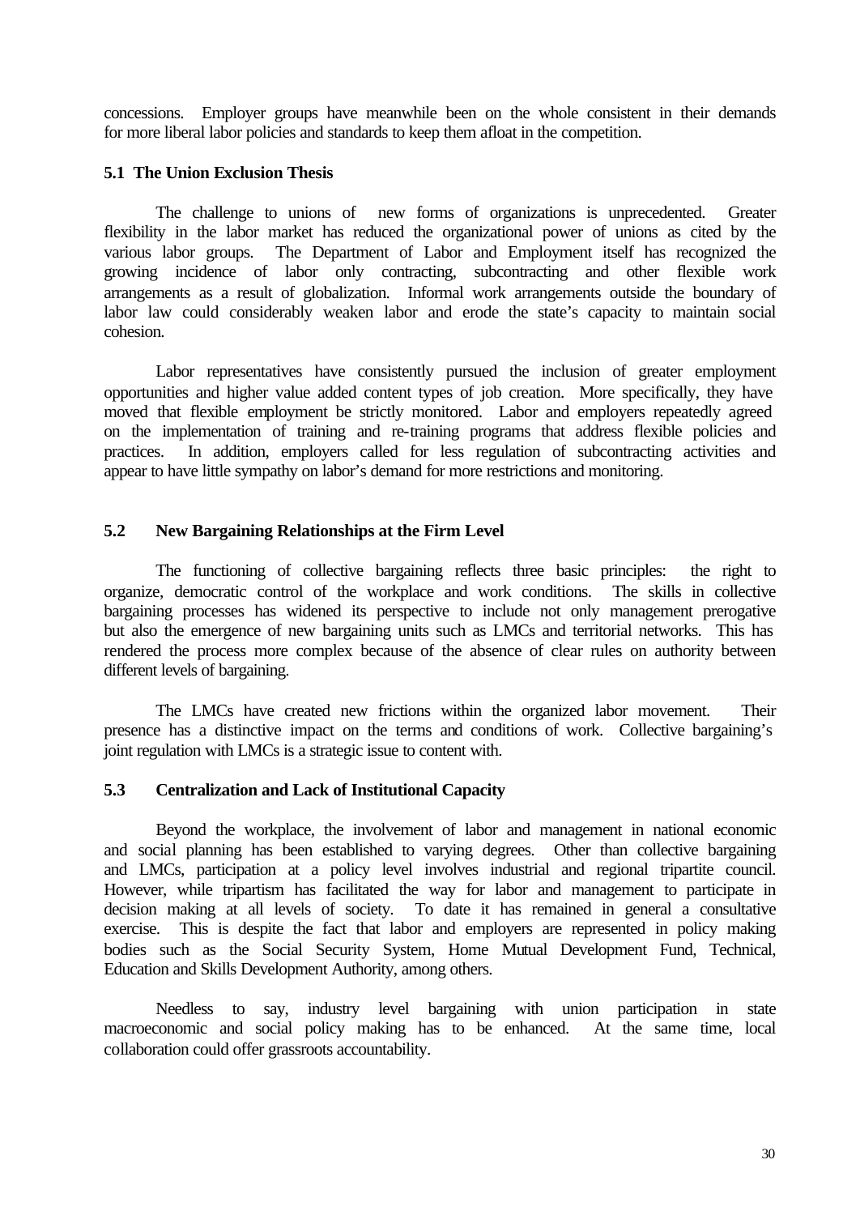concessions. Employer groups have meanwhile been on the whole consistent in their demands for more liberal labor policies and standards to keep them afloat in the competition.

### 5.1 The Union Exclusion Thesis

The challenge to unions of new forms of organizations is unprecedented. Greater flexibility in the labor market has reduced the organizational power of unions as cited by the various labor groups. The Department of Labor and Employment itself has recognized the growing incidence of labor only contracting, subcontracting and other flexible work arrangements as a result of globalization. Informal work arrangements outside the boundary of labor law could considerably weaken labor and erode the state's capacity to maintain social cohesion.

Labor representatives have consistently pursued the inclusion of greater employment opportunities and higher value added content types of job creation. More specifically, they have moved that flexible employment be strictly monitored. Labor and employers repeatedly agreed on the implementation of training and re-training programs that address flexible policies and practices. In addition, employers called for less regulation of subcontracting activities and appear to have little sympathy on labor's demand for more restrictions and monitoring.

### 5.2 New Bargaining Relationships at the Firm Level

The functioning of collective bargaining reflects three basic principles: the right to organize, democratic control of the workplace and work conditions. The skills in collective bargaining processes has widened its perspective to include not only management prerogative but also the emergence of new bargaining units such as LMCs and territorial networks. This has rendered the process more complex because of the absence of clear rules on authority between different levels of bargaining.

The LMCs have created new frictions within the organized labor movement. Their presence has a distinctive impact on the terms and conditions of work. Collective bargaining's joint regulation with LMCs is a strategic issue to content with.

### 5.3 Centralization and Lack of Institutional Capacity

Beyond the workplace, the involvement of labor and management in national economic and social planning has been established to varying degrees. Other than collective bargaining and LMCs, participation at a policy level involves industrial and regional tripartite council. However, while tripartism has facilitated the way for labor and management to participate in decision making at all levels of society. To date it has remained in general a consultative exercise. This is despite the fact that labor and employers are represented in policy making bodies such as the Social Security System, Home Mutual Development Fund, Technical, Education and Skills Development Authority, among others.

Needless to say, industry level bargaining with union participation in state macroeconomic and social policy making has to be enhanced. At the same time, local collaboration could offer grassroots accountability.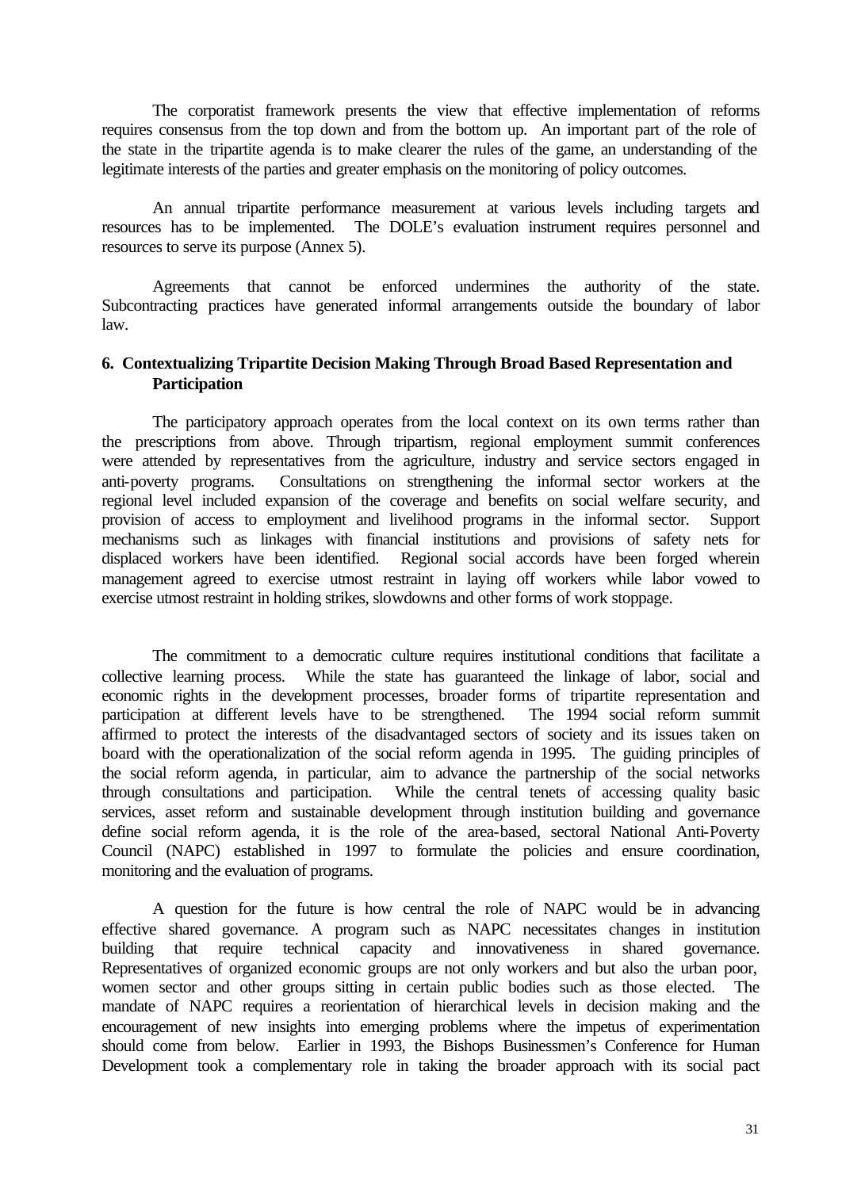The corporatist framework presents the view that effective implementation of reforms requires consensus from the top down and from the bottom up. An important part of the role of the state in the tripartite agenda is to make clearer the rules of the game, an understanding of the legitimate interests of the parties and greater emphasis on the monitoring of policy outcomes.

An annual tripartite performance measurement at various levels including targets and resources has to be implemented. The DOLE's evaluation instrument requires personnel and resources to serve its purpose (Annex 5).

Agreements that cannot be enforced undermines the authority of the state. Subcontracting practices have generated informal arrangements outside the boundary of labor law.

### 6. Contextualizing Tripartite Decision Making Through Broad Based Representation and Participation

The participatory approach operates from the local context on its own terms rather than the prescriptions from above. Through tripartism, regional employment summit conferences were attended by representatives from the agriculture, industry and service sectors engaged in anti-poverty programs. Consultations on strengthening the informal sector workers at the regional level included expansion of the coverage and benefits on social welfare security, and provision of access to employment and livelihood programs in the informal sector. Support mechanisms such as linkages with financial institutions and provisions of safety nets for displaced workers have been identified. Regional social accords have been forged wherein management agreed to exercise utmost restraint in laying off workers while labor vowed to exercise utmost restraint in holding strikes, slowdowns and other forms of work stoppage.

The commitment to a democratic culture requires institutional conditions that facilitate a collective learning process. While the state has guaranteed the linkage of labor, social and economic rights in the development processes, broader forms of tripartite representation and participation at different levels have to be strengthened. The 1994 social reform summit affirmed to protect the interests of the disadvantaged sectors of society and its issues taken on board with the operationalization of the social reform agenda in 1995. The guiding principles of the social reform agenda, in particular, aim to advance the partnership of the social networks through consultations and participation. While the central tenets of accessing quality basic services, asset reform and sustainable development through institution building and governance define social reform agenda, it is the role of the area-based, sectoral National Anti-Poverty Council (NAPC) established in 1997 to formulate the policies and ensure coordination, monitoring and the evaluation of programs.

A question for the future is how central the role of NAPC would be in advancing effective shared governance. A program such as NAPC necessitates changes in institution building that require technical capacity and innovativeness in shared governance. Representatives of organized economic groups are not only workers and but also the urban poor, women sector and other groups sitting in certain public bodies such as those elected. The mandate of NAPC requires a reorientation of hierarchical levels in decision making and the encouragement of new insights into emerging problems where the impetus of experimentation should come from below. Earlier in 1993, the Bishops Businessmen's Conference for Human Development took a complementary role in taking the broader approach with its social pact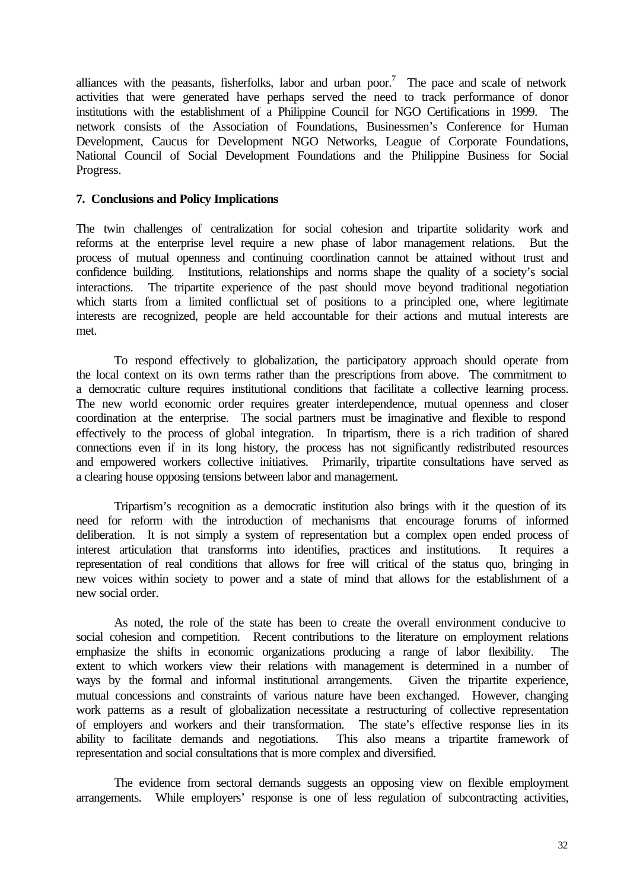alliances with the peasants, fisherfolks, labor and urban poor.[7] The pace and scale of network activities that were generated have perhaps served the need to track performance of donor institutions with the establishment of a Philippine Council for NGO Certifications in 1999. The network consists of the Association of Foundations, Businessmen's Conference for Human Development, Caucus for Development NGO Networks, League of Corporate Foundations, National Council of Social Development Foundations and the Philippine Business for Social Progress.

**7. Conclusions and Policy Implications**

The twin challenges of centralization for social cohesion and tripartite solidarity work and reforms at the enterprise level require a new phase of labor management relations. But the process of mutual openness and continuing coordination cannot be attained without trust and confidence building. Institutions, relationships and norms shape the quality of a society's social interactions. The tripartite experience of the past should move beyond traditional negotiation which starts from a limited conflictual set of positions to a principled one, where legitimate interests are recognized, people are held accountable for their actions and mutual interests are met.

To respond effectively to globalization, the participatory approach should operate from the local context on its own terms rather than the prescriptions from above. The commitment to a democratic culture requires institutional conditions that facilitate a collective learning process. The new world economic order requires greater interdependence, mutual openness and closer coordination at the enterprise. The social partners must be imaginative and flexible to respond effectively to the process of global integration. In tripartism, there is a rich tradition of shared connections even if in its long history, the process has not significantly redistributed resources and empowered workers collective initiatives. Primarily, tripartite consultations have served as a clearing house opposing tensions between labor and management.

Tripartism's recognition as a democratic institution also brings with it the question of its need for reform with the introduction of mechanisms that encourage forums of informed deliberation. It is not simply a system of representation but a complex open ended process of interest articulation that transforms into identifies, practices and institutions. It requires a representation of real conditions that allows for free will critical of the status quo, bringing in new voices within society to power and a state of mind that allows for the establishment of a new social order.

As noted, the role of the state has been to create the overall environment conducive to social cohesion and competition. Recent contributions to the literature on employment relations emphasize the shifts in economic organizations producing a range of labor flexibility. The extent to which workers view their relations with management is determined in a number of ways by the formal and informal institutional arrangements. Given the tripartite experience, mutual concessions and constraints of various nature have been exchanged. However, changing work patterns as a result of globalization necessitate a restructuring of collective representation of employers and workers and their transformation. The state's effective response lies in its ability to facilitate demands and negotiations. This also means a tripartite framework of representation and social consultations that is more complex and diversified.

The evidence from sectoral demands suggests an opposing view on flexible employment arrangements. While employers' response is one of less regulation of subcontracting activities,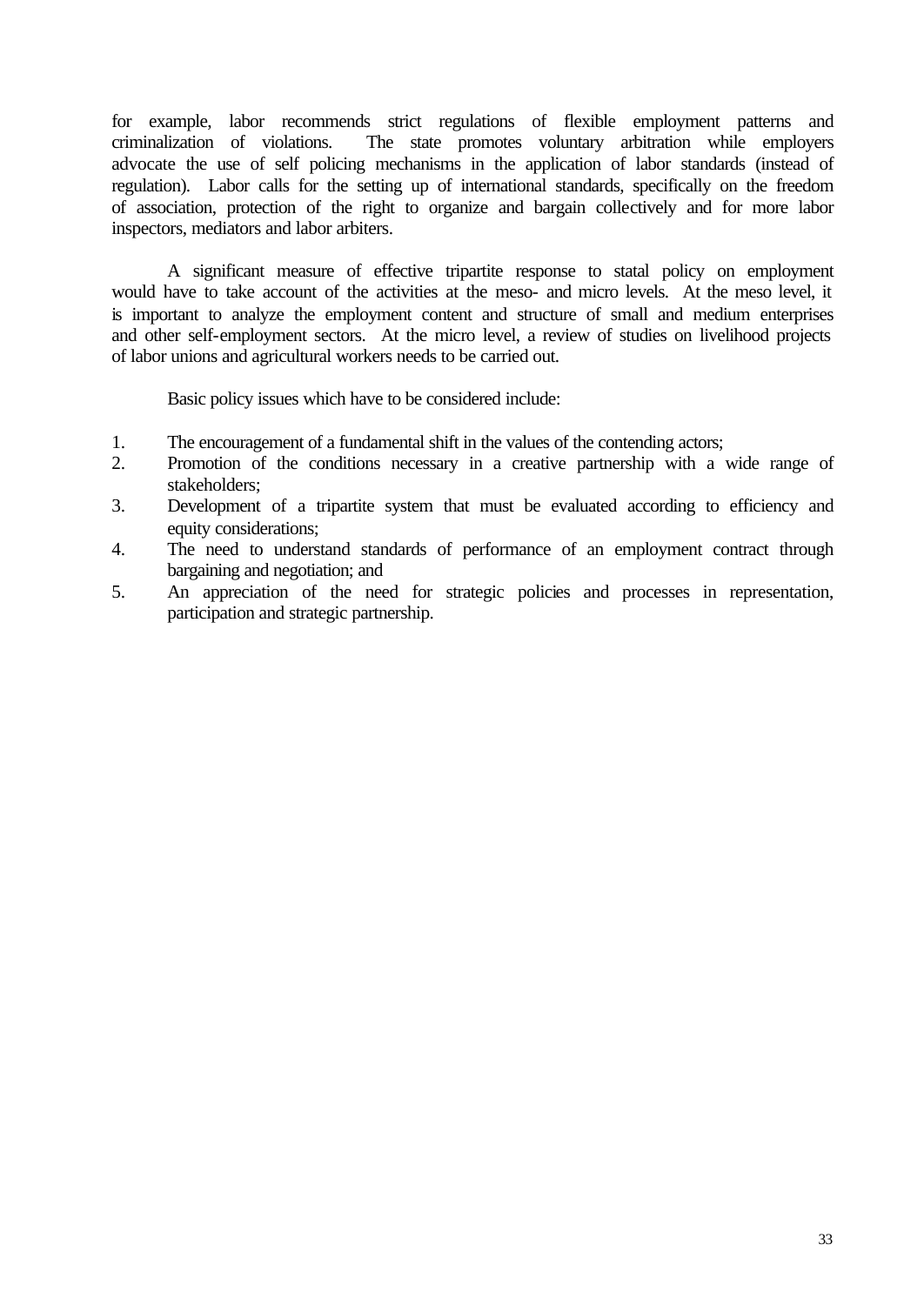for example, labor recommends strict regulations of flexible employment patterns and criminalization of violations. The state promotes voluntary arbitration while employers advocate the use of self policing mechanisms in the application of labor standards (instead of regulation). Labor calls for the setting up of international standards, specifically on the freedom of association, protection of the right to organize and bargain collectively and for more labor inspectors, mediators and labor arbiters.

A significant measure of effective tripartite response to statal policy on employment would have to take account of the activities at the meso- and micro levels. At the meso level, it is important to analyze the employment content and structure of small and medium enterprises and other self-employment sectors. At the micro level, a review of studies on livelihood projects of labor unions and agricultural workers needs to be carried out.

Basic policy issues which have to be considered include:

1. The encouragement of a fundamental shift in the values of the contending actors;
2. Promotion of the conditions necessary in a creative partnership with a wide range of stakeholders;
3. Development of a tripartite system that must be evaluated according to efficiency and equity considerations;
4. The need to understand standards of performance of an employment contract through bargaining and negotiation; and
5. An appreciation of the need for strategic policies and processes in representation, participation and strategic partnership.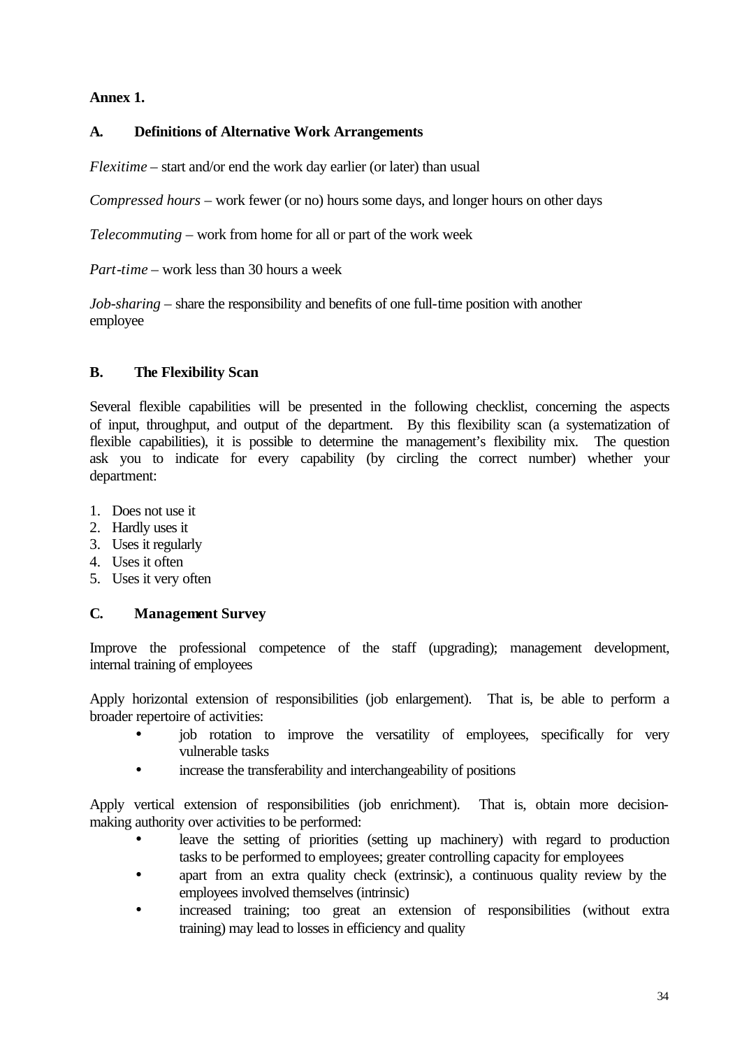**Annex 1.**

## A. Definitions of Alternative Work Arrangements

*Flexitime* – start and/or end the work day earlier (or later) than usual

*Compressed hours* – work fewer (or no) hours some days, and longer hours on other days

*Telecommuting* – work from home for all or part of the work week

*Part-time* – work less than 30 hours a week

*Job-sharing* – share the responsibility and benefits of one full-time position with another employee

## B. The Flexibility Scan

Several flexible capabilities will be presented in the following checklist, concerning the aspects of input, throughput, and output of the department. By this flexibility scan (a systematization of flexible capabilities), it is possible to determine the management's flexibility mix. The question ask you to indicate for every capability (by circling the correct number) whether your department:

1. Does not use it
2. Hardly uses it
3. Uses it regularly
4. Uses it often
5. Uses it very often

## C. Management Survey

Improve the professional competence of the staff (upgrading); management development, internal training of employees

Apply horizontal extension of responsibilities (job enlargement). That is, be able to perform a broader repertoire of activities:

- job rotation to improve the versatility of employees, specifically for very vulnerable tasks
- increase the transferability and interchangeability of positions

Apply vertical extension of responsibilities (job enrichment). That is, obtain more decision-making authority over activities to be performed:

- leave the setting of priorities (setting up machinery) with regard to production tasks to be performed to employees; greater controlling capacity for employees
- apart from an extra quality check (extrinsic), a continuous quality review by the employees involved themselves (intrinsic)
- increased training; too great an extension of responsibilities (without extra training) may lead to losses in efficiency and quality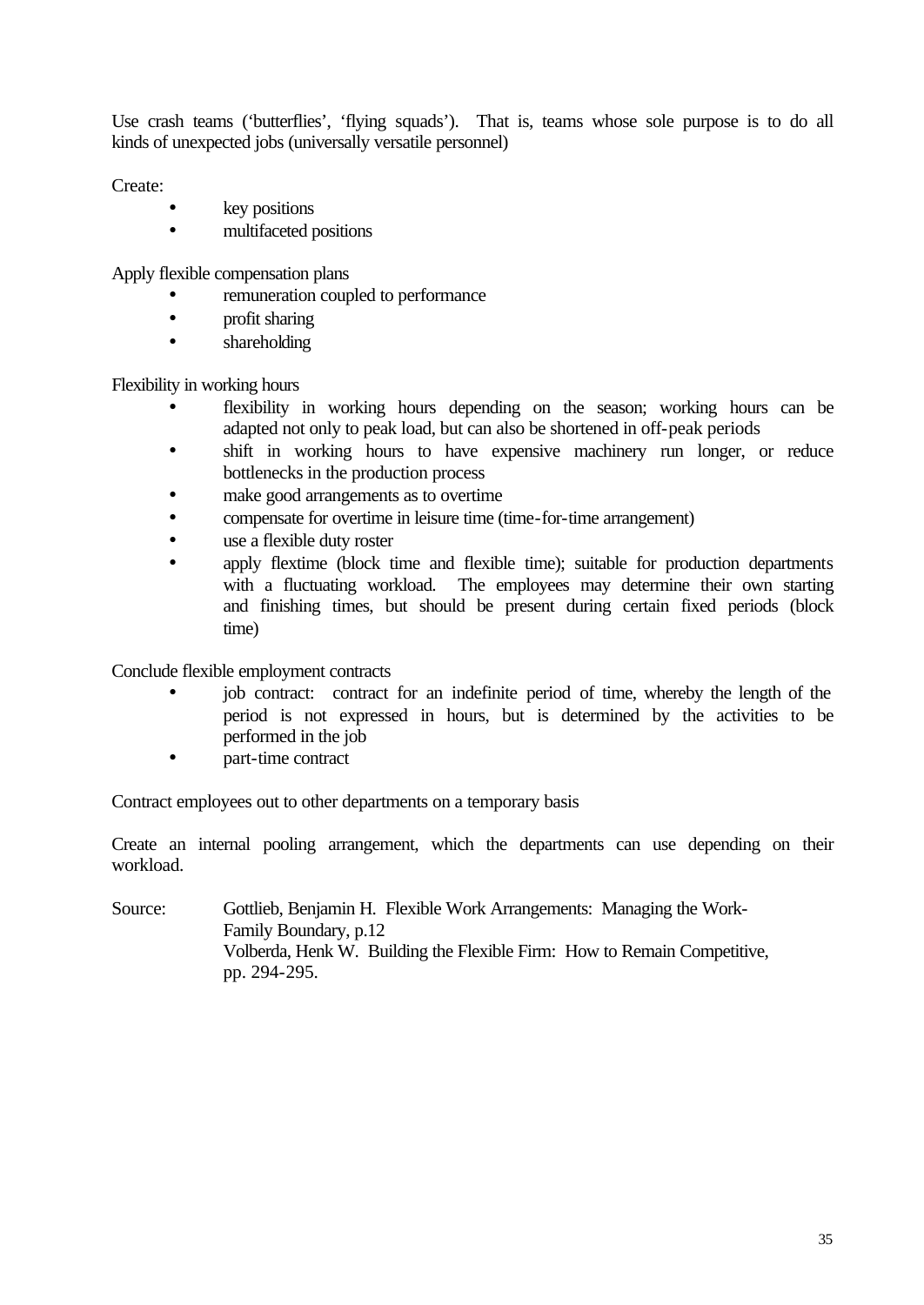Use crash teams (‘butterflies’, ‘flying squads’). That is, teams whose sole purpose is to do all kinds of unexpected jobs (universally versatile personnel)

Create:

- key positions
- multifaceted positions

Apply flexible compensation plans

- remuneration coupled to performance
- profit sharing
- shareholding

Flexibility in working hours

- flexibility in working hours depending on the season; working hours can be adapted not only to peak load, but can also be shortened in off-peak periods
- shift in working hours to have expensive machinery run longer, or reduce bottlenecks in the production process
- make good arrangements as to overtime
- compensate for overtime in leisure time (time-for-time arrangement)
- use a flexible duty roster
- apply flextime (block time and flexible time); suitable for production departments with a fluctuating workload. The employees may determine their own starting and finishing times, but should be present during certain fixed periods (block time)

Conclude flexible employment contracts

- job contract: contract for an indefinite period of time, whereby the length of the period is not expressed in hours, but is determined by the activities to be performed in the job
- part-time contract

Contract employees out to other departments on a temporary basis

Create an internal pooling arrangement, which the departments can use depending on their workload.

Source: Gottlieb, Benjamin H. Flexible Work Arrangements: Managing the Work-Family Boundary, p.12
Volberda, Henk W. Building the Flexible Firm: How to Remain Competitive, pp. 294-295.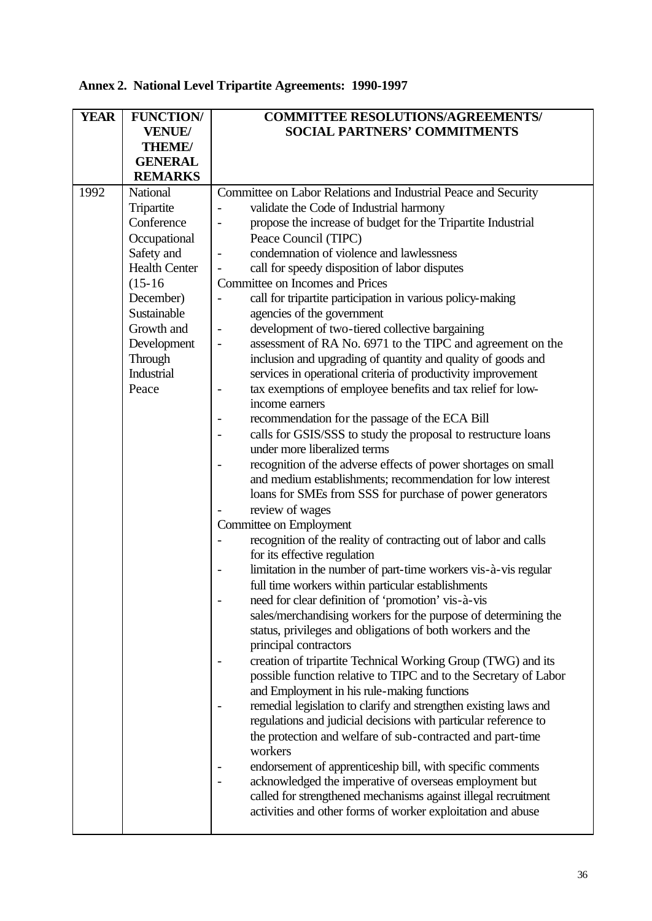**Annex 2. National Level Tripartite Agreements: 1990-1997**

| YEAR | FUNCTION/ VENUE/ THEME/ GENERAL REMARKS | COMMITTEE RESOLUTIONS/AGREEMENTS/ SOCIAL PARTNERS' COMMITMENTS |
|---|---|---|
| 1992 | National Tripartite Conference Occupational Safety and Health Center (15-16 December) Sustainable Growth and Development Through Industrial Peace | Committee on Labor Relations and Industrial Peace and Security<br>- validate the Code of Industrial harmony<br>- propose the increase of budget for the Tripartite Industrial Peace Council (TIPC)<br>- condemnation of violence and lawlessness<br>- call for speedy disposition of labor disputes<br>Committee on Incomes and Prices<br>- call for tripartite participation in various policy-making agencies of the government<br>- development of two-tiered collective bargaining<br>- assessment of RA No. 6971 to the TIPC and agreement on the inclusion and upgrading of quantity and quality of goods and services in operational criteria of productivity improvement<br>- tax exemptions of employee benefits and tax relief for low-income earners<br>- recommendation for the passage of the ECA Bill<br>- calls for GSIS/SSS to study the proposal to restructure loans under more liberalized terms<br>- recognition of the adverse effects of power shortages on small and medium establishments; recommendation for low interest loans for SMEs from SSS for purchase of power generators<br>- review of wages<br>Committee on Employment<br>- recognition of the reality of contracting out of labor and calls for its effective regulation<br>- limitation in the number of part-time workers vis-à-vis regular full time workers within particular establishments<br>- need for clear definition of 'promotion' vis-à-vis sales/merchandising workers for the purpose of determining the status, privileges and obligations of both workers and the principal contractors<br>- creation of tripartite Technical Working Group (TWG) and its possible function relative to TIPC and to the Secretary of Labor and Employment in his rule-making functions<br>- remedial legislation to clarify and strengthen existing laws and regulations and judicial decisions with particular reference to the protection and welfare of sub-contracted and part-time workers<br>- endorsement of apprenticeship bill, with specific comments<br>- acknowledged the imperative of overseas employment but called for strengthened mechanisms against illegal recruitment activities and other forms of worker exploitation and abuse |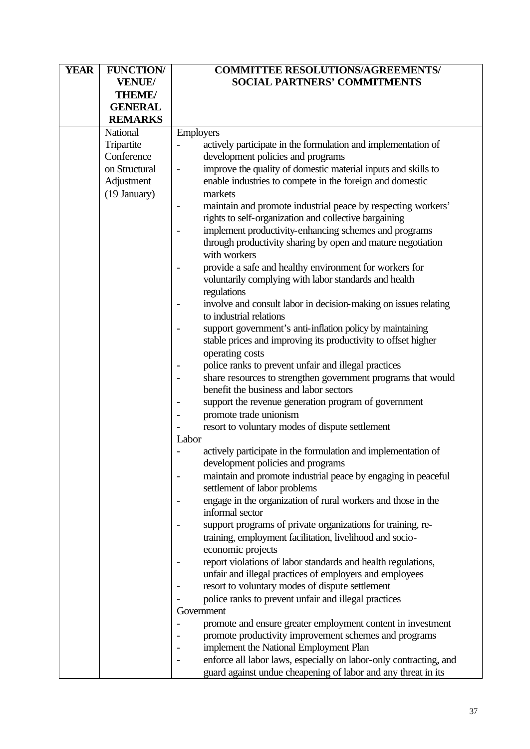| YEAR | FUNCTION/ VENUE/ THEME/ GENERAL REMARKS | COMMITTEE RESOLUTIONS/AGREEMENTS/ SOCIAL PARTNERS' COMMITMENTS |
|---|---|---|
| | National Tripartite Conference on Structural Adjustment (19 January) | Employers<br>- actively participate in the formulation and implementation of development policies and programs<br>- improve the quality of domestic material inputs and skills to enable industries to compete in the foreign and domestic markets<br>- maintain and promote industrial peace by respecting workers' rights to self-organization and collective bargaining<br>- implement productivity-enhancing schemes and programs through productivity sharing by open and mature negotiation with workers<br>- provide a safe and healthy environment for workers for voluntarily complying with labor standards and health regulations<br>- involve and consult labor in decision-making on issues relating to industrial relations<br>- support government's anti-inflation policy by maintaining stable prices and improving its productivity to offset higher operating costs<br>- police ranks to prevent unfair and illegal practices<br>- share resources to strengthen government programs that would benefit the business and labor sectors<br>- support the revenue generation program of government<br>- promote trade unionism<br>- resort to voluntary modes of dispute settlement<br>Labor<br>- actively participate in the formulation and implementation of development policies and programs<br>- maintain and promote industrial peace by engaging in peaceful settlement of labor problems<br>- engage in the organization of rural workers and those in the informal sector<br>- support programs of private organizations for training, re-training, employment facilitation, livelihood and socio-economic projects<br>- report violations of labor standards and health regulations, unfair and illegal practices of employers and employees<br>- resort to voluntary modes of dispute settlement<br>- police ranks to prevent unfair and illegal practices<br>Government<br>- promote and ensure greater employment content in investment<br>- promote productivity improvement schemes and programs<br>- implement the National Employment Plan<br>- enforce all labor laws, especially on labor-only contracting, and guard against undue cheapening of labor and any threat in its |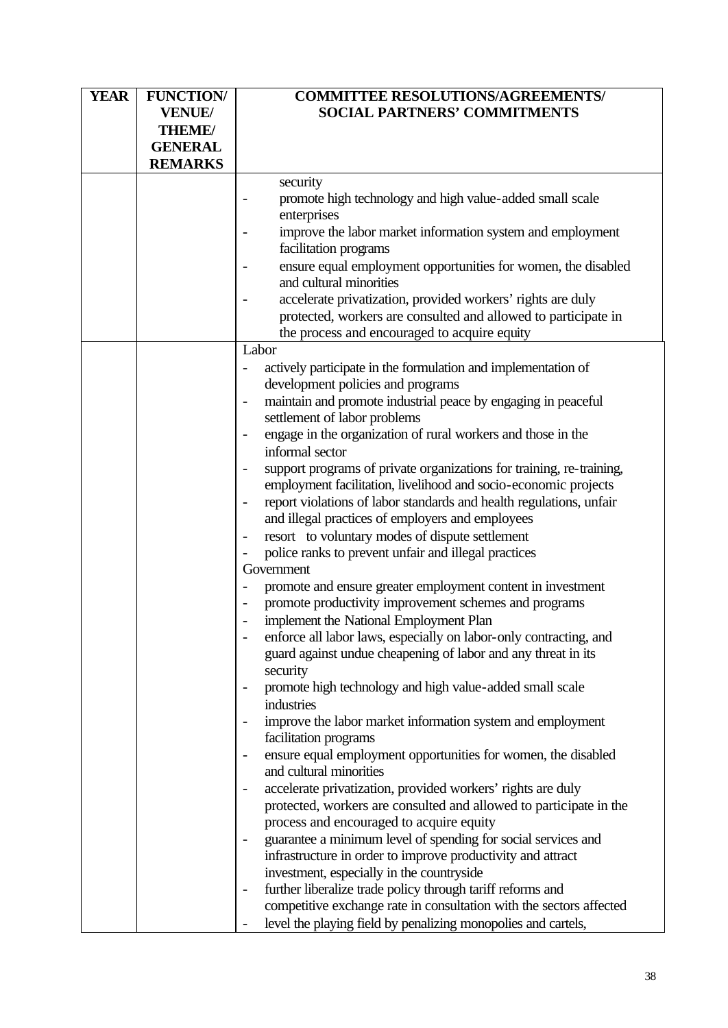| YEAR | FUNCTION/ VENUE/ THEME/ GENERAL REMARKS | COMMITTEE RESOLUTIONS/AGREEMENTS/ SOCIAL PARTNERS' COMMITMENTS |
|---|---|---|
| | | security<br>- promote high technology and high value-added small scale enterprises<br>- improve the labor market information system and employment facilitation programs<br>- ensure equal employment opportunities for women, the disabled and cultural minorities<br>- accelerate privatization, provided workers' rights are duly protected, workers are consulted and allowed to participate in the process and encouraged to acquire equity |
| | | Labor<br>- actively participate in the formulation and implementation of development policies and programs<br>- maintain and promote industrial peace by engaging in peaceful settlement of labor problems<br>- engage in the organization of rural workers and those in the informal sector<br>- support programs of private organizations for training, re-training, employment facilitation, livelihood and socio-economic projects<br>- report violations of labor standards and health regulations, unfair and illegal practices of employers and employees<br>- resort to voluntary modes of dispute settlement<br>- police ranks to prevent unfair and illegal practices<br>Government<br>- promote and ensure greater employment content in investment<br>- promote productivity improvement schemes and programs<br>- implement the National Employment Plan<br>- enforce all labor laws, especially on labor-only contracting, and guard against undue cheapening of labor and any threat in its security<br>- promote high technology and high value-added small scale industries<br>- improve the labor market information system and employment facilitation programs<br>- ensure equal employment opportunities for women, the disabled and cultural minorities<br>- accelerate privatization, provided workers' rights are duly protected, workers are consulted and allowed to participate in the process and encouraged to acquire equity<br>- guarantee a minimum level of spending for social services and infrastructure in order to improve productivity and attract investment, especially in the countryside<br>- further liberalize trade policy through tariff reforms and competitive exchange rate in consultation with the sectors affected<br>- level the playing field by penalizing monopolies and cartels, |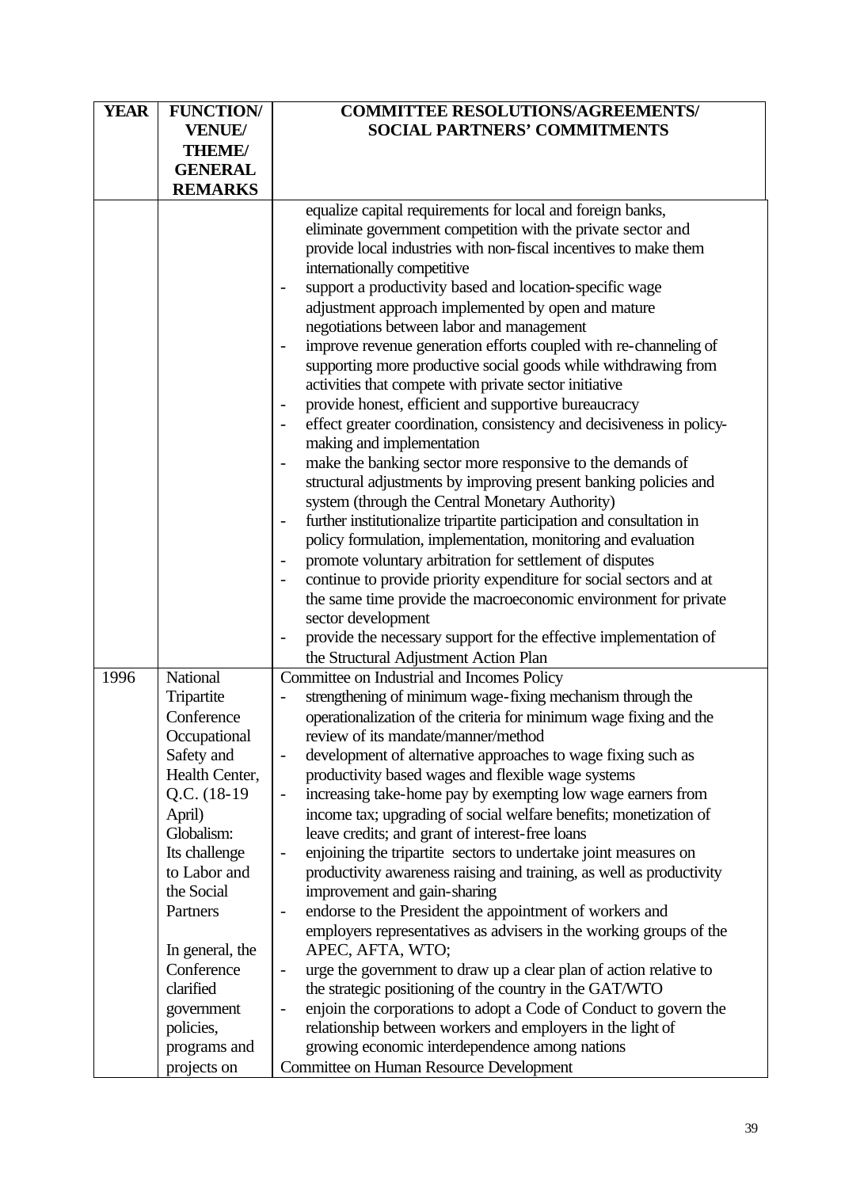| YEAR | FUNCTION/ VENUE/ THEME/ GENERAL REMARKS | COMMITTEE RESOLUTIONS/AGREEMENTS/ SOCIAL PARTNERS' COMMITMENTS |
|---|---|---|
| | | equalize capital requirements for local and foreign banks, eliminate government competition with the private sector and provide local industries with non-fiscal incentives to make them internationally competitive<br>- support a productivity based and location-specific wage adjustment approach implemented by open and mature negotiations between labor and management<br>- improve revenue generation efforts coupled with re-channeling of supporting more productive social goods while withdrawing from activities that compete with private sector initiative<br>- provide honest, efficient and supportive bureaucracy<br>- effect greater coordination, consistency and decisiveness in policy-making and implementation<br>- make the banking sector more responsive to the demands of structural adjustments by improving present banking policies and system (through the Central Monetary Authority)<br>- further institutionalize tripartite participation and consultation in policy formulation, implementation, monitoring and evaluation<br>- promote voluntary arbitration for settlement of disputes<br>- continue to provide priority expenditure for social sectors and at the same time provide the macroeconomic environment for private sector development<br>- provide the necessary support for the effective implementation of the Structural Adjustment Action Plan |
| 1996 | National Tripartite Conference Occupational Safety and Health Center, Q.C. (18-19 April)<br>Globalism: Its challenge to Labor and the Social Partners<br><br>In general, the Conference clarified government policies, programs and projects on | Committee on Industrial and Incomes Policy<br>- strengthening of minimum wage-fixing mechanism through the operationalization of the criteria for minimum wage fixing and the review of its mandate/manner/method<br>- development of alternative approaches to wage fixing such as productivity based wages and flexible wage systems<br>- increasing take-home pay by exempting low wage earners from income tax; upgrading of social welfare benefits; monetization of leave credits; and grant of interest-free loans<br>- enjoining the tripartite sectors to undertake joint measures on productivity awareness raising and training, as well as productivity improvement and gain-sharing<br>- endorse to the President the appointment of workers and employers representatives as advisers in the working groups of the APEC, AFTA, WTO;<br>- urge the government to draw up a clear plan of action relative to the strategic positioning of the country in the GAT/WTO<br>- enjoin the corporations to adopt a Code of Conduct to govern the relationship between workers and employers in the light of growing economic interdependence among nations<br>Committee on Human Resource Development |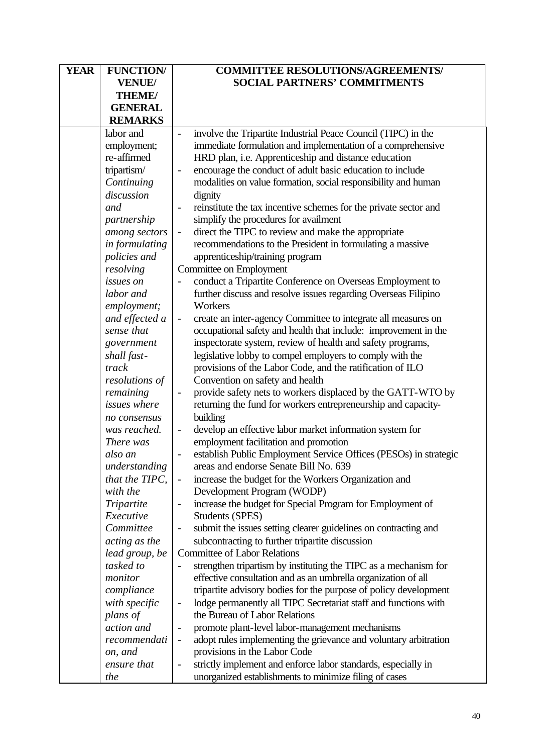| YEAR | FUNCTION/ VENUE/ THEME/ GENERAL REMARKS | COMMITTEE RESOLUTIONS/AGREEMENTS/ SOCIAL PARTNERS' COMMITMENTS |
|---|---|---|
| | labor and employment; re-affirmed tripartism/ *Continuing discussion and partnership among sectors in formulating policies and resolving issues on labor and employment; and effected a sense that government shall fast-track resolutions of remaining issues where no consensus was reached. There was also an understanding that the TIPC, with the Tripartite Executive Committee acting as the lead group, be tasked to monitor compliance with specific plans of action and recommendation, and ensure that the* | - involve the Tripartite Industrial Peace Council (TIPC) in the immediate formulation and implementation of a comprehensive HRD plan, i.e. Apprenticeship and distance education<br>- encourage the conduct of adult basic education to include modalities on value formation, social responsibility and human dignity<br>- reinstitute the tax incentive schemes for the private sector and simplify the procedures for availment<br>- direct the TIPC to review and make the appropriate recommendations to the President in formulating a massive apprenticeship/training program<br>Committee on Employment<br>- conduct a Tripartite Conference on Overseas Employment to further discuss and resolve issues regarding Overseas Filipino Workers<br>- create an inter-agency Committee to integrate all measures on occupational safety and health that include: improvement in the inspectorate system, review of health and safety programs, legislative lobby to compel employers to comply with the provisions of the Labor Code, and the ratification of ILO Convention on safety and health<br>- provide safety nets to workers displaced by the GATT-WTO by returning the fund for workers entrepreneurship and capacity-building<br>- develop an effective labor market information system for employment facilitation and promotion<br>- establish Public Employment Service Offices (PESOs) in strategic areas and endorse Senate Bill No. 639<br>- increase the budget for the Workers Organization and Development Program (WODP)<br>- increase the budget for Special Program for Employment of Students (SPES)<br>- submit the issues setting clearer guidelines on contracting and subcontracting to further tripartite discussion<br>Committee of Labor Relations<br>- strengthen tripartism by instituting the TIPC as a mechanism for effective consultation and as an umbrella organization of all tripartite advisory bodies for the purpose of policy development<br>- lodge permanently all TIPC Secretariat staff and functions with the Bureau of Labor Relations<br>- promote plant-level labor-management mechanisms<br>- adopt rules implementing the grievance and voluntary arbitration provisions in the Labor Code<br>- strictly implement and enforce labor standards, especially in unorganized establishments to minimize filing of cases |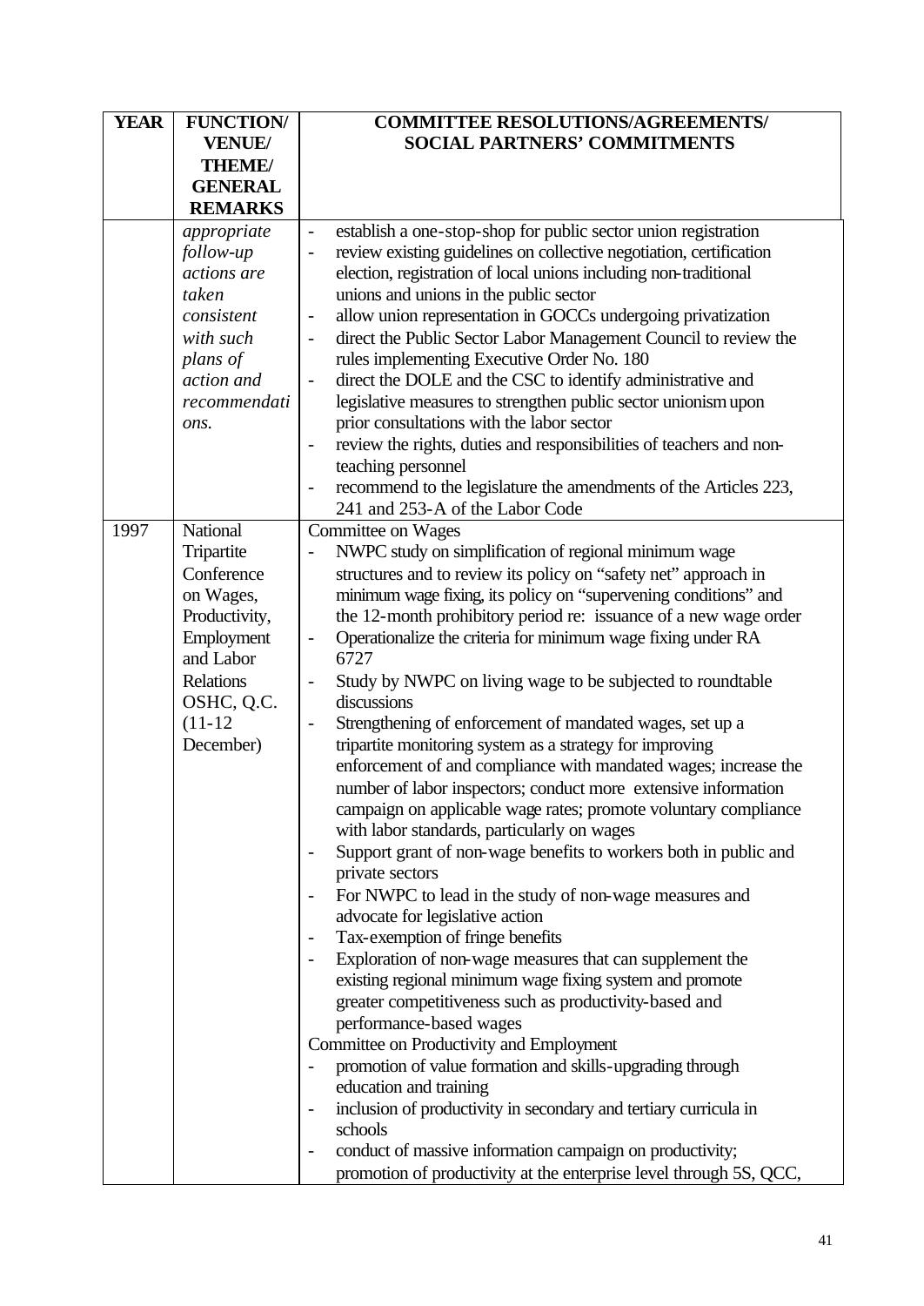| YEAR | FUNCTION/ VENUE/ THEME/ GENERAL REMARKS | COMMITTEE RESOLUTIONS/AGREEMENTS/ SOCIAL PARTNERS' COMMITMENTS |
|---|---|---|
| | *appropriate follow-up actions are taken consistent with such plans of action and recommendations.* | - establish a one-stop-shop for public sector union registration<br>- review existing guidelines on collective negotiation, certification election, registration of local unions including non-traditional unions and unions in the public sector<br>- allow union representation in GOCCs undergoing privatization<br>- direct the Public Sector Labor Management Council to review the rules implementing Executive Order No. 180<br>- direct the DOLE and the CSC to identify administrative and legislative measures to strengthen public sector unionism upon prior consultations with the labor sector<br>- review the rights, duties and responsibilities of teachers and non-teaching personnel<br>- recommend to the legislature the amendments of the Articles 223, 241 and 253-A of the Labor Code |
| 1997 | National Tripartite Conference on Wages, Productivity, Employment and Labor Relations OSHC, Q.C. (11-12 December) | Committee on Wages<br>- NWPC study on simplification of regional minimum wage structures and to review its policy on "safety net" approach in minimum wage fixing, its policy on "supervening conditions" and the 12-month prohibitory period re: issuance of a new wage order<br>- Operationalize the criteria for minimum wage fixing under RA 6727<br>- Study by NWPC on living wage to be subjected to roundtable discussions<br>- Strengthening of enforcement of mandated wages, set up a tripartite monitoring system as a strategy for improving enforcement of and compliance with mandated wages; increase the number of labor inspectors; conduct more extensive information campaign on applicable wage rates; promote voluntary compliance with labor standards, particularly on wages<br>- Support grant of non-wage benefits to workers both in public and private sectors<br>- For NWPC to lead in the study of non-wage measures and advocate for legislative action<br>- Tax-exemption of fringe benefits<br>- Exploration of non-wage measures that can supplement the existing regional minimum wage fixing system and promote greater competitiveness such as productivity-based and performance-based wages<br>Committee on Productivity and Employment<br>- promotion of value formation and skills-upgrading through education and training<br>- inclusion of productivity in secondary and tertiary curricula in schools<br>- conduct of massive information campaign on productivity; promotion of productivity at the enterprise level through 5S, QCC, |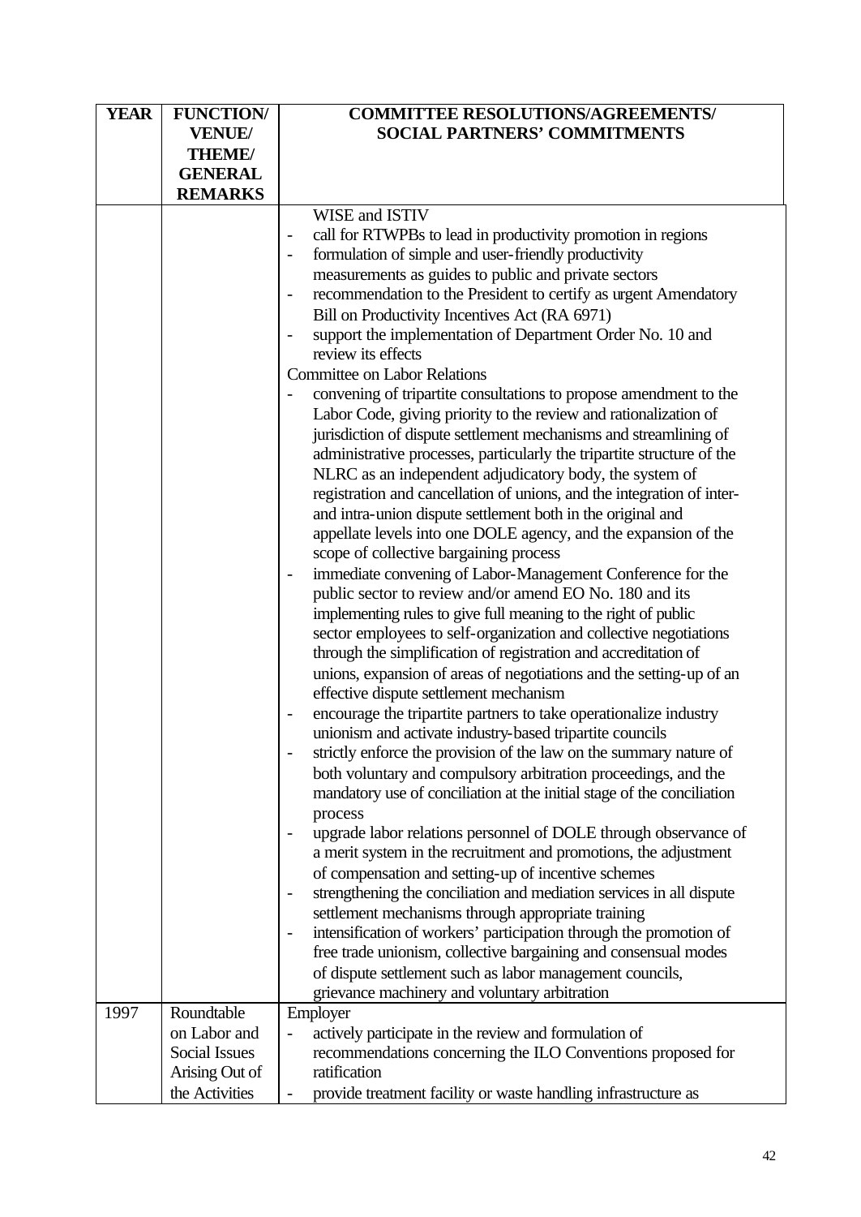| YEAR | FUNCTION/ VENUE/ THEME/ GENERAL REMARKS | COMMITTEE RESOLUTIONS/AGREEMENTS/ SOCIAL PARTNERS' COMMITMENTS |
|---|---|---|
| | | WISE and ISTIV<br>- call for RTWPBs to lead in productivity promotion in regions<br>- formulation of simple and user-friendly productivity measurements as guides to public and private sectors<br>- recommendation to the President to certify as urgent Amendatory Bill on Productivity Incentives Act (RA 6971)<br>- support the implementation of Department Order No. 10 and review its effects<br>Committee on Labor Relations<br>- convening of tripartite consultations to propose amendment to the Labor Code, giving priority to the review and rationalization of jurisdiction of dispute settlement mechanisms and streamlining of administrative processes, particularly the tripartite structure of the NLRC as an independent adjudicatory body, the system of registration and cancellation of unions, and the integration of inter- and intra-union dispute settlement both in the original and appellate levels into one DOLE agency, and the expansion of the scope of collective bargaining process<br>- immediate convening of Labor-Management Conference for the public sector to review and/or amend EO No. 180 and its implementing rules to give full meaning to the right of public sector employees to self-organization and collective negotiations through the simplification of registration and accreditation of unions, expansion of areas of negotiations and the setting-up of an effective dispute settlement mechanism<br>- encourage the tripartite partners to take operationalize industry unionism and activate industry-based tripartite councils<br>- strictly enforce the provision of the law on the summary nature of both voluntary and compulsory arbitration proceedings, and the mandatory use of conciliation at the initial stage of the conciliation process<br>- upgrade labor relations personnel of DOLE through observance of a merit system in the recruitment and promotions, the adjustment of compensation and setting-up of incentive schemes<br>- strengthening the conciliation and mediation services in all dispute settlement mechanisms through appropriate training<br>- intensification of workers' participation through the promotion of free trade unionism, collective bargaining and consensual modes of dispute settlement such as labor management councils, grievance machinery and voluntary arbitration |
| 1997 | Roundtable on Labor and Social Issues Arising Out of the Activities | Employer<br>- actively participate in the review and formulation of recommendations concerning the ILO Conventions proposed for ratification<br>- provide treatment facility or waste handling infrastructure as |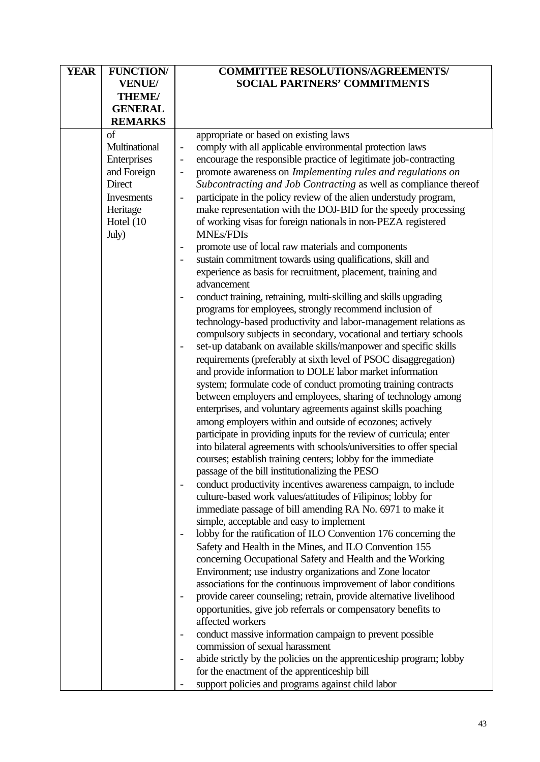| YEAR | FUNCTION/ VENUE/ THEME/ GENERAL REMARKS | COMMITTEE RESOLUTIONS/AGREEMENTS/ SOCIAL PARTNERS' COMMITMENTS |
|---|---|---|
| | of Multinational Enterprises and Foreign Direct Invesments Heritage Hotel (10 July) | appropriate or based on existing laws<br>- comply with all applicable environmental protection laws<br>- encourage the responsible practice of legitimate job-contracting<br>- promote awareness on *Implementing rules and regulations on Subcontracting and Job Contracting* as well as compliance thereof<br>- participate in the policy review of the alien understudy program, make representation with the DOJ-BID for the speedy processing of working visas for foreign nationals in non-PEZA registered MNEs/FDIs<br>- promote use of local raw materials and components<br>- sustain commitment towards using qualifications, skill and experience as basis for recruitment, placement, training and advancement<br>- conduct training, retraining, multi-skilling and skills upgrading programs for employees, strongly recommend inclusion of technology-based productivity and labor-management relations as compulsory subjects in secondary, vocational and tertiary schools<br>- set-up databank on available skills/manpower and specific skills requirements (preferably at sixth level of PSOC disaggregation) and provide information to DOLE labor market information system; formulate code of conduct promoting training contracts between employers and employees, sharing of technology among enterprises, and voluntary agreements against skills poaching among employers within and outside of ecozones; actively participate in providing inputs for the review of curricula; enter into bilateral agreements with schools/universities to offer special courses; establish training centers; lobby for the immediate passage of the bill institutionalizing the PESO<br>- conduct productivity incentives awareness campaign, to include culture-based work values/attitudes of Filipinos; lobby for immediate passage of bill amending RA No. 6971 to make it simple, acceptable and easy to implement<br>- lobby for the ratification of ILO Convention 176 concerning the Safety and Health in the Mines, and ILO Convention 155 concerning Occupational Safety and Health and the Working Environment; use industry organizations and Zone locator associations for the continuous improvement of labor conditions<br>- provide career counseling; retrain, provide alternative livelihood opportunities, give job referrals or compensatory benefits to affected workers<br>- conduct massive information campaign to prevent possible commission of sexual harassment<br>- abide strictly by the policies on the apprenticeship program; lobby for the enactment of the apprenticeship bill<br>- support policies and programs against child labor |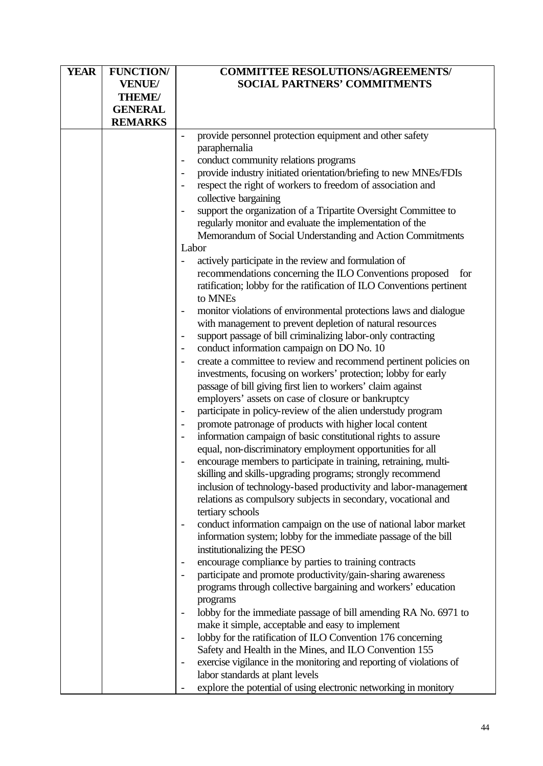| YEAR | FUNCTION/ VENUE/ THEME/ GENERAL REMARKS | COMMITTEE RESOLUTIONS/AGREEMENTS/ SOCIAL PARTNERS' COMMITMENTS |
|---|---|---|
| | | - provide personnel protection equipment and other safety paraphernalia<br>- conduct community relations programs<br>- provide industry initiated orientation/briefing to new MNEs/FDIs<br>- respect the right of workers to freedom of association and collective bargaining<br>- support the organization of a Tripartite Oversight Committee to regularly monitor and evaluate the implementation of the Memorandum of Social Understanding and Action Commitments<br>Labor<br>- actively participate in the review and formulation of recommendations concerning the ILO Conventions proposed for ratification; lobby for the ratification of ILO Conventions pertinent to MNEs<br>- monitor violations of environmental protections laws and dialogue with management to prevent depletion of natural resources<br>- support passage of bill criminalizing labor-only contracting<br>- conduct information campaign on DO No. 10<br>- create a committee to review and recommend pertinent policies on investments, focusing on workers' protection; lobby for early passage of bill giving first lien to workers' claim against employers' assets on case of closure or bankruptcy<br>- participate in policy-review of the alien understudy program<br>- promote patronage of products with higher local content<br>- information campaign of basic constitutional rights to assure equal, non-discriminatory employment opportunities for all<br>- encourage members to participate in training, retraining, multi-skilling and skills-upgrading programs; strongly recommend inclusion of technology-based productivity and labor-management relations as compulsory subjects in secondary, vocational and tertiary schools<br>- conduct information campaign on the use of national labor market information system; lobby for the immediate passage of the bill institutionalizing the PESO<br>- encourage compliance by parties to training contracts<br>- participate and promote productivity/gain-sharing awareness programs through collective bargaining and workers' education programs<br>- lobby for the immediate passage of bill amending RA No. 6971 to make it simple, acceptable and easy to implement<br>- lobby for the ratification of ILO Convention 176 concerning Safety and Health in the Mines, and ILO Convention 155<br>- exercise vigilance in the monitoring and reporting of violations of labor standards at plant levels<br>- explore the potential of using electronic networking in monitory |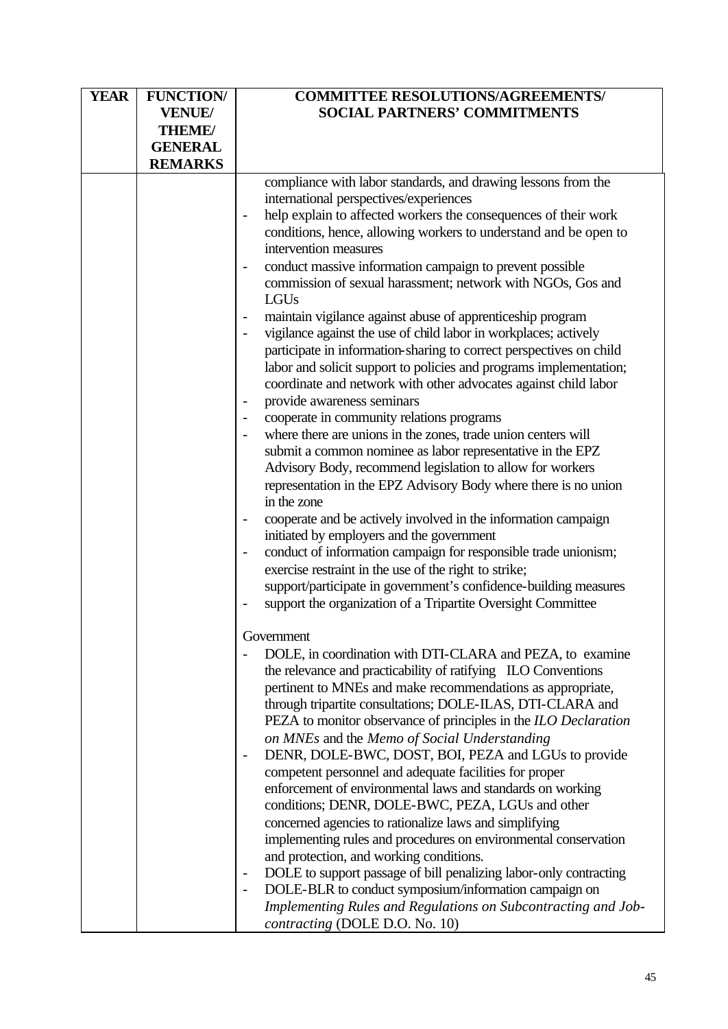| YEAR | FUNCTION/ VENUE/ THEME/ GENERAL REMARKS | COMMITTEE RESOLUTIONS/AGREEMENTS/ SOCIAL PARTNERS' COMMITMENTS |
|---|---|---|
| | | compliance with labor standards, and drawing lessons from the international perspectives/experiences<br>- help explain to affected workers the consequences of their work conditions, hence, allowing workers to understand and be open to intervention measures<br>- conduct massive information campaign to prevent possible commission of sexual harassment; network with NGOs, Gos and LGUs<br>- maintain vigilance against abuse of apprenticeship program<br>- vigilance against the use of child labor in workplaces; actively participate in information-sharing to correct perspectives on child labor and solicit support to policies and programs implementation; coordinate and network with other advocates against child labor<br>- provide awareness seminars<br>- cooperate in community relations programs<br>- where there are unions in the zones, trade union centers will submit a common nominee as labor representative in the EPZ Advisory Body, recommend legislation to allow for workers representation in the EPZ Advisory Body where there is no union in the zone<br>- cooperate and be actively involved in the information campaign initiated by employers and the government<br>- conduct of information campaign for responsible trade unionism; exercise restraint in the use of the right to strike; support/participate in government's confidence-building measures<br>- support the organization of a Tripartite Oversight Committee<br><br>Government<br>- DOLE, in coordination with DTI-CLARA and PEZA, to examine the relevance and practicability of ratifying ILO Conventions pertinent to MNEs and make recommendations as appropriate, through tripartite consultations; DOLE-ILAS, DTI-CLARA and PEZA to monitor observance of principles in the *ILO Declaration on MNEs* and the *Memo of Social Understanding*<br>- DENR, DOLE-BWC, DOST, BOI, PEZA and LGUs to provide competent personnel and adequate facilities for proper enforcement of environmental laws and standards on working conditions; DENR, DOLE-BWC, PEZA, LGUs and other concerned agencies to rationalize laws and simplifying implementing rules and procedures on environmental conservation and protection, and working conditions.<br>- DOLE to support passage of bill penalizing labor-only contracting<br>- DOLE-BLR to conduct symposium/information campaign on *Implementing Rules and Regulations on Subcontracting and Job-contracting* (DOLE D.O. No. 10) |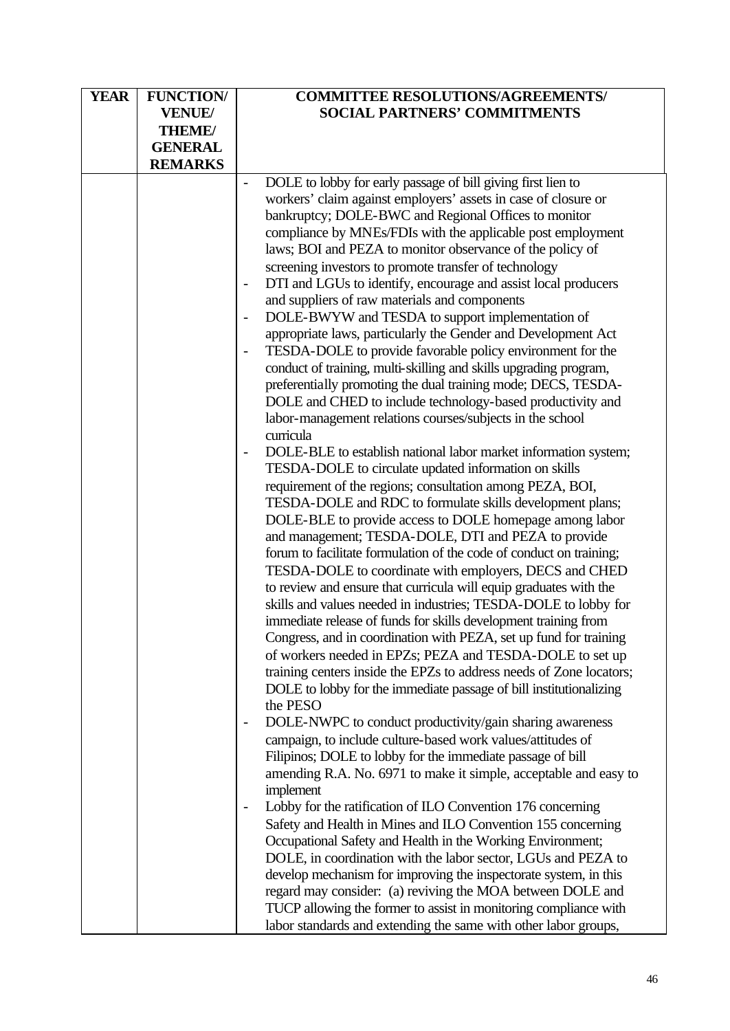| YEAR | FUNCTION/ VENUE/ THEME/ GENERAL REMARKS | COMMITTEE RESOLUTIONS/AGREEMENTS/ SOCIAL PARTNERS' COMMITMENTS |
|---|---|---|
| | | - DOLE to lobby for early passage of bill giving first lien to workers' claim against employers' assets in case of closure or bankruptcy; DOLE-BWC and Regional Offices to monitor compliance by MNEs/FDIs with the applicable post employment laws; BOI and PEZA to monitor observance of the policy of screening investors to promote transfer of technology<br>- DTI and LGUs to identify, encourage and assist local producers and suppliers of raw materials and components<br>- DOLE-BWYW and TESDA to support implementation of appropriate laws, particularly the Gender and Development Act<br>- TESDA-DOLE to provide favorable policy environment for the conduct of training, multi-skilling and skills upgrading program, preferentially promoting the dual training mode; DECS, TESDA-DOLE and CHED to include technology-based productivity and labor-management relations courses/subjects in the school curricula<br>- DOLE-BLE to establish national labor market information system; TESDA-DOLE to circulate updated information on skills requirement of the regions; consultation among PEZA, BOI, TESDA-DOLE and RDC to formulate skills development plans; DOLE-BLE to provide access to DOLE homepage among labor and management; TESDA-DOLE, DTI and PEZA to provide forum to facilitate formulation of the code of conduct on training; TESDA-DOLE to coordinate with employers, DECS and CHED to review and ensure that curricula will equip graduates with the skills and values needed in industries; TESDA-DOLE to lobby for immediate release of funds for skills development training from Congress, and in coordination with PEZA, set up fund for training of workers needed in EPZs; PEZA and TESDA-DOLE to set up training centers inside the EPZs to address needs of Zone locators; DOLE to lobby for the immediate passage of bill institutionalizing the PESO<br>- DOLE-NWPC to conduct productivity/gain sharing awareness campaign, to include culture-based work values/attitudes of Filipinos; DOLE to lobby for the immediate passage of bill amending R.A. No. 6971 to make it simple, acceptable and easy to implement<br>- Lobby for the ratification of ILO Convention 176 concerning Safety and Health in Mines and ILO Convention 155 concerning Occupational Safety and Health in the Working Environment; DOLE, in coordination with the labor sector, LGUs and PEZA to develop mechanism for improving the inspectorate system, in this regard may consider: (a) reviving the MOA between DOLE and TUCP allowing the former to assist in monitoring compliance with labor standards and extending the same with other labor groups, |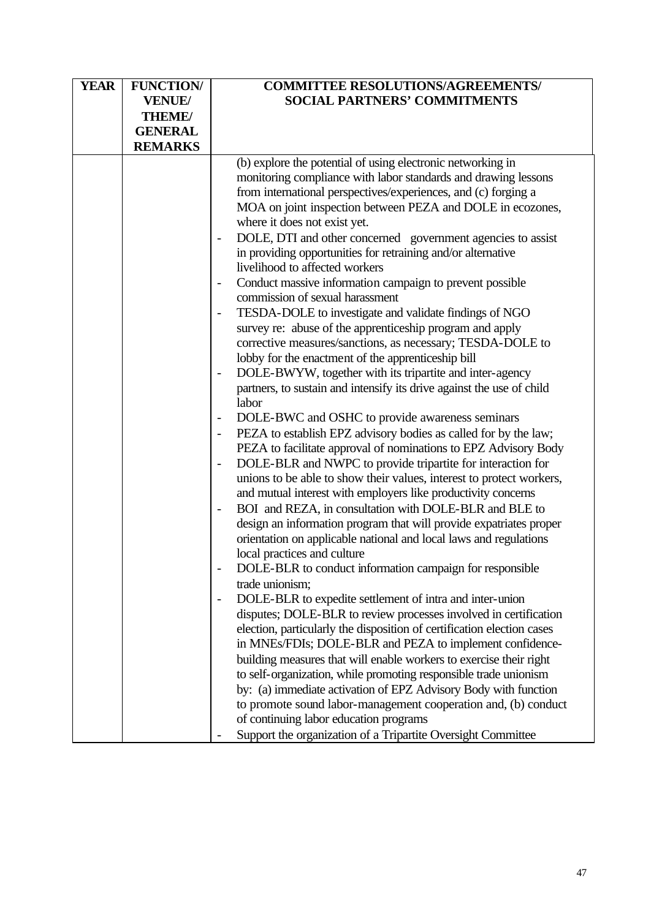| YEAR | FUNCTION/ VENUE/ THEME/ GENERAL REMARKS | COMMITTEE RESOLUTIONS/AGREEMENTS/ SOCIAL PARTNERS' COMMITMENTS |
|---|---|---|
| | | (b) explore the potential of using electronic networking in monitoring compliance with labor standards and drawing lessons from international perspectives/experiences, and (c) forging a MOA on joint inspection between PEZA and DOLE in ecozones, where it does not exist yet.<br>- DOLE, DTI and other concerned government agencies to assist in providing opportunities for retraining and/or alternative livelihood to affected workers<br>- Conduct massive information campaign to prevent possible commission of sexual harassment<br>- TESDA-DOLE to investigate and validate findings of NGO survey re: abuse of the apprenticeship program and apply corrective measures/sanctions, as necessary; TESDA-DOLE to lobby for the enactment of the apprenticeship bill<br>- DOLE-BWYW, together with its tripartite and inter-agency partners, to sustain and intensify its drive against the use of child labor<br>- DOLE-BWC and OSHC to provide awareness seminars<br>- PEZA to establish EPZ advisory bodies as called for by the law; PEZA to facilitate approval of nominations to EPZ Advisory Body<br>- DOLE-BLR and NWPC to provide tripartite for interaction for unions to be able to show their values, interest to protect workers, and mutual interest with employers like productivity concerns<br>- BOI and REZA, in consultation with DOLE-BLR and BLE to design an information program that will provide expatriates proper orientation on applicable national and local laws and regulations local practices and culture<br>- DOLE-BLR to conduct information campaign for responsible trade unionism;<br>- DOLE-BLR to expedite settlement of intra and inter-union disputes; DOLE-BLR to review processes involved in certification election, particularly the disposition of certification election cases in MNEs/FDIs; DOLE-BLR and PEZA to implement confidence-building measures that will enable workers to exercise their right to self-organization, while promoting responsible trade unionism by: (a) immediate activation of EPZ Advisory Body with function to promote sound labor-management cooperation and, (b) conduct of continuing labor education programs<br>- Support the organization of a Tripartite Oversight Committee |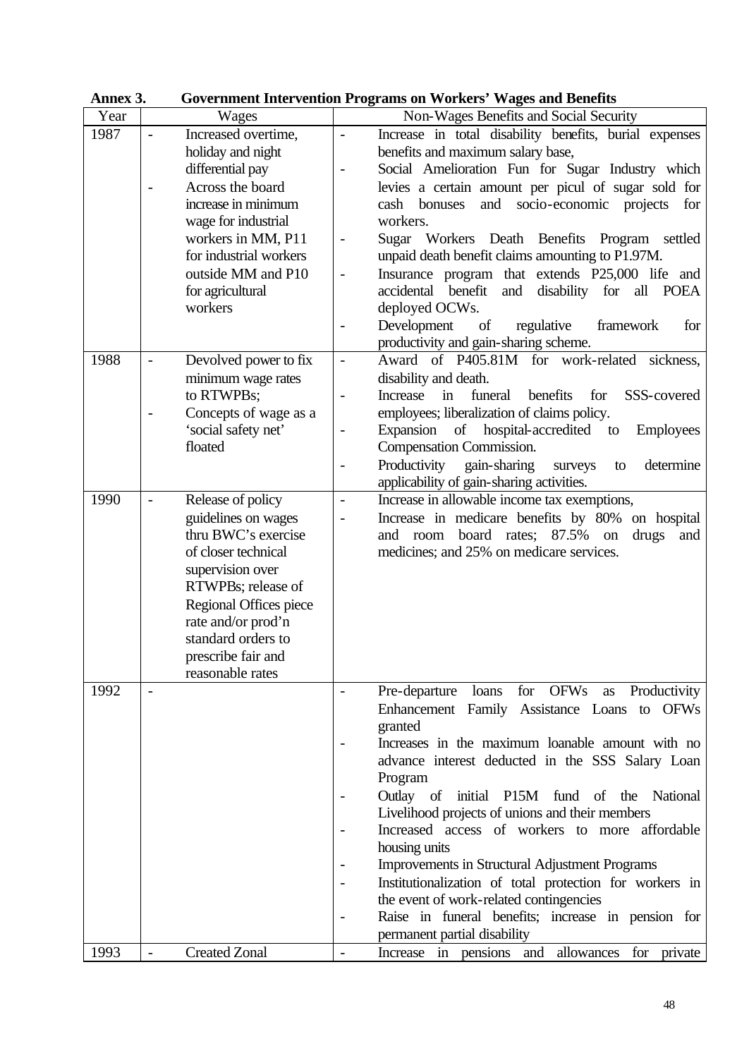**Annex 3. Government Intervention Programs on Workers' Wages and Benefits**

| Year | Wages | Non-Wages Benefits and Social Security |
|---|---|---|
| 1987 | - Increased overtime, holiday and night differential pay<br>- Across the board increase in minimum wage for industrial workers in MM, P11 for industrial workers outside MM and P10 for agricultural workers | - Increase in total disability benefits, burial expenses benefits and maximum salary base,<br>- Social Amelioration Fun for Sugar Industry which levies a certain amount per picul of sugar sold for cash bonuses and socio-economic projects for workers.<br>- Sugar Workers Death Benefits Program settled unpaid death benefit claims amounting to P1.97M.<br>- Insurance program that extends P25,000 life and accidental benefit and disability for all POEA deployed OCWs.<br>- Development of regulative framework for productivity and gain-sharing scheme. |
| 1988 | - Devolved power to fix minimum wage rates to RTWPBs;<br>- Concepts of wage as a 'social safety net' floated | - Award of P405.81M for work-related sickness, disability and death.<br>- Increase in funeral benefits for SSS-covered employees; liberalization of claims policy.<br>- Expansion of hospital-accredited to Employees Compensation Commission.<br>- Productivity gain-sharing surveys to determine applicability of gain-sharing activities. |
| 1990 | - Release of policy guidelines on wages thru BWC's exercise of closer technical supervision over RTWPBs; release of Regional Offices piece rate and/or prod'n standard orders to prescribe fair and reasonable rates | - Increase in allowable income tax exemptions,<br>- Increase in medicare benefits by 80% on hospital and room board rates; 87.5% on drugs and medicines; and 25% on medicare services. |
| 1992 | - | - Pre-departure loans for OFWs as Productivity Enhancement Family Assistance Loans to OFWs granted<br>- Increases in the maximum loanable amount with no advance interest deducted in the SSS Salary Loan Program<br>- Outlay of initial P15M fund of the National Livelihood projects of unions and their members<br>- Increased access of workers to more affordable housing units<br>- Improvements in Structural Adjustment Programs<br>- Institutionalization of total protection for workers in the event of work-related contingencies<br>- Raise in funeral benefits; increase in pension for permanent partial disability |
| 1993 | - Created Zonal | - Increase in pensions and allowances for private |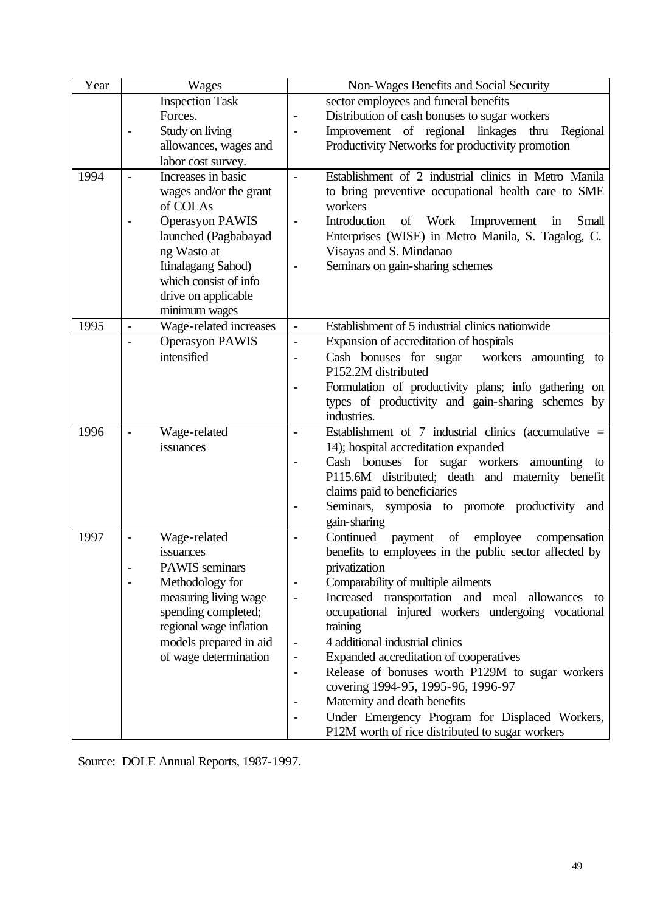| Year | Wages | Non-Wages Benefits and Social Security |
|---|---|---|
| | Inspection Task Forces.<br>- Study on living allowances, wages and labor cost survey. | sector employees and funeral benefits<br>- Distribution of cash bonuses to sugar workers<br>- Improvement of regional linkages thru Regional Productivity Networks for productivity promotion |
| 1994 | - Increases in basic wages and/or the grant of COLAs<br>- Operasyon PAWIS launched (Pagbabayad ng Wasto at Itinalagang Sahod) which consist of info drive on applicable minimum wages | - Establishment of 2 industrial clinics in Metro Manila to bring preventive occupational health care to SME workers<br>- Introduction of Work Improvement in Small Enterprises (WISE) in Metro Manila, S. Tagalog, C. Visayas and S. Mindanao<br>- Seminars on gain-sharing schemes |
| 1995 | - Wage-related increases<br>- Operasyon PAWIS intensified | - Establishment of 5 industrial clinics nationwide<br>- Expansion of accreditation of hospitals<br>- Cash bonuses for sugar workers amounting to P152.2M distributed<br>- Formulation of productivity plans; info gathering on types of productivity and gain-sharing schemes by industries. |
| 1996 | - Wage-related issuances | - Establishment of 7 industrial clinics (accumulative = 14); hospital accreditation expanded<br>- Cash bonuses for sugar workers amounting to P115.6M distributed; death and maternity benefit claims paid to beneficiaries<br>- Seminars, symposia to promote productivity and gain-sharing |
| 1997 | - Wage-related issuances<br>- PAWIS seminars<br>- Methodology for measuring living wage spending completed; regional wage inflation models prepared in aid of wage determination | - Continued payment of employee compensation benefits to employees in the public sector affected by privatization<br>- Comparability of multiple ailments<br>- Increased transportation and meal allowances to occupational injured workers undergoing vocational training<br>- 4 additional industrial clinics<br>- Expanded accreditation of cooperatives<br>- Release of bonuses worth P129M to sugar workers covering 1994-95, 1995-96, 1996-97<br>- Maternity and death benefits<br>- Under Emergency Program for Displaced Workers, P12M worth of rice distributed to sugar workers |

Source: DOLE Annual Reports, 1987-1997.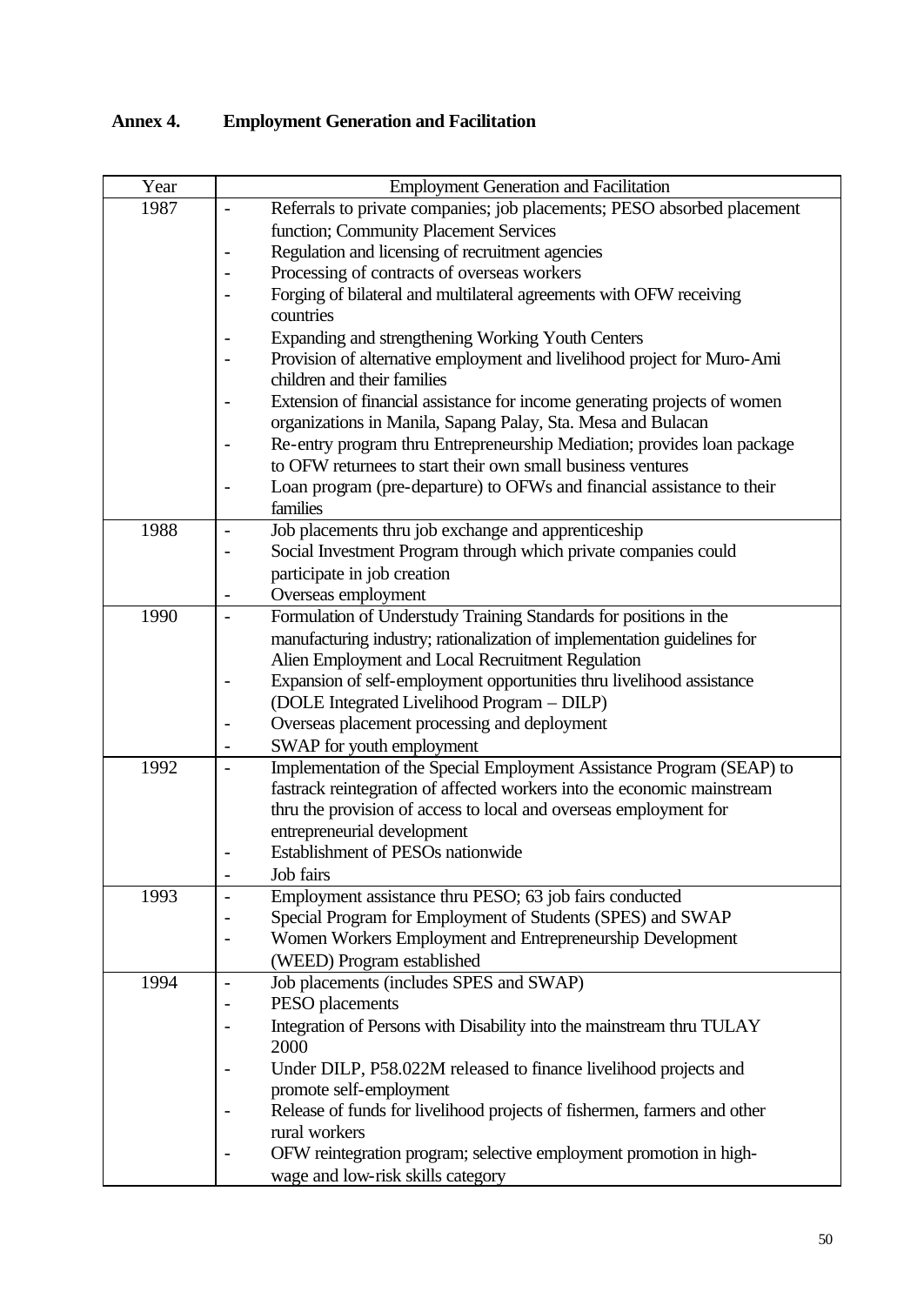## Annex 4. Employment Generation and Facilitation

| Year | Employment Generation and Facilitation |
|---|---|
| 1987 | - Referrals to private companies; job placements; PESO absorbed placement function; Community Placement Services<br>- Regulation and licensing of recruitment agencies<br>- Processing of contracts of overseas workers<br>- Forging of bilateral and multilateral agreements with OFW receiving countries<br>- Expanding and strengthening Working Youth Centers<br>- Provision of alternative employment and livelihood project for Muro-Ami children and their families<br>- Extension of financial assistance for income generating projects of women organizations in Manila, Sapang Palay, Sta. Mesa and Bulacan<br>- Re-entry program thru Entrepreneurship Mediation; provides loan package to OFW returnees to start their own small business ventures<br>- Loan program (pre-departure) to OFWs and financial assistance to their families |
| 1988 | - Job placements thru job exchange and apprenticeship<br>- Social Investment Program through which private companies could participate in job creation<br>- Overseas employment |
| 1990 | - Formulation of Understudy Training Standards for positions in the manufacturing industry; rationalization of implementation guidelines for Alien Employment and Local Recruitment Regulation<br>- Expansion of self-employment opportunities thru livelihood assistance (DOLE Integrated Livelihood Program – DILP)<br>- Overseas placement processing and deployment<br>- SWAP for youth employment |
| 1992 | - Implementation of the Special Employment Assistance Program (SEAP) to fastrack reintegration of affected workers into the economic mainstream thru the provision of access to local and overseas employment for entrepreneurial development<br>- Establishment of PESOs nationwide<br>- Job fairs |
| 1993 | - Employment assistance thru PESO; 63 job fairs conducted<br>- Special Program for Employment of Students (SPES) and SWAP<br>- Women Workers Employment and Entrepreneurship Development (WEED) Program established |
| 1994 | - Job placements (includes SPES and SWAP)<br>- PESO placements<br>- Integration of Persons with Disability into the mainstream thru TULAY 2000<br>- Under DILP, P58.022M released to finance livelihood projects and promote self-employment<br>- Release of funds for livelihood projects of fishermen, farmers and other rural workers<br>- OFW reintegration program; selective employment promotion in high-wage and low-risk skills category |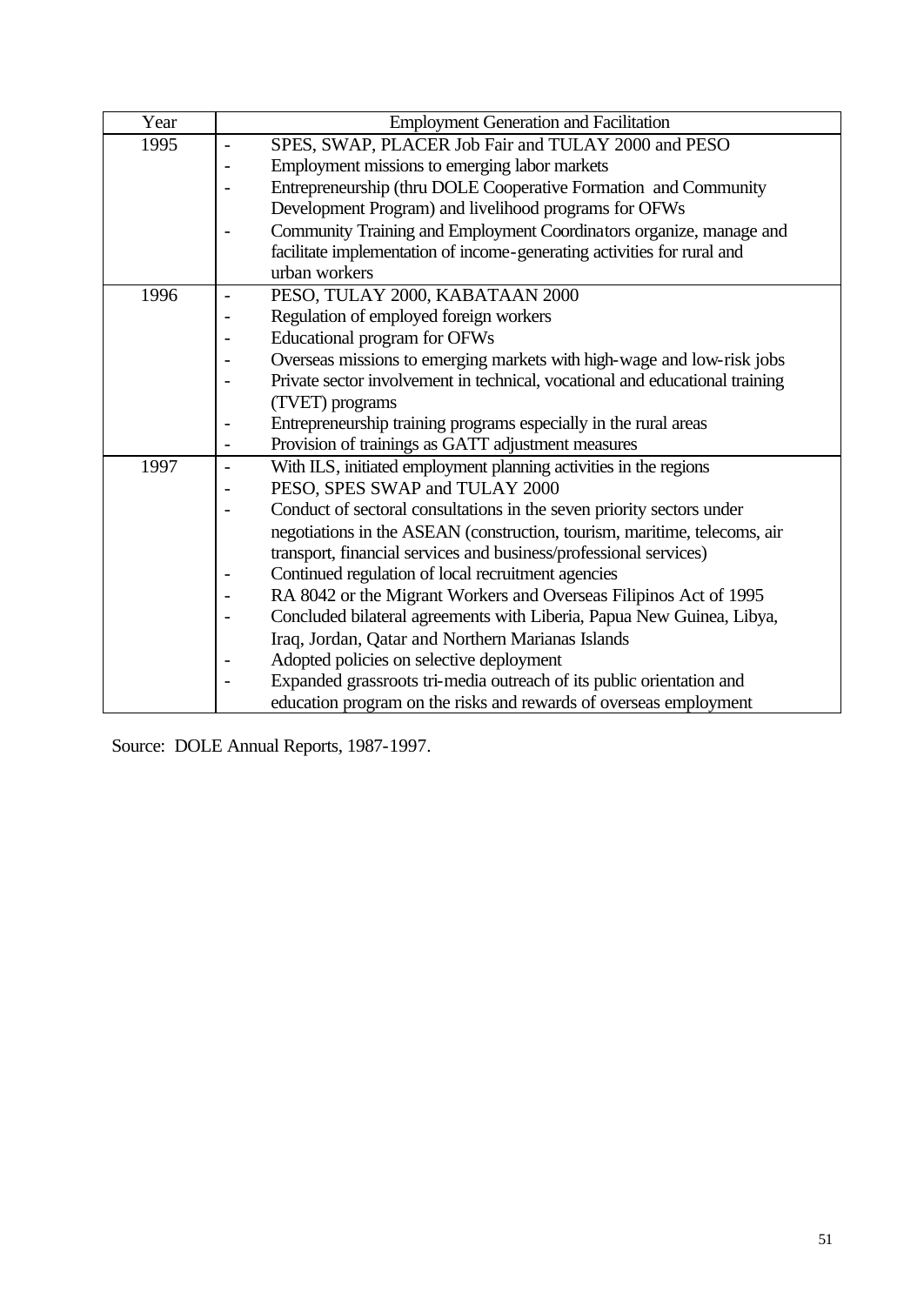| Year | Employment Generation and Facilitation |
|---|---|
| 1995 | - SPES, SWAP, PLACER Job Fair and TULAY 2000 and PESO<br>- Employment missions to emerging labor markets<br>- Entrepreneurship (thru DOLE Cooperative Formation and Community Development Program) and livelihood programs for OFWs<br>- Community Training and Employment Coordinators organize, manage and facilitate implementation of income-generating activities for rural and urban workers |
| 1996 | - PESO, TULAY 2000, KABATAAN 2000<br>- Regulation of employed foreign workers<br>- Educational program for OFWs<br>- Overseas missions to emerging markets with high-wage and low-risk jobs<br>- Private sector involvement in technical, vocational and educational training (TVET) programs<br>- Entrepreneurship training programs especially in the rural areas<br>- Provision of trainings as GATT adjustment measures |
| 1997 | - With ILS, initiated employment planning activities in the regions<br>- PESO, SPES SWAP and TULAY 2000<br>- Conduct of sectoral consultations in the seven priority sectors under negotiations in the ASEAN (construction, tourism, maritime, telecoms, air transport, financial services and business/professional services)<br>- Continued regulation of local recruitment agencies<br>- RA 8042 or the Migrant Workers and Overseas Filipinos Act of 1995<br>- Concluded bilateral agreements with Liberia, Papua New Guinea, Libya, Iraq, Jordan, Qatar and Northern Marianas Islands<br>- Adopted policies on selective deployment<br>- Expanded grassroots tri-media outreach of its public orientation and education program on the risks and rewards of overseas employment |

Source: DOLE Annual Reports, 1987-1997.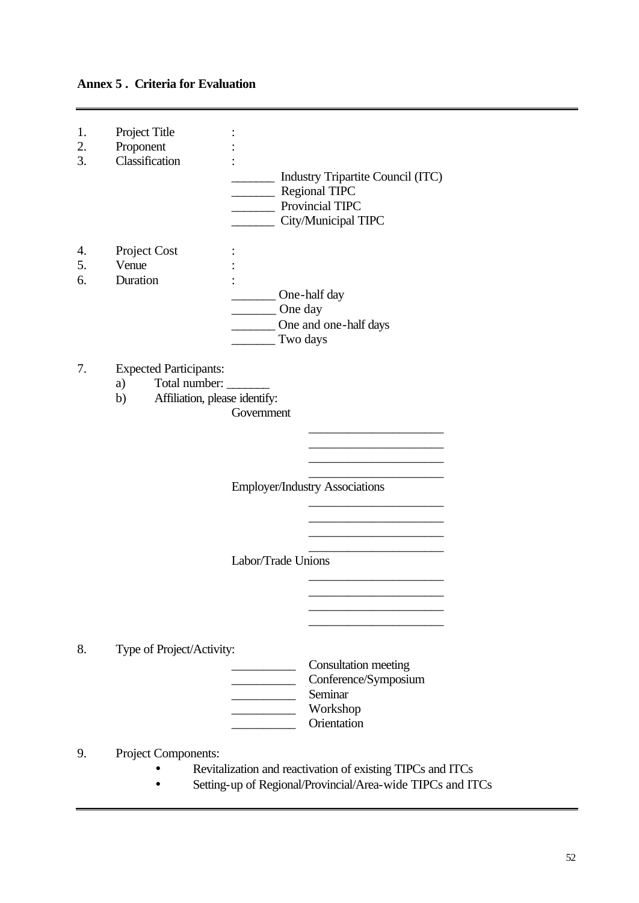**Annex 5 . Criteria for Evaluation**

---

1. Project Title :
2. Proponent :
3. Classification :

   _______ Industry Tripartite Council (ITC)
   _______ Regional TIPC
   _______ Provincial TIPC
   _______ City/Municipal TIPC

4. Project Cost :
5. Venue :
6. Duration :

   _______ One-half day
   _______ One day
   _______ One and one-half days
   _______ Two days

7. Expected Participants:
   a) Total number: _______
   b) Affiliation, please identify:

      Government

      ______________________
      ______________________
      ______________________
      ______________________

      Employer/Industry Associations

      ______________________
      ______________________
      ______________________
      ______________________

      Labor/Trade Unions

      ______________________
      ______________________
      ______________________
      ______________________

8. Type of Project/Activity:

   __________ Consultation meeting
   __________ Conference/Symposium
   __________ Seminar
   __________ Workshop
   __________ Orientation

9. Project Components:
   - Revitalization and reactivation of existing TIPCs and ITCs
   - Setting-up of Regional/Provincial/Area-wide TIPCs and ITCs

---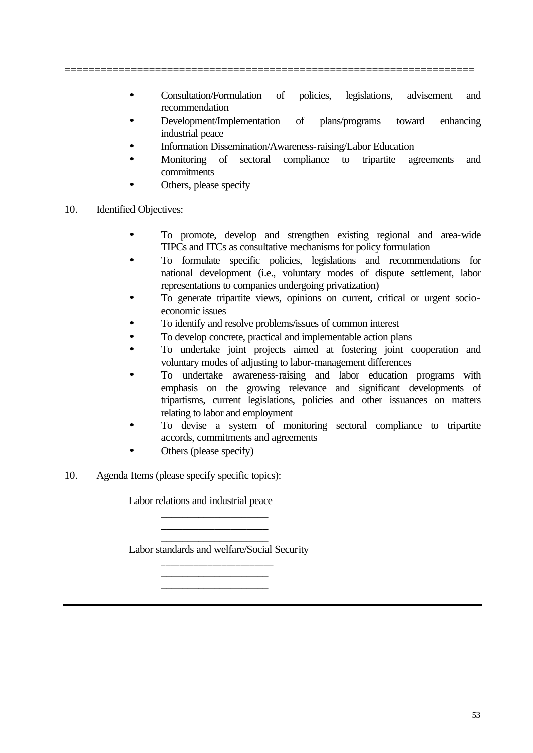================================================================

- Consultation/Formulation of policies, legislations, advisement and recommendation
- Development/Implementation of plans/programs toward enhancing industrial peace
- Information Dissemination/Awareness-raising/Labor Education
- Monitoring of sectoral compliance to tripartite agreements and commitments
- Others, please specify

10. Identified Objectives:

- To promote, develop and strengthen existing regional and area-wide TIPCs and ITCs as consultative mechanisms for policy formulation
- To formulate specific policies, legislations and recommendations for national development (i.e., voluntary modes of dispute settlement, labor representations to companies undergoing privatization)
- To generate tripartite views, opinions on current, critical or urgent socio-economic issues
- To identify and resolve problems/issues of common interest
- To develop concrete, practical and implementable action plans
- To undertake joint projects aimed at fostering joint cooperation and voluntary modes of adjusting to labor-management differences
- To undertake awareness-raising and labor education programs with emphasis on the growing relevance and significant developments of tripartisms, current legislations, policies and other issuances on matters relating to labor and employment
- To devise a system of monitoring sectoral compliance to tripartite accords, commitments and agreements
- Others (please specify)

10. Agenda Items (please specify specific topics):

Labor relations and industrial peace

____________________

____________________

____________________

Labor standards and welfare/Social Security

____________________

____________________

____________________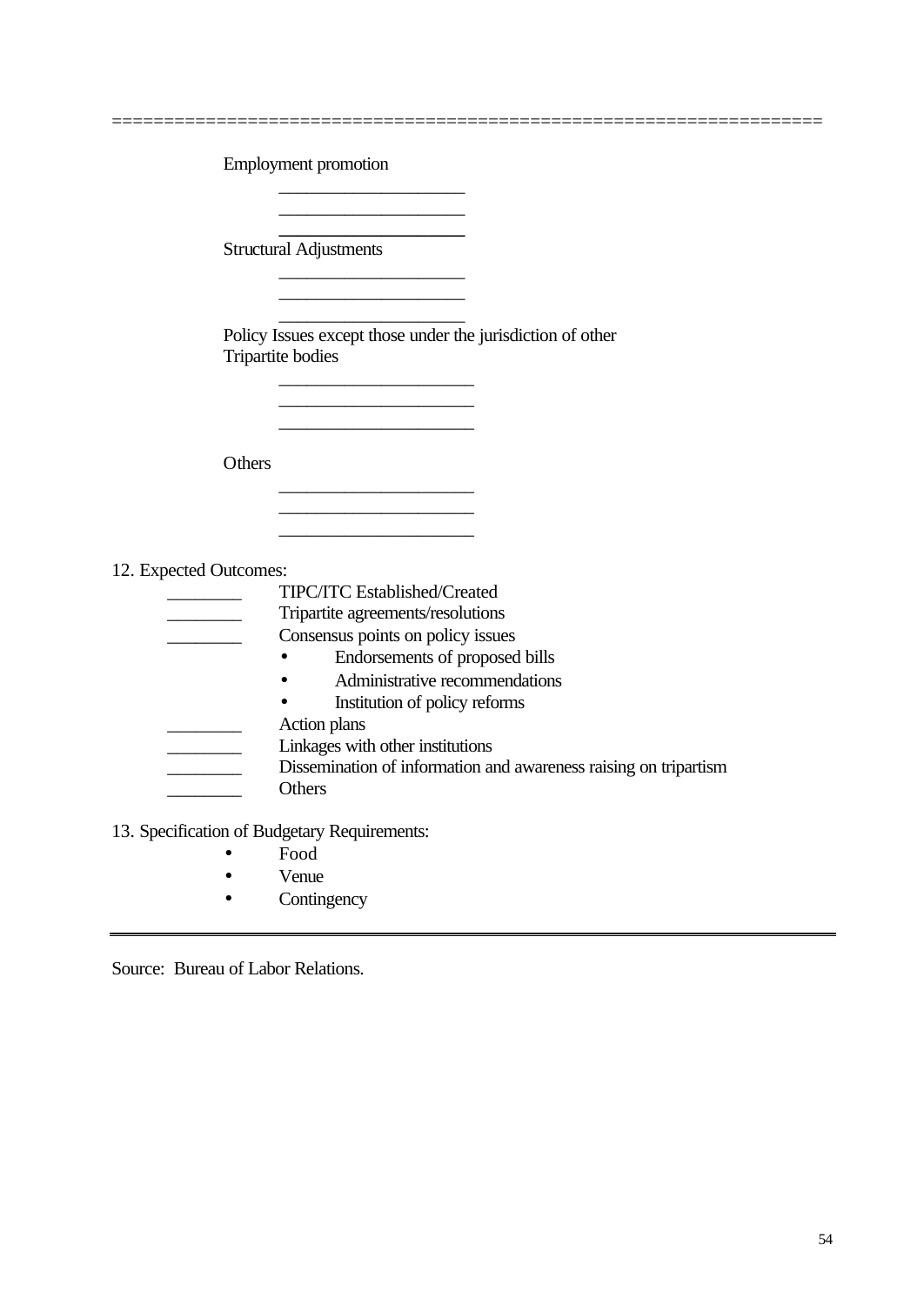================================================================

Employment promotion

____________________
____________________
____________________

Structural Adjustments

____________________
____________________
____________________

Policy Issues except those under the jurisdiction of other Tripartite bodies

_____________________
_____________________
_____________________

Others

_____________________
_____________________
_____________________

12. Expected Outcomes:

________ TIPC/ITC Established/Created
________ Tripartite agreements/resolutions
________ Consensus points on policy issues
- Endorsements of proposed bills
- Administrative recommendations
- Institution of policy reforms

________ Action plans
________ Linkages with other institutions
________ Dissemination of information and awareness raising on tripartism
________ Others

13. Specification of Budgetary Requirements:

- Food
- Venue
- Contingency

---

Source: Bureau of Labor Relations.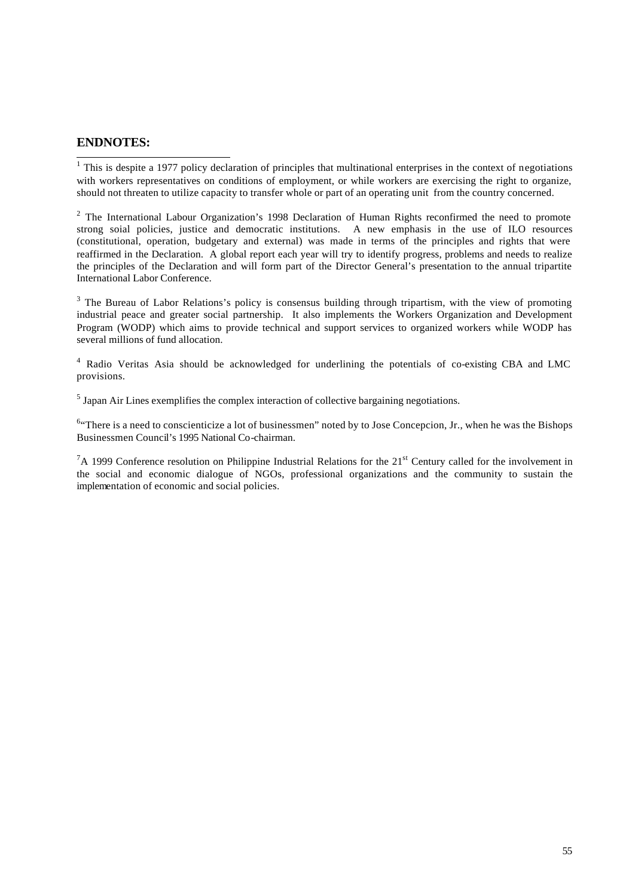## ENDNOTES:

[1] This is despite a 1977 policy declaration of principles that multinational enterprises in the context of negotiations with workers representatives on conditions of employment, or while workers are exercising the right to organize, should not threaten to utilize capacity to transfer whole or part of an operating unit from the country concerned.

[2] The International Labour Organization's 1998 Declaration of Human Rights reconfirmed the need to promote strong soial policies, justice and democratic institutions. A new emphasis in the use of ILO resources (constitutional, operation, budgetary and external) was made in terms of the principles and rights that were reaffirmed in the Declaration. A global report each year will try to identify progress, problems and needs to realize the principles of the Declaration and will form part of the Director General's presentation to the annual tripartite International Labor Conference.

[3] The Bureau of Labor Relations's policy is consensus building through tripartism, with the view of promoting industrial peace and greater social partnership. It also implements the Workers Organization and Development Program (WODP) which aims to provide technical and support services to organized workers while WODP has several millions of fund allocation.

[4] Radio Veritas Asia should be acknowledged for underlining the potentials of co-existing CBA and LMC provisions.

[5] Japan Air Lines exemplifies the complex interaction of collective bargaining negotiations.

[6] "There is a need to conscienticize a lot of businessmen" noted by to Jose Concepcion, Jr., when he was the Bishops Businessmen Council's 1995 National Co-chairman.

[7] A 1999 Conference resolution on Philippine Industrial Relations for the 21st Century called for the involvement in the social and economic dialogue of NGOs, professional organizations and the community to sustain the implementation of economic and social policies.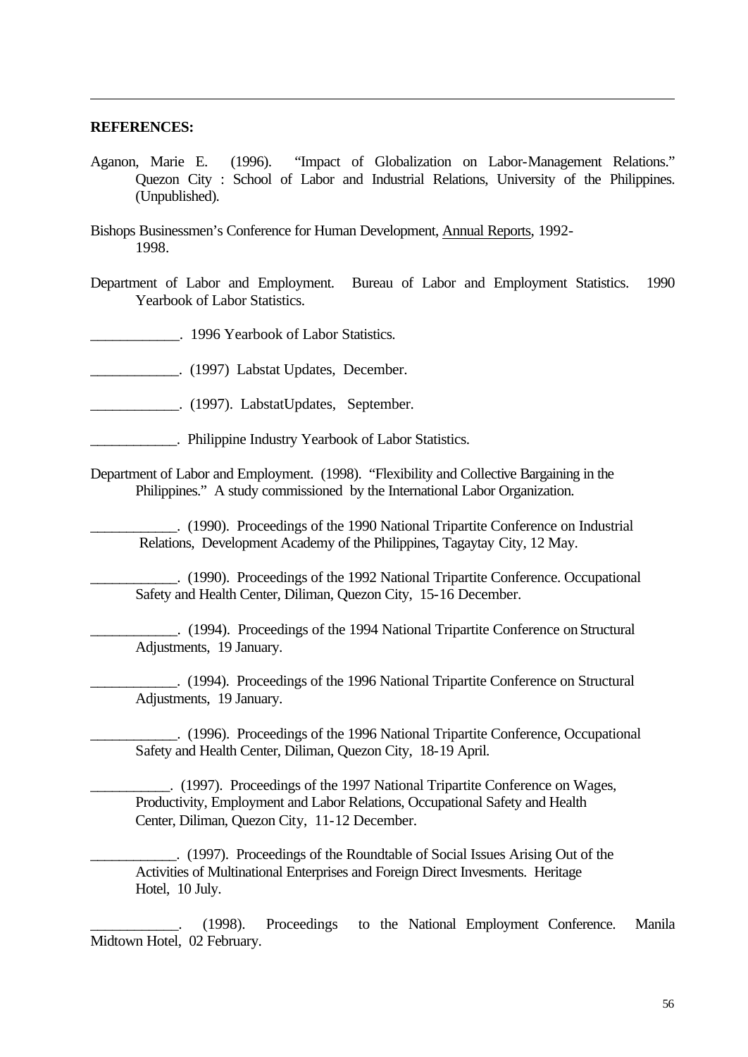**REFERENCES:**

Aganon, Marie E. (1996). "Impact of Globalization on Labor-Management Relations." Quezon City : School of Labor and Industrial Relations, University of the Philippines. (Unpublished).

Bishops Businessmen's Conference for Human Development, Annual Reports, 1992-1998.

Department of Labor and Employment. Bureau of Labor and Employment Statistics. 1990 Yearbook of Labor Statistics.

____________. 1996 Yearbook of Labor Statistics.

____________. (1997) Labstat Updates, December.

____________. (1997). LabstatUpdates, September.

____________. Philippine Industry Yearbook of Labor Statistics.

Department of Labor and Employment. (1998). "Flexibility and Collective Bargaining in the Philippines." A study commissioned by the International Labor Organization.

____________. (1990). Proceedings of the 1990 National Tripartite Conference on Industrial Relations, Development Academy of the Philippines, Tagaytay City, 12 May.

____________. (1990). Proceedings of the 1992 National Tripartite Conference. Occupational Safety and Health Center, Diliman, Quezon City, 15-16 December.

____________. (1994). Proceedings of the 1994 National Tripartite Conference on Structural Adjustments, 19 January.

____________. (1994). Proceedings of the 1996 National Tripartite Conference on Structural Adjustments, 19 January.

____________. (1996). Proceedings of the 1996 National Tripartite Conference, Occupational Safety and Health Center, Diliman, Quezon City, 18-19 April.

___________. (1997). Proceedings of the 1997 National Tripartite Conference on Wages, Productivity, Employment and Labor Relations, Occupational Safety and Health Center, Diliman, Quezon City, 11-12 December.

____________. (1997). Proceedings of the Roundtable of Social Issues Arising Out of the Activities of Multinational Enterprises and Foreign Direct Invesments. Heritage Hotel, 10 July.

____________. (1998). Proceedings to the National Employment Conference. Manila Midtown Hotel, 02 February.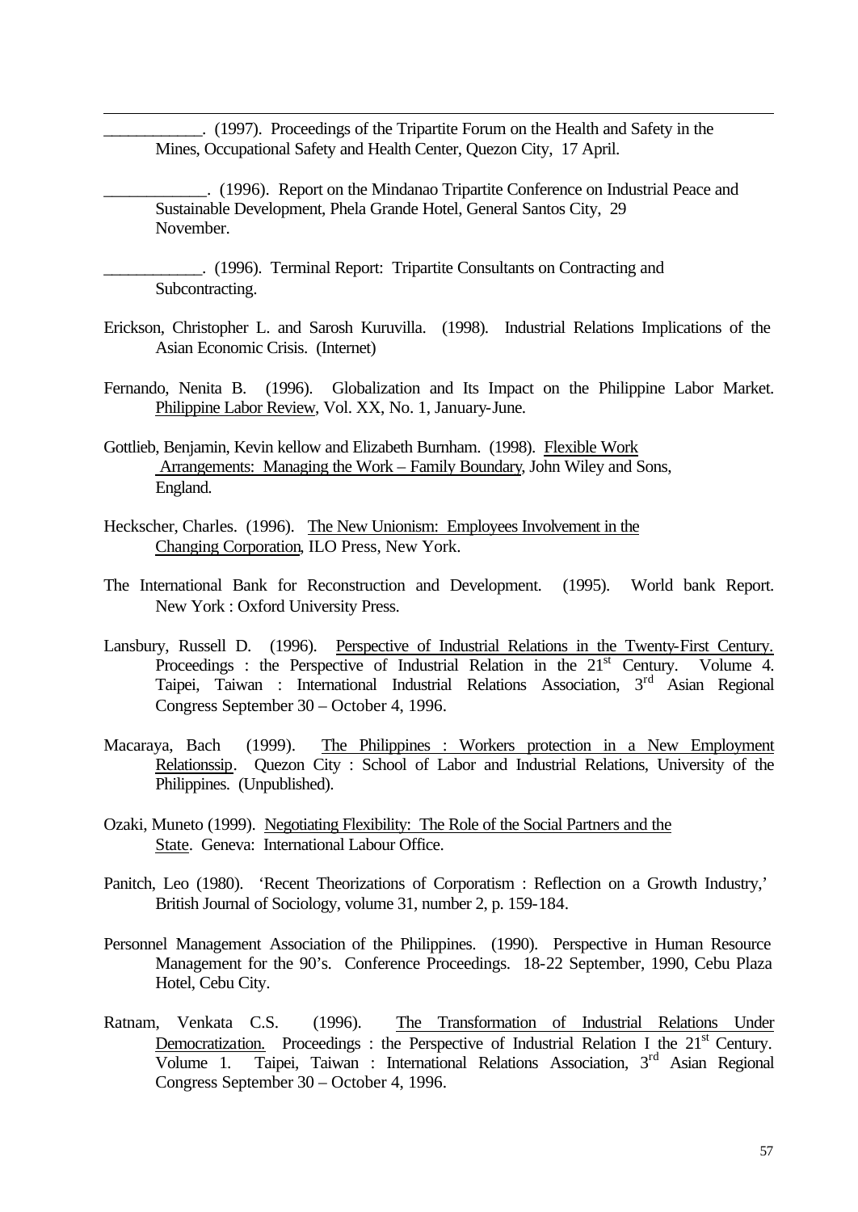\_\_\_\_\_\_\_\_\_\_\_\_. (1997). Proceedings of the Tripartite Forum on the Health and Safety in the Mines, Occupational Safety and Health Center, Quezon City, 17 April.

\_\_\_\_\_\_\_\_\_\_\_\_. (1996). Report on the Mindanao Tripartite Conference on Industrial Peace and Sustainable Development, Phela Grande Hotel, General Santos City, 29 November.

\_\_\_\_\_\_\_\_\_\_\_\_. (1996). Terminal Report: Tripartite Consultants on Contracting and Subcontracting.

Erickson, Christopher L. and Sarosh Kuruvilla. (1998). Industrial Relations Implications of the Asian Economic Crisis. (Internet)

Fernando, Nenita B. (1996). Globalization and Its Impact on the Philippine Labor Market. Philippine Labor Review, Vol. XX, No. 1, January-June.

Gottlieb, Benjamin, Kevin kellow and Elizabeth Burnham. (1998). Flexible Work Arrangements: Managing the Work – Family Boundary, John Wiley and Sons, England.

Heckscher, Charles. (1996). The New Unionism: Employees Involvement in the Changing Corporation, ILO Press, New York.

The International Bank for Reconstruction and Development. (1995). World bank Report. New York : Oxford University Press.

Lansbury, Russell D. (1996). Perspective of Industrial Relations in the Twenty-First Century. Proceedings : the Perspective of Industrial Relation in the 21st Century. Volume 4. Taipei, Taiwan : International Industrial Relations Association, 3rd Asian Regional Congress September 30 – October 4, 1996.

Macaraya, Bach (1999). The Philippines : Workers protection in a New Employment Relationssip. Quezon City : School of Labor and Industrial Relations, University of the Philippines. (Unpublished).

Ozaki, Muneto (1999). Negotiating Flexibility: The Role of the Social Partners and the State. Geneva: International Labour Office.

Panitch, Leo (1980). 'Recent Theorizations of Corporatism : Reflection on a Growth Industry,' British Journal of Sociology, volume 31, number 2, p. 159-184.

Personnel Management Association of the Philippines. (1990). Perspective in Human Resource Management for the 90's. Conference Proceedings. 18-22 September, 1990, Cebu Plaza Hotel, Cebu City.

Ratnam, Venkata C.S. (1996). The Transformation of Industrial Relations Under Democratization. Proceedings : the Perspective of Industrial Relation I the 21st Century. Volume 1. Taipei, Taiwan : International Relations Association, 3rd Asian Regional Congress September 30 – October 4, 1996.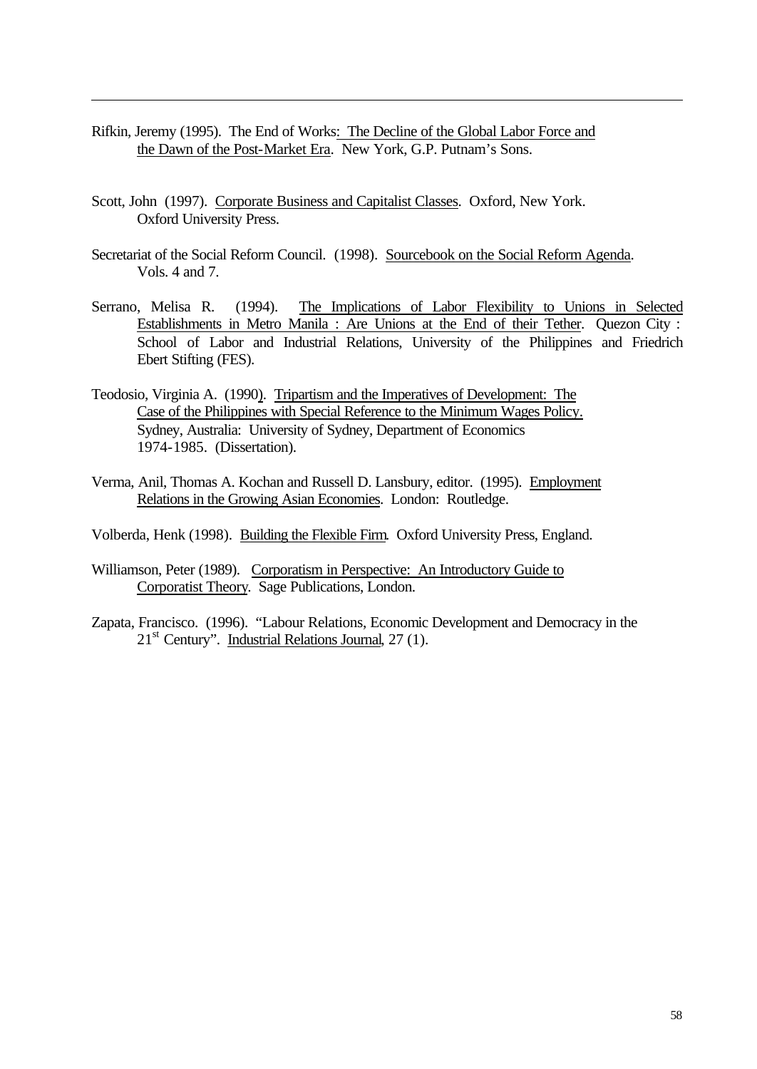Rifkin, Jeremy (1995). The End of Works: The Decline of the Global Labor Force and the Dawn of the Post-Market Era. New York, G.P. Putnam's Sons.

Scott, John (1997). Corporate Business and Capitalist Classes. Oxford, New York. Oxford University Press.

Secretariat of the Social Reform Council. (1998). Sourcebook on the Social Reform Agenda. Vols. 4 and 7.

Serrano, Melisa R. (1994). The Implications of Labor Flexibility to Unions in Selected Establishments in Metro Manila : Are Unions at the End of their Tether. Quezon City : School of Labor and Industrial Relations, University of the Philippines and Friedrich Ebert Stifting (FES).

Teodosio, Virginia A. (1990). Tripartism and the Imperatives of Development: The Case of the Philippines with Special Reference to the Minimum Wages Policy. Sydney, Australia: University of Sydney, Department of Economics 1974-1985. (Dissertation).

Verma, Anil, Thomas A. Kochan and Russell D. Lansbury, editor. (1995). Employment Relations in the Growing Asian Economies. London: Routledge.

Volberda, Henk (1998). Building the Flexible Firm. Oxford University Press, England.

Williamson, Peter (1989). Corporatism in Perspective: An Introductory Guide to Corporatist Theory. Sage Publications, London.

Zapata, Francisco. (1996). "Labour Relations, Economic Development and Democracy in the 21st Century". Industrial Relations Journal, 27 (1).